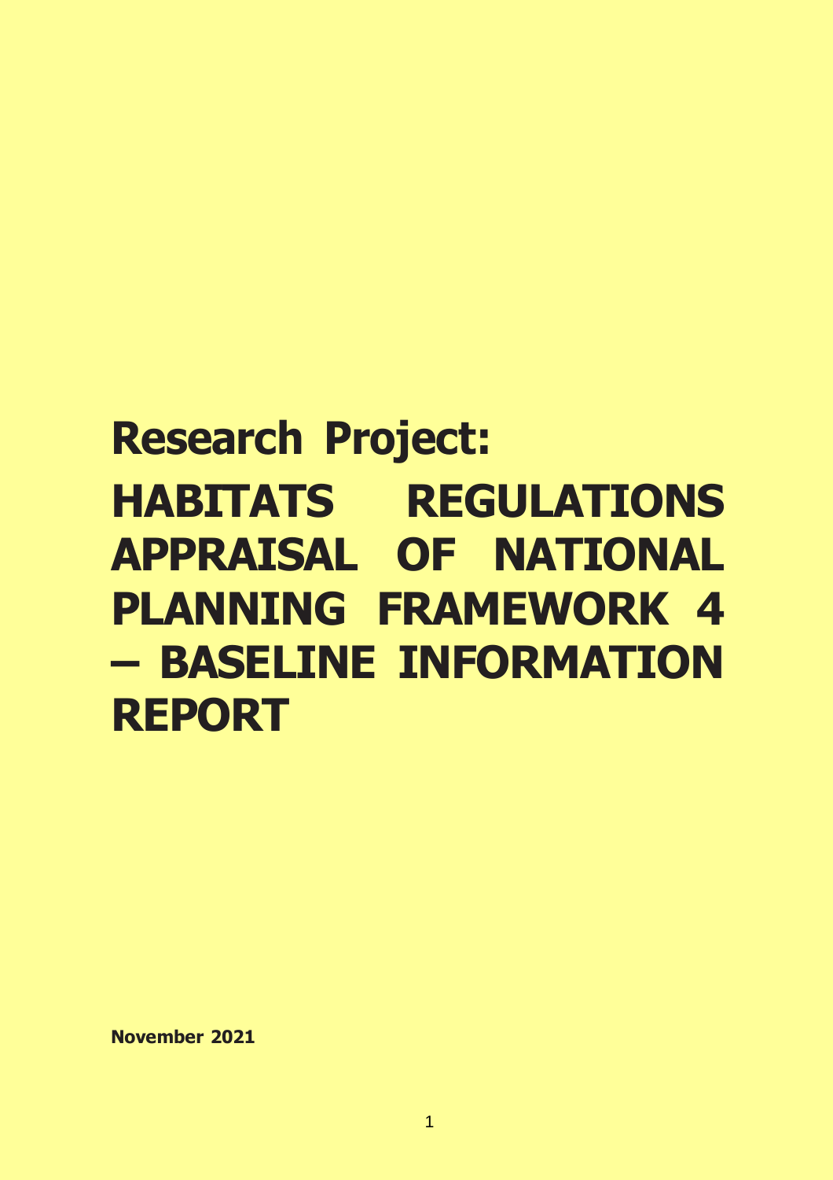# Research Project:

# HABITATS REGULATIONS APPRAISAL OF NATIONAL PLANNING FRAMEWORK 4 – BASELINE INFORMATION REPORT

**November 2021**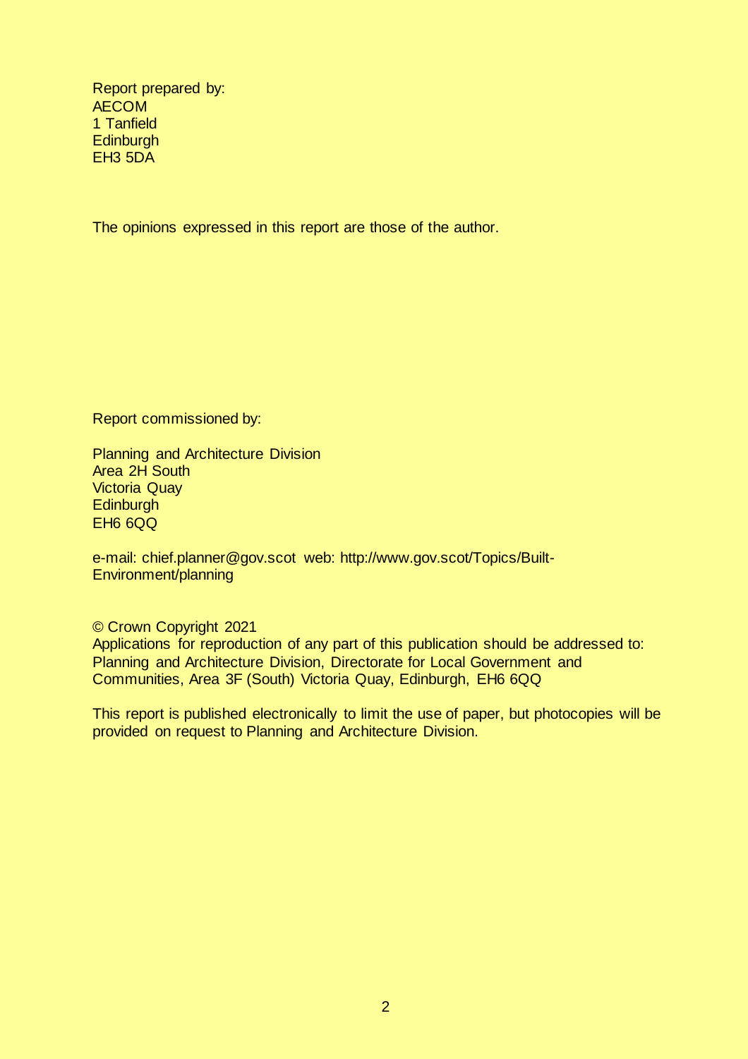Report prepared by:
AECOM
1 Tanfield
Edinburgh
EH3 5DA

The opinions expressed in this report are those of the author.

Report commissioned by:

Planning and Architecture Division
Area 2H South
Victoria Quay
Edinburgh
EH6 6QQ

e-mail: chief.planner@gov.scot web: http://www.gov.scot/Topics/Built-Environment/planning

© Crown Copyright 2021
Applications for reproduction of any part of this publication should be addressed to: Planning and Architecture Division, Directorate for Local Government and Communities, Area 3F (South) Victoria Quay, Edinburgh, EH6 6QQ

This report is published electronically to limit the use of paper, but photocopies will be provided on request to Planning and Architecture Division.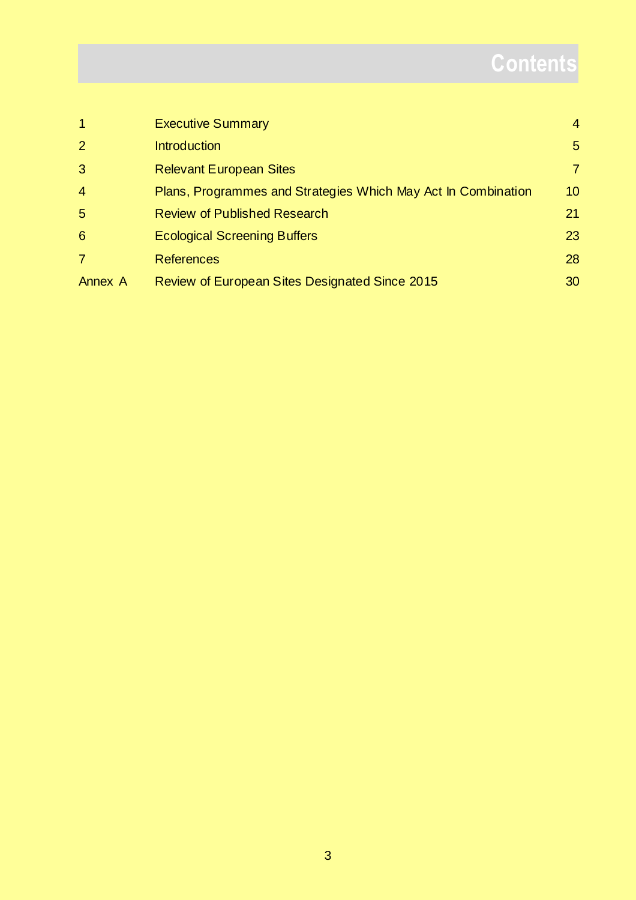# Contents

| | | |
|---|---|---|
| 1 | Executive Summary | 4 |
| 2 | Introduction | 5 |
| 3 | Relevant European Sites | 7 |
| 4 | Plans, Programmes and Strategies Which May Act In Combination | 10 |
| 5 | Review of Published Research | 21 |
| 6 | Ecological Screening Buffers | 23 |
| 7 | References | 28 |
| Annex A | Review of European Sites Designated Since 2015 | 30 |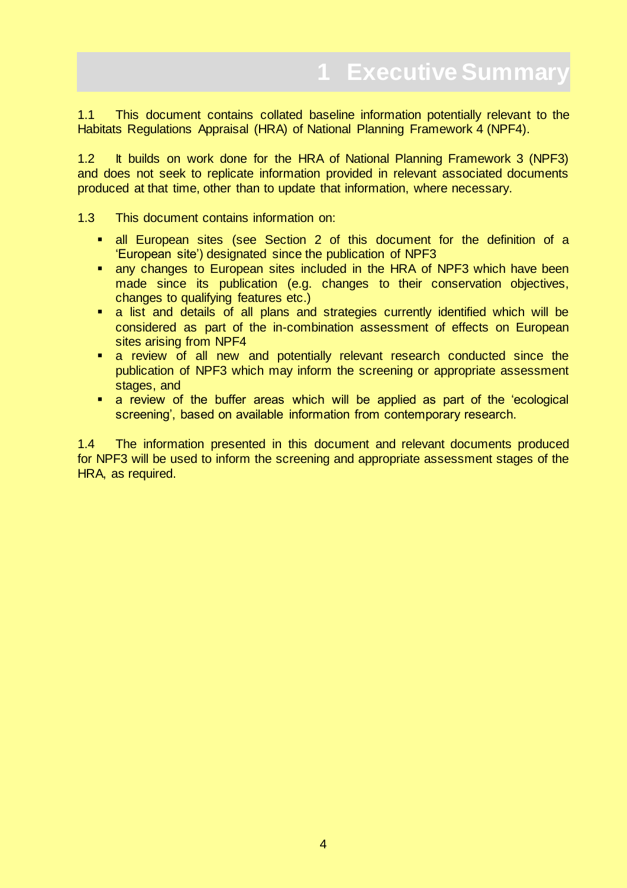# 1 Executive Summary

1.1 This document contains collated baseline information potentially relevant to the Habitats Regulations Appraisal (HRA) of National Planning Framework 4 (NPF4).

1.2 It builds on work done for the HRA of National Planning Framework 3 (NPF3) and does not seek to replicate information provided in relevant associated documents produced at that time, other than to update that information, where necessary.

1.3 This document contains information on:

- all European sites (see Section 2 of this document for the definition of a 'European site') designated since the publication of NPF3
- any changes to European sites included in the HRA of NPF3 which have been made since its publication (e.g. changes to their conservation objectives, changes to qualifying features etc.)
- a list and details of all plans and strategies currently identified which will be considered as part of the in-combination assessment of effects on European sites arising from NPF4
- a review of all new and potentially relevant research conducted since the publication of NPF3 which may inform the screening or appropriate assessment stages, and
- a review of the buffer areas which will be applied as part of the 'ecological screening', based on available information from contemporary research.

1.4 The information presented in this document and relevant documents produced for NPF3 will be used to inform the screening and appropriate assessment stages of the HRA, as required.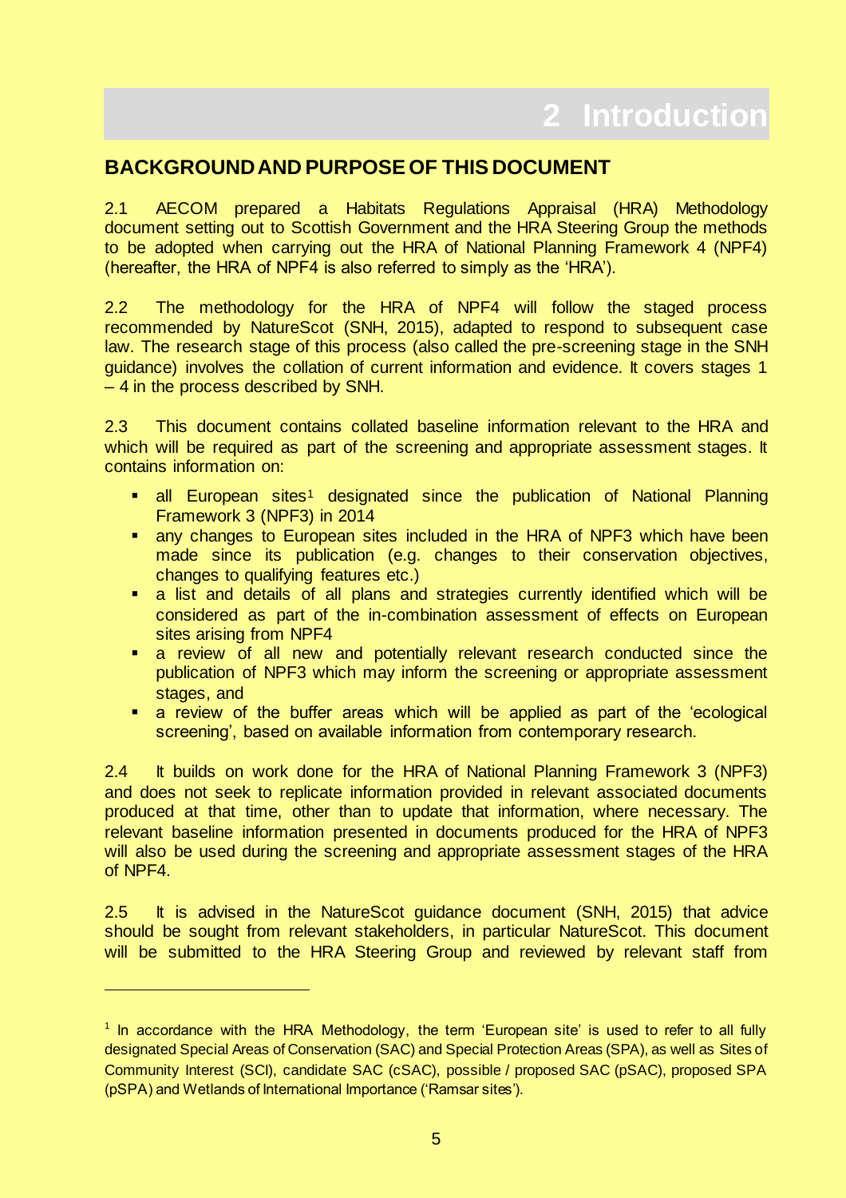# 2 Introduction

## BACKGROUND AND PURPOSE OF THIS DOCUMENT

2.1 AECOM prepared a Habitats Regulations Appraisal (HRA) Methodology document setting out to Scottish Government and the HRA Steering Group the methods to be adopted when carrying out the HRA of National Planning Framework 4 (NPF4) (hereafter, the HRA of NPF4 is also referred to simply as the 'HRA').

2.2 The methodology for the HRA of NPF4 will follow the staged process recommended by NatureScot (SNH, 2015), adapted to respond to subsequent case law. The research stage of this process (also called the pre-screening stage in the SNH guidance) involves the collation of current information and evidence. It covers stages 1 – 4 in the process described by SNH.

2.3 This document contains collated baseline information relevant to the HRA and which will be required as part of the screening and appropriate assessment stages. It contains information on:

- all European sites[1] designated since the publication of National Planning Framework 3 (NPF3) in 2014
- any changes to European sites included in the HRA of NPF3 which have been made since its publication (e.g. changes to their conservation objectives, changes to qualifying features etc.)
- a list and details of all plans and strategies currently identified which will be considered as part of the in-combination assessment of effects on European sites arising from NPF4
- a review of all new and potentially relevant research conducted since the publication of NPF3 which may inform the screening or appropriate assessment stages, and
- a review of the buffer areas which will be applied as part of the 'ecological screening', based on available information from contemporary research.

2.4 It builds on work done for the HRA of National Planning Framework 3 (NPF3) and does not seek to replicate information provided in relevant associated documents produced at that time, other than to update that information, where necessary. The relevant baseline information presented in documents produced for the HRA of NPF3 will also be used during the screening and appropriate assessment stages of the HRA of NPF4.

2.5 It is advised in the NatureScot guidance document (SNH, 2015) that advice should be sought from relevant stakeholders, in particular NatureScot. This document will be submitted to the HRA Steering Group and reviewed by relevant staff from

---

[1] In accordance with the HRA Methodology, the term 'European site' is used to refer to all fully designated Special Areas of Conservation (SAC) and Special Protection Areas (SPA), as well as Sites of Community Interest (SCI), candidate SAC (cSAC), possible / proposed SAC (pSAC), proposed SPA (pSPA) and Wetlands of International Importance ('Ramsar sites').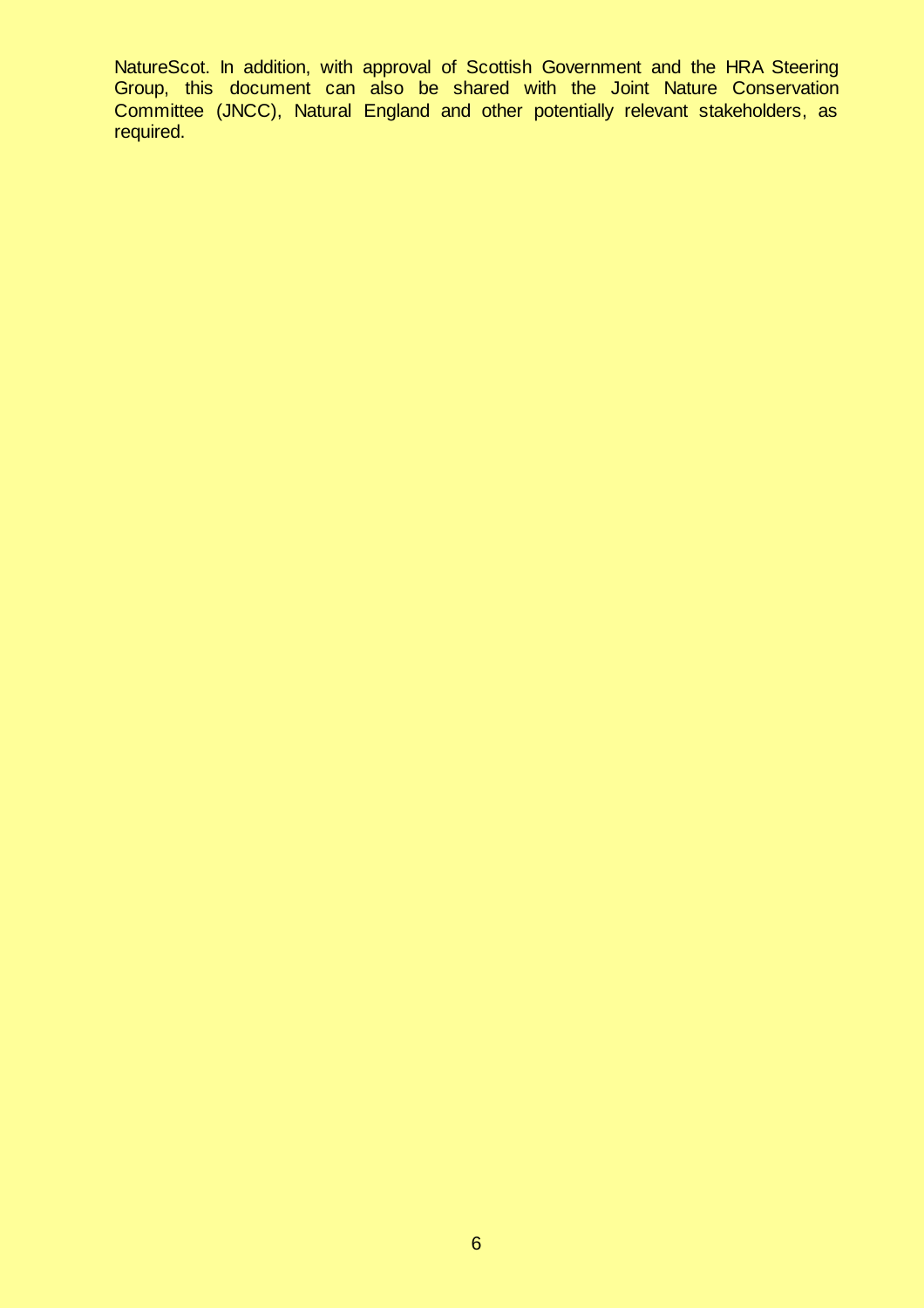NatureScot. In addition, with approval of Scottish Government and the HRA Steering Group, this document can also be shared with the Joint Nature Conservation Committee (JNCC), Natural England and other potentially relevant stakeholders, as required.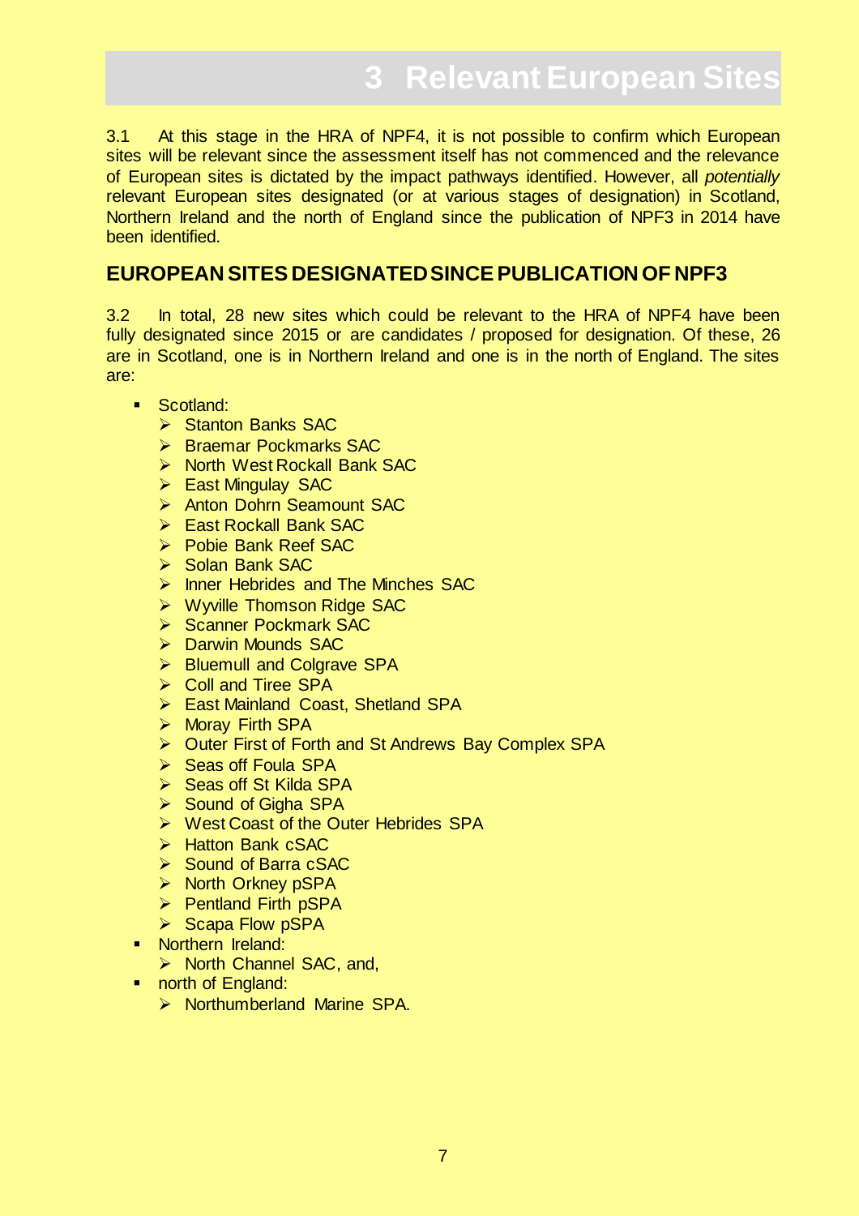# 3 Relevant European Sites

3.1 At this stage in the HRA of NPF4, it is not possible to confirm which European sites will be relevant since the assessment itself has not commenced and the relevance of European sites is dictated by the impact pathways identified. However, all *potentially* relevant European sites designated (or at various stages of designation) in Scotland, Northern Ireland and the north of England since the publication of NPF3 in 2014 have been identified.

## EUROPEAN SITES DESIGNATED SINCE PUBLICATION OF NPF3

3.2 In total, 28 new sites which could be relevant to the HRA of NPF4 have been fully designated since 2015 or are candidates / proposed for designation. Of these, 26 are in Scotland, one is in Northern Ireland and one is in the north of England. The sites are:

- Scotland:
  - Stanton Banks SAC
  - Braemar Pockmarks SAC
  - North West Rockall Bank SAC
  - East Mingulay SAC
  - Anton Dohrn Seamount SAC
  - East Rockall Bank SAC
  - Pobie Bank Reef SAC
  - Solan Bank SAC
  - Inner Hebrides and The Minches SAC
  - Wyville Thomson Ridge SAC
  - Scanner Pockmark SAC
  - Darwin Mounds SAC
  - Bluemull and Colgrave SPA
  - Coll and Tiree SPA
  - East Mainland Coast, Shetland SPA
  - Moray Firth SPA
  - Outer First of Forth and St Andrews Bay Complex SPA
  - Seas off Foula SPA
  - Seas off St Kilda SPA
  - Sound of Gigha SPA
  - West Coast of the Outer Hebrides SPA
  - Hatton Bank cSAC
  - Sound of Barra cSAC
  - North Orkney pSPA
  - Pentland Firth pSPA
  - Scapa Flow pSPA
- Northern Ireland:
  - North Channel SAC, and,
- north of England:
  - Northumberland Marine SPA.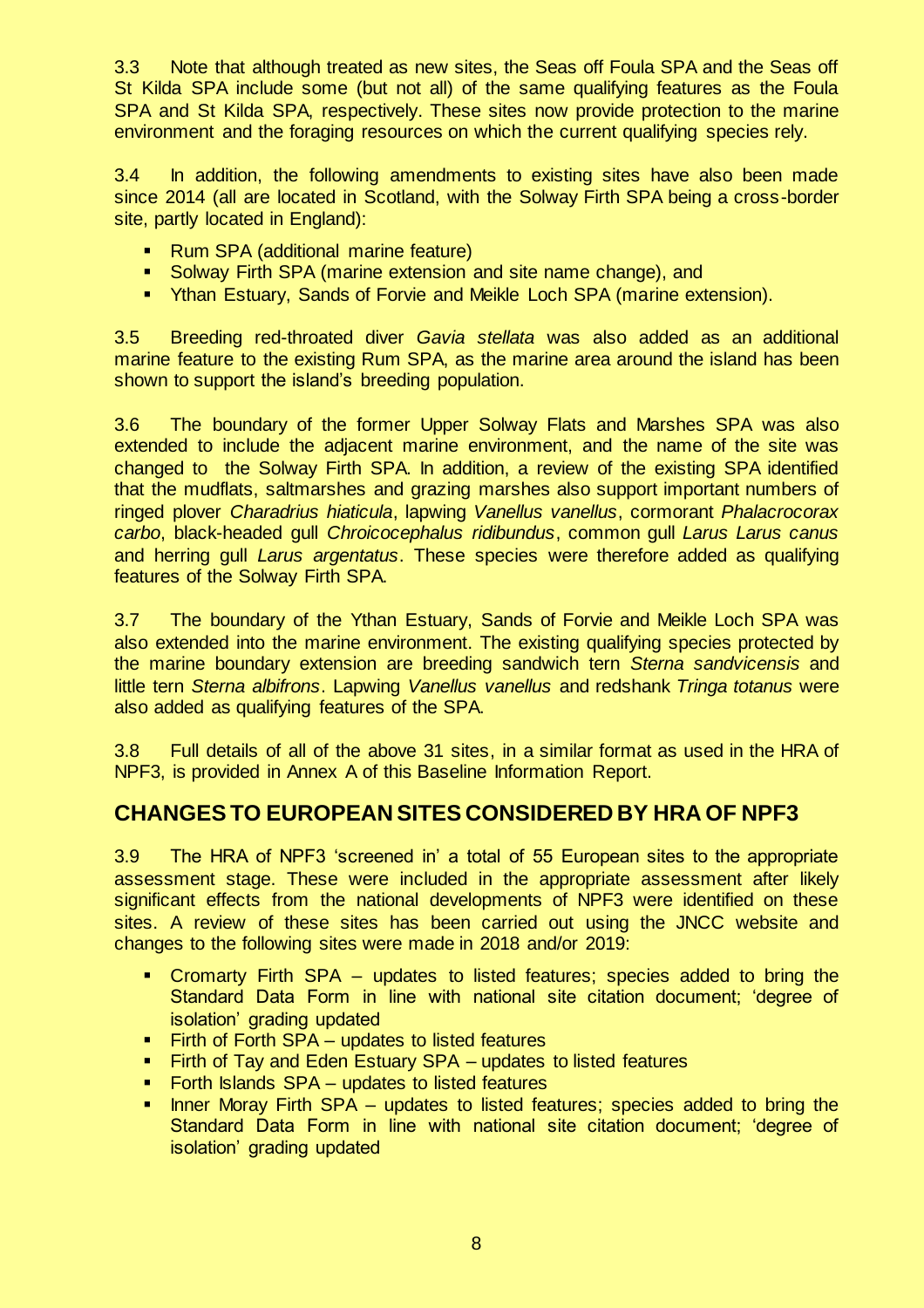3.3 Note that although treated as new sites, the Seas off Foula SPA and the Seas off St Kilda SPA include some (but not all) of the same qualifying features as the Foula SPA and St Kilda SPA, respectively. These sites now provide protection to the marine environment and the foraging resources on which the current qualifying species rely.

3.4 In addition, the following amendments to existing sites have also been made since 2014 (all are located in Scotland, with the Solway Firth SPA being a cross-border site, partly located in England):

- Rum SPA (additional marine feature)
- Solway Firth SPA (marine extension and site name change), and
- Ythan Estuary, Sands of Forvie and Meikle Loch SPA (marine extension).

3.5 Breeding red-throated diver *Gavia stellata* was also added as an additional marine feature to the existing Rum SPA, as the marine area around the island has been shown to support the island's breeding population.

3.6 The boundary of the former Upper Solway Flats and Marshes SPA was also extended to include the adjacent marine environment, and the name of the site was changed to the Solway Firth SPA. In addition, a review of the existing SPA identified that the mudflats, saltmarshes and grazing marshes also support important numbers of ringed plover *Charadrius hiaticula*, lapwing *Vanellus vanellus*, cormorant *Phalacrocorax carbo*, black-headed gull *Chroicocephalus ridibundus*, common gull *Larus Larus canus* and herring gull *Larus argentatus*. These species were therefore added as qualifying features of the Solway Firth SPA.

3.7 The boundary of the Ythan Estuary, Sands of Forvie and Meikle Loch SPA was also extended into the marine environment. The existing qualifying species protected by the marine boundary extension are breeding sandwich tern *Sterna sandvicensis* and little tern *Sterna albifrons*. Lapwing *Vanellus vanellus* and redshank *Tringa totanus* were also added as qualifying features of the SPA.

3.8 Full details of all of the above 31 sites, in a similar format as used in the HRA of NPF3, is provided in Annex A of this Baseline Information Report.

## CHANGES TO EUROPEAN SITES CONSIDERED BY HRA OF NPF3

3.9 The HRA of NPF3 'screened in' a total of 55 European sites to the appropriate assessment stage. These were included in the appropriate assessment after likely significant effects from the national developments of NPF3 were identified on these sites. A review of these sites has been carried out using the JNCC website and changes to the following sites were made in 2018 and/or 2019:

- Cromarty Firth SPA – updates to listed features; species added to bring the Standard Data Form in line with national site citation document; 'degree of isolation' grading updated
- Firth of Forth SPA – updates to listed features
- Firth of Tay and Eden Estuary SPA – updates to listed features
- Forth Islands SPA – updates to listed features
- Inner Moray Firth SPA – updates to listed features; species added to bring the Standard Data Form in line with national site citation document; 'degree of isolation' grading updated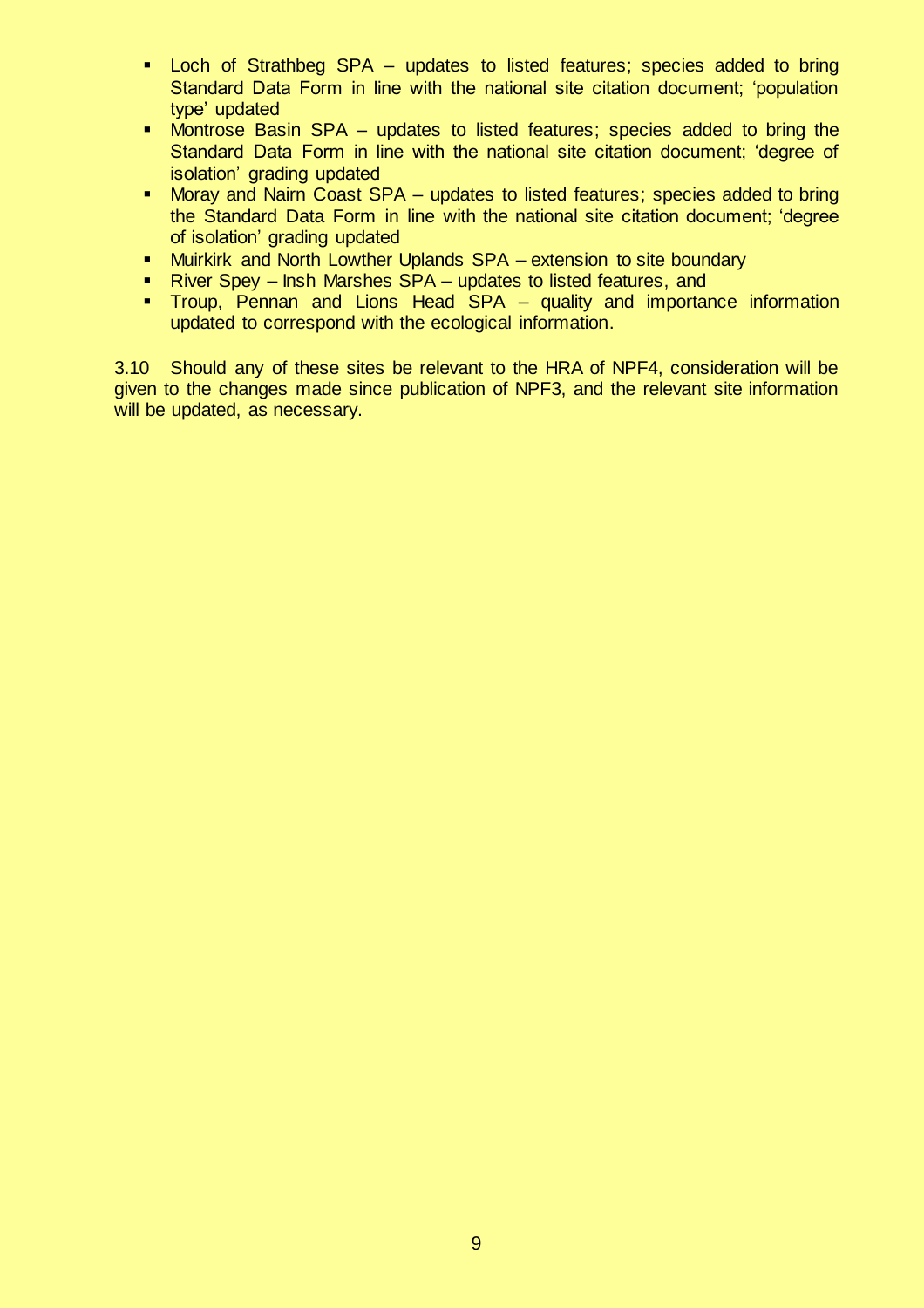- Loch of Strathbeg SPA – updates to listed features; species added to bring Standard Data Form in line with the national site citation document; 'population type' updated
- Montrose Basin SPA – updates to listed features; species added to bring the Standard Data Form in line with the national site citation document; 'degree of isolation' grading updated
- Moray and Nairn Coast SPA – updates to listed features; species added to bring the Standard Data Form in line with the national site citation document; 'degree of isolation' grading updated
- Muirkirk and North Lowther Uplands SPA – extension to site boundary
- River Spey – Insh Marshes SPA – updates to listed features, and
- Troup, Pennan and Lions Head SPA – quality and importance information updated to correspond with the ecological information.

3.10 Should any of these sites be relevant to the HRA of NPF4, consideration will be given to the changes made since publication of NPF3, and the relevant site information will be updated, as necessary.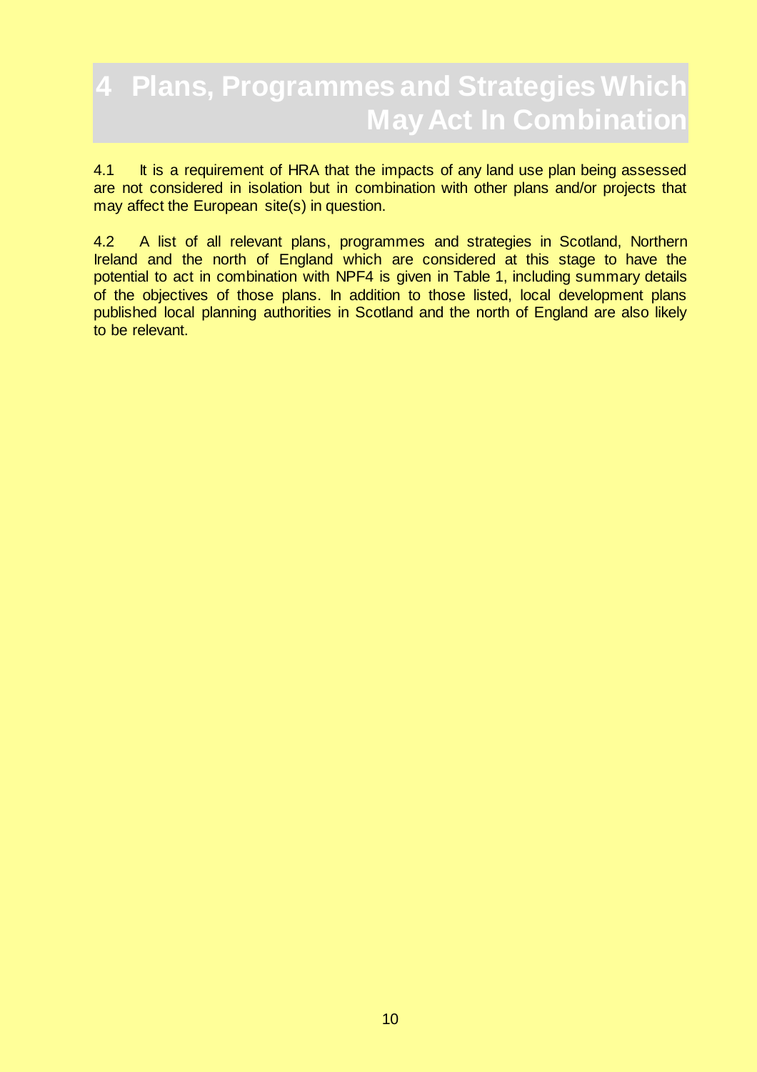# 4 Plans, Programmes and Strategies Which May Act In Combination

4.1 It is a requirement of HRA that the impacts of any land use plan being assessed are not considered in isolation but in combination with other plans and/or projects that may affect the European site(s) in question.

4.2 A list of all relevant plans, programmes and strategies in Scotland, Northern Ireland and the north of England which are considered at this stage to have the potential to act in combination with NPF4 is given in Table 1, including summary details of the objectives of those plans. In addition to those listed, local development plans published local planning authorities in Scotland and the north of England are also likely to be relevant.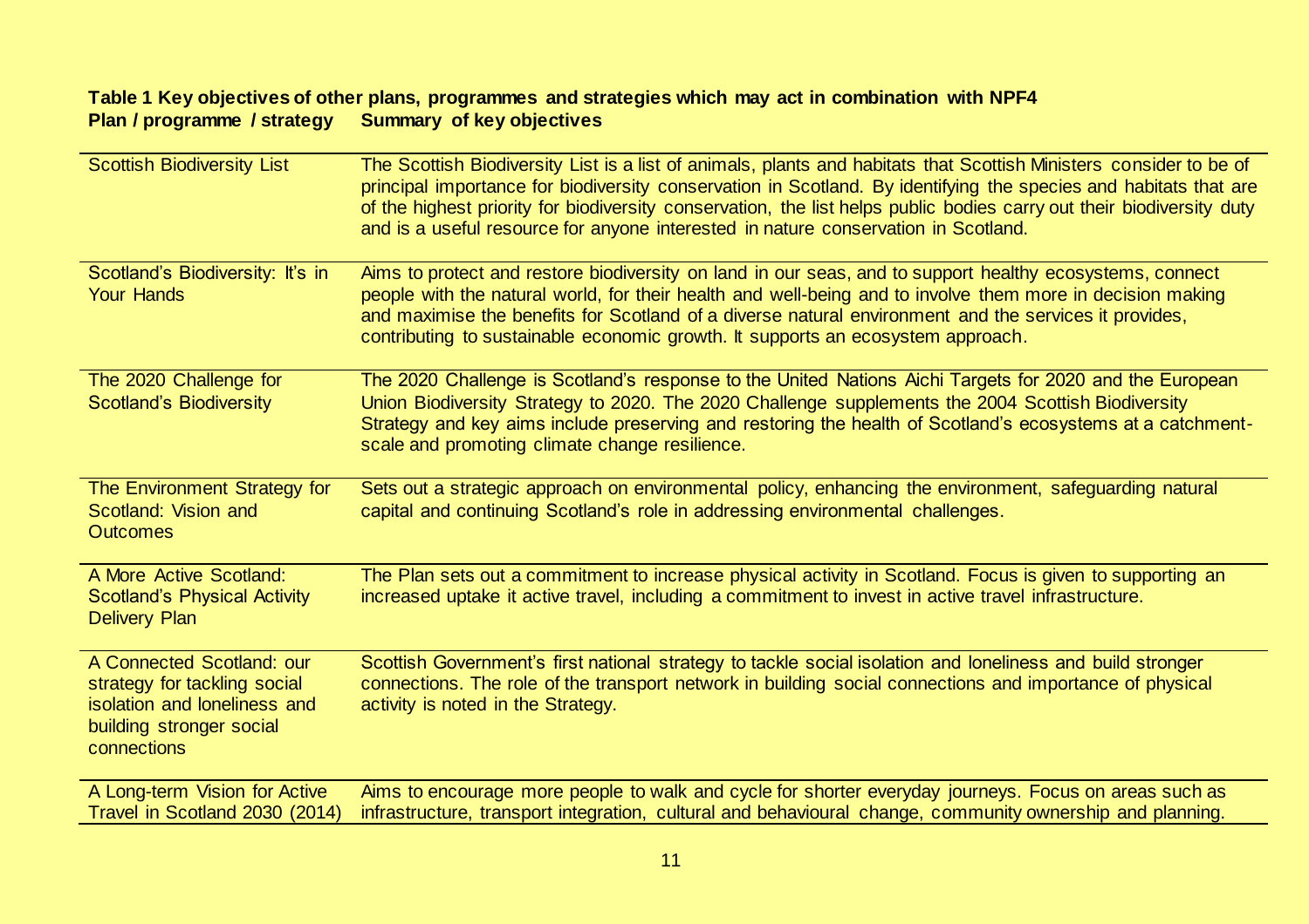**Table 1 Key objectives of other plans, programmes and strategies which may act in combination with NPF4**

| Plan / programme / strategy | Summary of key objectives |
| --- | --- |
| Scottish Biodiversity List | The Scottish Biodiversity List is a list of animals, plants and habitats that Scottish Ministers consider to be of principal importance for biodiversity conservation in Scotland. By identifying the species and habitats that are of the highest priority for biodiversity conservation, the list helps public bodies carry out their biodiversity duty and is a useful resource for anyone interested in nature conservation in Scotland. |
| Scotland's Biodiversity: It's in Your Hands | Aims to protect and restore biodiversity on land in our seas, and to support healthy ecosystems, connect people with the natural world, for their health and well-being and to involve them more in decision making and maximise the benefits for Scotland of a diverse natural environment and the services it provides, contributing to sustainable economic growth. It supports an ecosystem approach. |
| The 2020 Challenge for Scotland's Biodiversity | The 2020 Challenge is Scotland's response to the United Nations Aichi Targets for 2020 and the European Union Biodiversity Strategy to 2020. The 2020 Challenge supplements the 2004 Scottish Biodiversity Strategy and key aims include preserving and restoring the health of Scotland's ecosystems at a catchment-scale and promoting climate change resilience. |
| The Environment Strategy for Scotland: Vision and Outcomes | Sets out a strategic approach on environmental policy, enhancing the environment, safeguarding natural capital and continuing Scotland's role in addressing environmental challenges. |
| A More Active Scotland: Scotland's Physical Activity Delivery Plan | The Plan sets out a commitment to increase physical activity in Scotland. Focus is given to supporting an increased uptake it active travel, including a commitment to invest in active travel infrastructure. |
| A Connected Scotland: our strategy for tackling social isolation and loneliness and building stronger social connections | Scottish Government's first national strategy to tackle social isolation and loneliness and build stronger connections. The role of the transport network in building social connections and importance of physical activity is noted in the Strategy. |
| A Long-term Vision for Active Travel in Scotland 2030 (2014) | Aims to encourage more people to walk and cycle for shorter everyday journeys. Focus on areas such as infrastructure, transport integration, cultural and behavioural change, community ownership and planning. |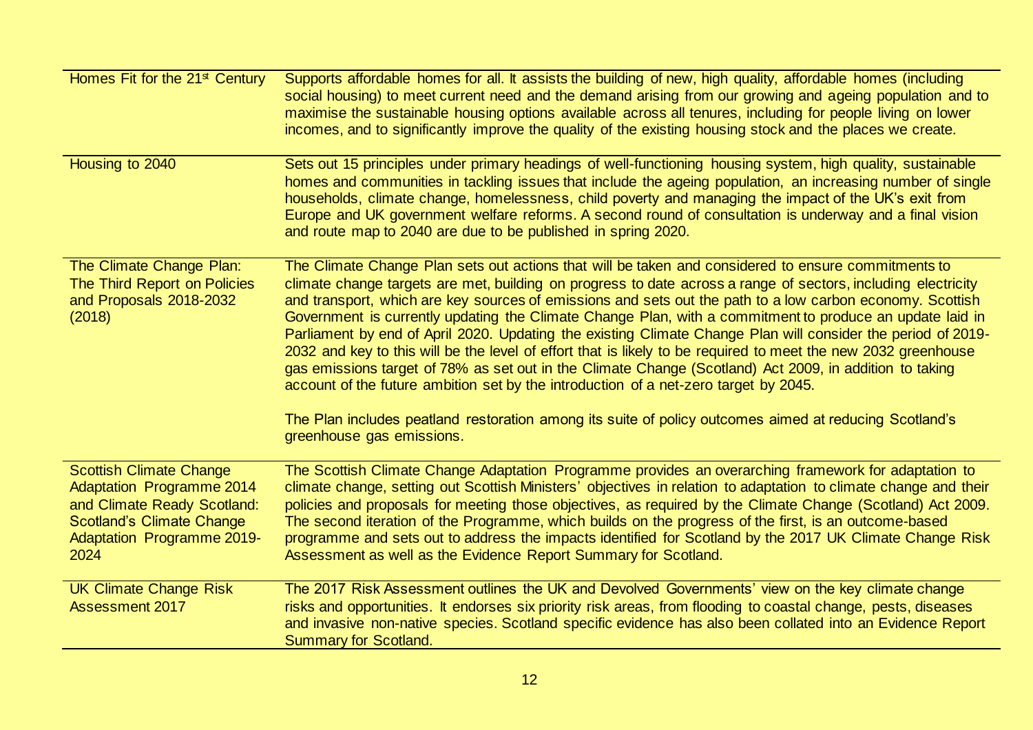| | |
|---|---|
| Homes Fit for the 21st Century | Supports affordable homes for all. It assists the building of new, high quality, affordable homes (including social housing) to meet current need and the demand arising from our growing and ageing population and to maximise the sustainable housing options available across all tenures, including for people living on lower incomes, and to significantly improve the quality of the existing housing stock and the places we create. |
| Housing to 2040 | Sets out 15 principles under primary headings of well-functioning housing system, high quality, sustainable homes and communities in tackling issues that include the ageing population, an increasing number of single households, climate change, homelessness, child poverty and managing the impact of the UK's exit from Europe and UK government welfare reforms. A second round of consultation is underway and a final vision and route map to 2040 are due to be published in spring 2020. |
| The Climate Change Plan: The Third Report on Policies and Proposals 2018-2032 (2018) | The Climate Change Plan sets out actions that will be taken and considered to ensure commitments to climate change targets are met, building on progress to date across a range of sectors, including electricity and transport, which are key sources of emissions and sets out the path to a low carbon economy. Scottish Government is currently updating the Climate Change Plan, with a commitment to produce an update laid in Parliament by end of April 2020. Updating the existing Climate Change Plan will consider the period of 2019-2032 and key to this will be the level of effort that is likely to be required to meet the new 2032 greenhouse gas emissions target of 78% as set out in the Climate Change (Scotland) Act 2009, in addition to taking account of the future ambition set by the introduction of a net-zero target by 2045. <br><br> The Plan includes peatland restoration among its suite of policy outcomes aimed at reducing Scotland's greenhouse gas emissions. |
| Scottish Climate Change Adaptation Programme 2014 and Climate Ready Scotland: Scotland's Climate Change Adaptation Programme 2019-2024 | The Scottish Climate Change Adaptation Programme provides an overarching framework for adaptation to climate change, setting out Scottish Ministers' objectives in relation to adaptation to climate change and their policies and proposals for meeting those objectives, as required by the Climate Change (Scotland) Act 2009. The second iteration of the Programme, which builds on the progress of the first, is an outcome-based programme and sets out to address the impacts identified for Scotland by the 2017 UK Climate Change Risk Assessment as well as the Evidence Report Summary for Scotland. |
| UK Climate Change Risk Assessment 2017 | The 2017 Risk Assessment outlines the UK and Devolved Governments' view on the key climate change risks and opportunities. It endorses six priority risk areas, from flooding to coastal change, pests, diseases and invasive non-native species. Scotland specific evidence has also been collated into an Evidence Report Summary for Scotland. |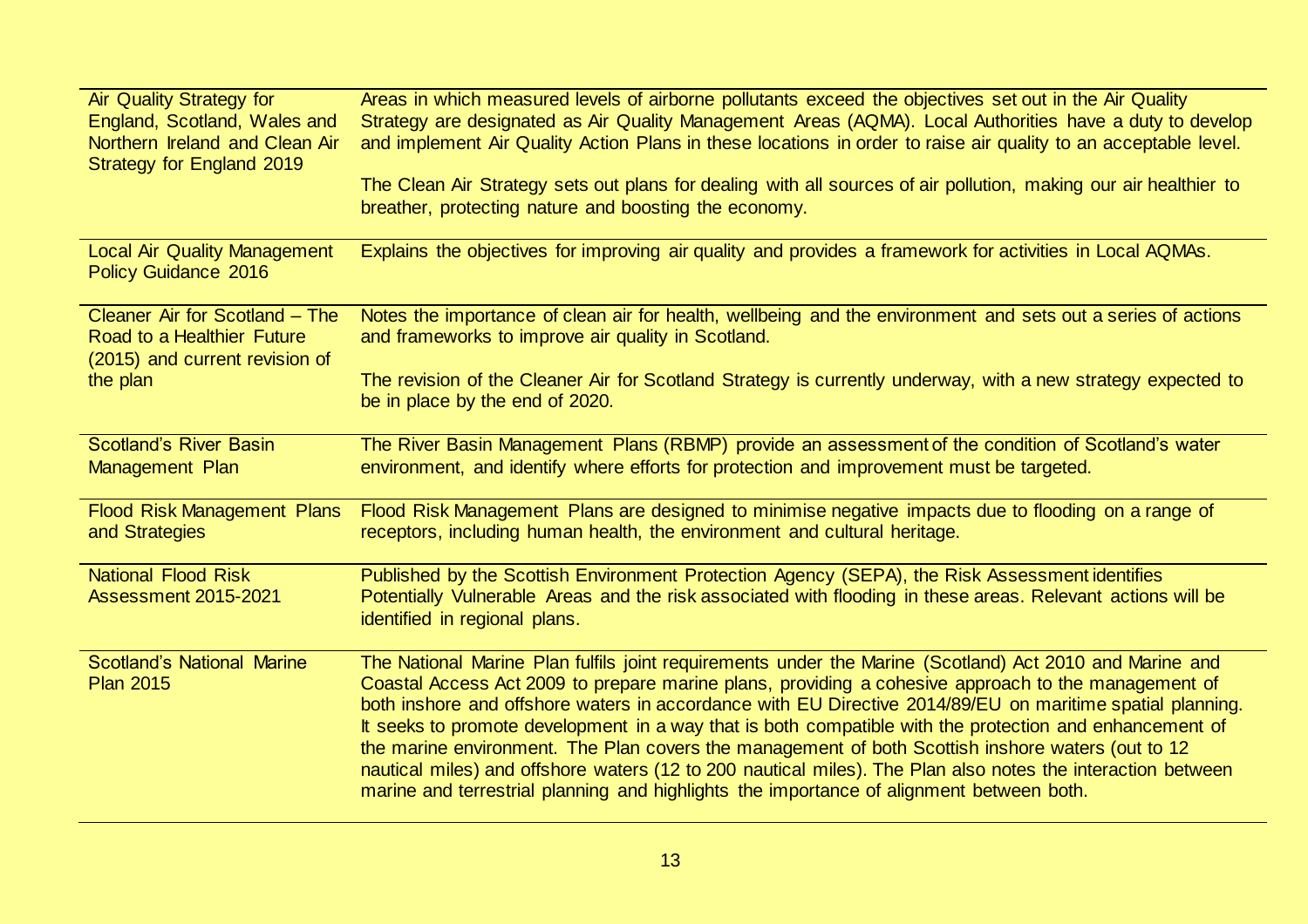| | |
|---|---|
| Air Quality Strategy for England, Scotland, Wales and Northern Ireland and Clean Air Strategy for England 2019 | Areas in which measured levels of airborne pollutants exceed the objectives set out in the Air Quality Strategy are designated as Air Quality Management Areas (AQMA). Local Authorities have a duty to develop and implement Air Quality Action Plans in these locations in order to raise air quality to an acceptable level.<br><br>The Clean Air Strategy sets out plans for dealing with all sources of air pollution, making our air healthier to breather, protecting nature and boosting the economy. |
| Local Air Quality Management Policy Guidance 2016 | Explains the objectives for improving air quality and provides a framework for activities in Local AQMAs. |
| Cleaner Air for Scotland – The Road to a Healthier Future (2015) and current revision of the plan | Notes the importance of clean air for health, wellbeing and the environment and sets out a series of actions and frameworks to improve air quality in Scotland.<br><br>The revision of the Cleaner Air for Scotland Strategy is currently underway, with a new strategy expected to be in place by the end of 2020. |
| Scotland's River Basin Management Plan | The River Basin Management Plans (RBMP) provide an assessment of the condition of Scotland's water environment, and identify where efforts for protection and improvement must be targeted. |
| Flood Risk Management Plans and Strategies | Flood Risk Management Plans are designed to minimise negative impacts due to flooding on a range of receptors, including human health, the environment and cultural heritage. |
| National Flood Risk Assessment 2015-2021 | Published by the Scottish Environment Protection Agency (SEPA), the Risk Assessment identifies Potentially Vulnerable Areas and the risk associated with flooding in these areas. Relevant actions will be identified in regional plans. |
| Scotland's National Marine Plan 2015 | The National Marine Plan fulfils joint requirements under the Marine (Scotland) Act 2010 and Marine and Coastal Access Act 2009 to prepare marine plans, providing a cohesive approach to the management of both inshore and offshore waters in accordance with EU Directive 2014/89/EU on maritime spatial planning. It seeks to promote development in a way that is both compatible with the protection and enhancement of the marine environment. The Plan covers the management of both Scottish inshore waters (out to 12 nautical miles) and offshore waters (12 to 200 nautical miles). The Plan also notes the interaction between marine and terrestrial planning and highlights the importance of alignment between both. |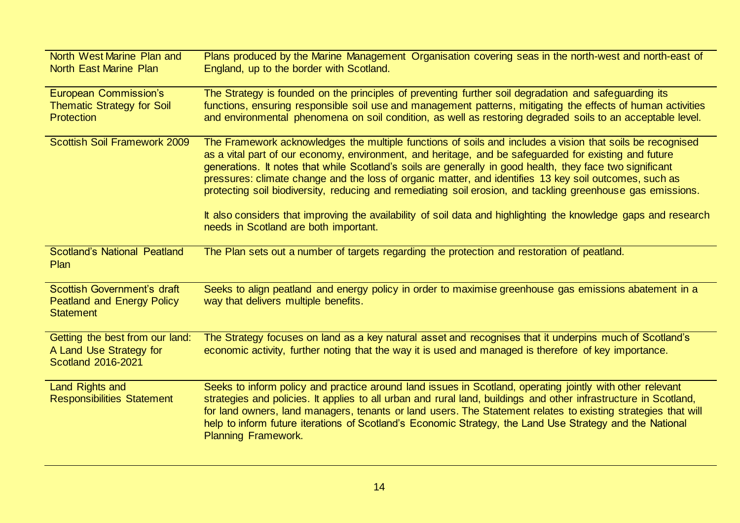| | |
|---|---|
| North West Marine Plan and North East Marine Plan | Plans produced by the Marine Management Organisation covering seas in the north-west and north-east of England, up to the border with Scotland. |
| European Commission's Thematic Strategy for Soil Protection | The Strategy is founded on the principles of preventing further soil degradation and safeguarding its functions, ensuring responsible soil use and management patterns, mitigating the effects of human activities and environmental phenomena on soil condition, as well as restoring degraded soils to an acceptable level. |
| Scottish Soil Framework 2009 | The Framework acknowledges the multiple functions of soils and includes a vision that soils be recognised as a vital part of our economy, environment, and heritage, and be safeguarded for existing and future generations. It notes that while Scotland's soils are generally in good health, they face two significant pressures: climate change and the loss of organic matter, and identifies 13 key soil outcomes, such as protecting soil biodiversity, reducing and remediating soil erosion, and tackling greenhouse gas emissions.<br><br>It also considers that improving the availability of soil data and highlighting the knowledge gaps and research needs in Scotland are both important. |
| Scotland's National Peatland Plan | The Plan sets out a number of targets regarding the protection and restoration of peatland. |
| Scottish Government's draft Peatland and Energy Policy Statement | Seeks to align peatland and energy policy in order to maximise greenhouse gas emissions abatement in a way that delivers multiple benefits. |
| Getting the best from our land: A Land Use Strategy for Scotland 2016-2021 | The Strategy focuses on land as a key natural asset and recognises that it underpins much of Scotland's economic activity, further noting that the way it is used and managed is therefore of key importance. |
| Land Rights and Responsibilities Statement | Seeks to inform policy and practice around land issues in Scotland, operating jointly with other relevant strategies and policies. It applies to all urban and rural land, buildings and other infrastructure in Scotland, for land owners, land managers, tenants or land users. The Statement relates to existing strategies that will help to inform future iterations of Scotland's Economic Strategy, the Land Use Strategy and the National Planning Framework. |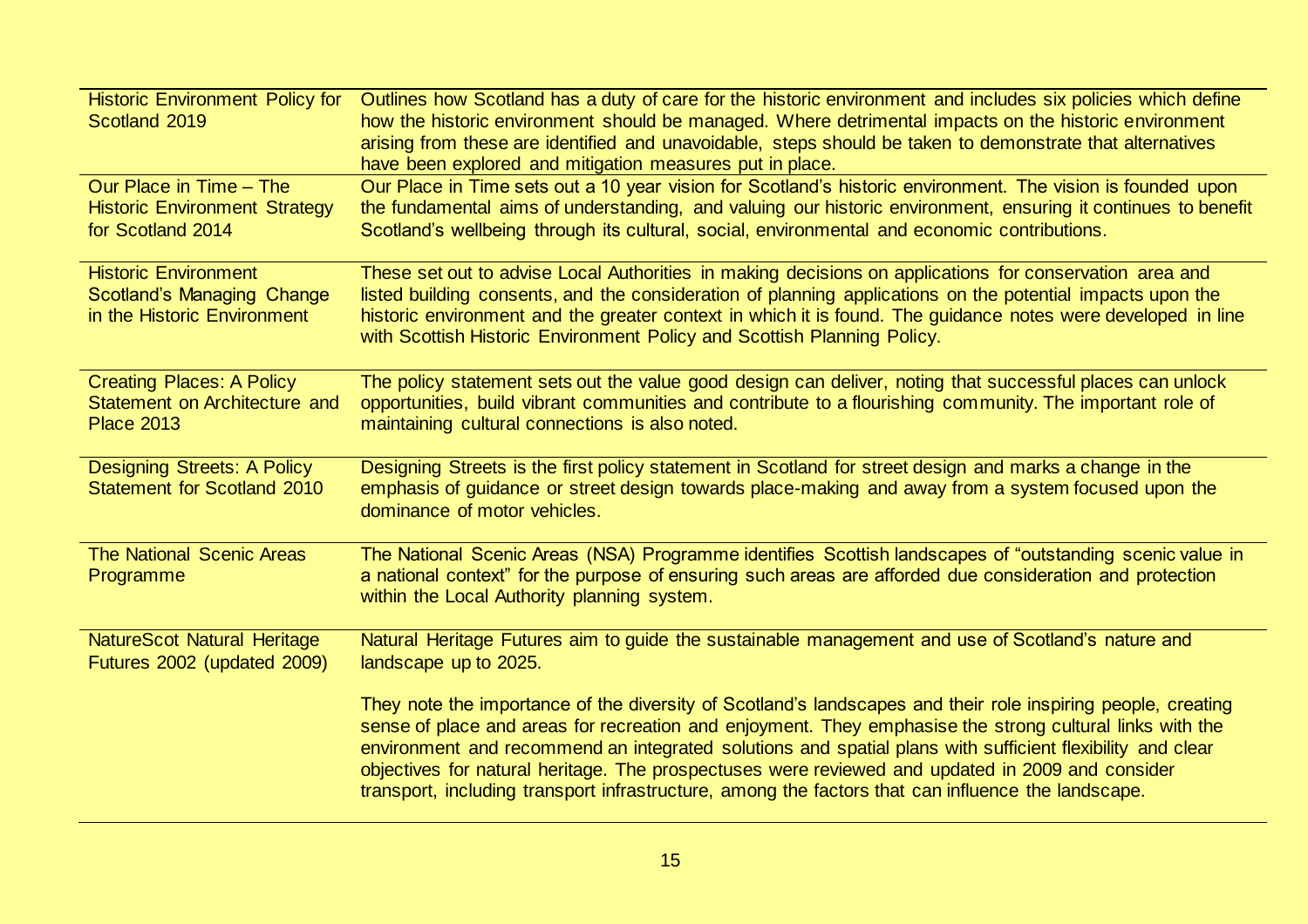| | |
|---|---|
| Historic Environment Policy for Scotland 2019 | Outlines how Scotland has a duty of care for the historic environment and includes six policies which define how the historic environment should be managed. Where detrimental impacts on the historic environment arising from these are identified and unavoidable, steps should be taken to demonstrate that alternatives have been explored and mitigation measures put in place. |
| Our Place in Time – The Historic Environment Strategy for Scotland 2014 | Our Place in Time sets out a 10 year vision for Scotland's historic environment. The vision is founded upon the fundamental aims of understanding, and valuing our historic environment, ensuring it continues to benefit Scotland's wellbeing through its cultural, social, environmental and economic contributions. |
| Historic Environment Scotland's Managing Change in the Historic Environment | These set out to advise Local Authorities in making decisions on applications for conservation area and listed building consents, and the consideration of planning applications on the potential impacts upon the historic environment and the greater context in which it is found. The guidance notes were developed in line with Scottish Historic Environment Policy and Scottish Planning Policy. |
| Creating Places: A Policy Statement on Architecture and Place 2013 | The policy statement sets out the value good design can deliver, noting that successful places can unlock opportunities, build vibrant communities and contribute to a flourishing community. The important role of maintaining cultural connections is also noted. |
| Designing Streets: A Policy Statement for Scotland 2010 | Designing Streets is the first policy statement in Scotland for street design and marks a change in the emphasis of guidance or street design towards place-making and away from a system focused upon the dominance of motor vehicles. |
| The National Scenic Areas Programme | The National Scenic Areas (NSA) Programme identifies Scottish landscapes of "outstanding scenic value in a national context" for the purpose of ensuring such areas are afforded due consideration and protection within the Local Authority planning system. |
| NatureScot Natural Heritage Futures 2002 (updated 2009) | Natural Heritage Futures aim to guide the sustainable management and use of Scotland's nature and landscape up to 2025.<br><br>They note the importance of the diversity of Scotland's landscapes and their role inspiring people, creating sense of place and areas for recreation and enjoyment. They emphasise the strong cultural links with the environment and recommend an integrated solutions and spatial plans with sufficient flexibility and clear objectives for natural heritage. The prospectuses were reviewed and updated in 2009 and consider transport, including transport infrastructure, among the factors that can influence the landscape. |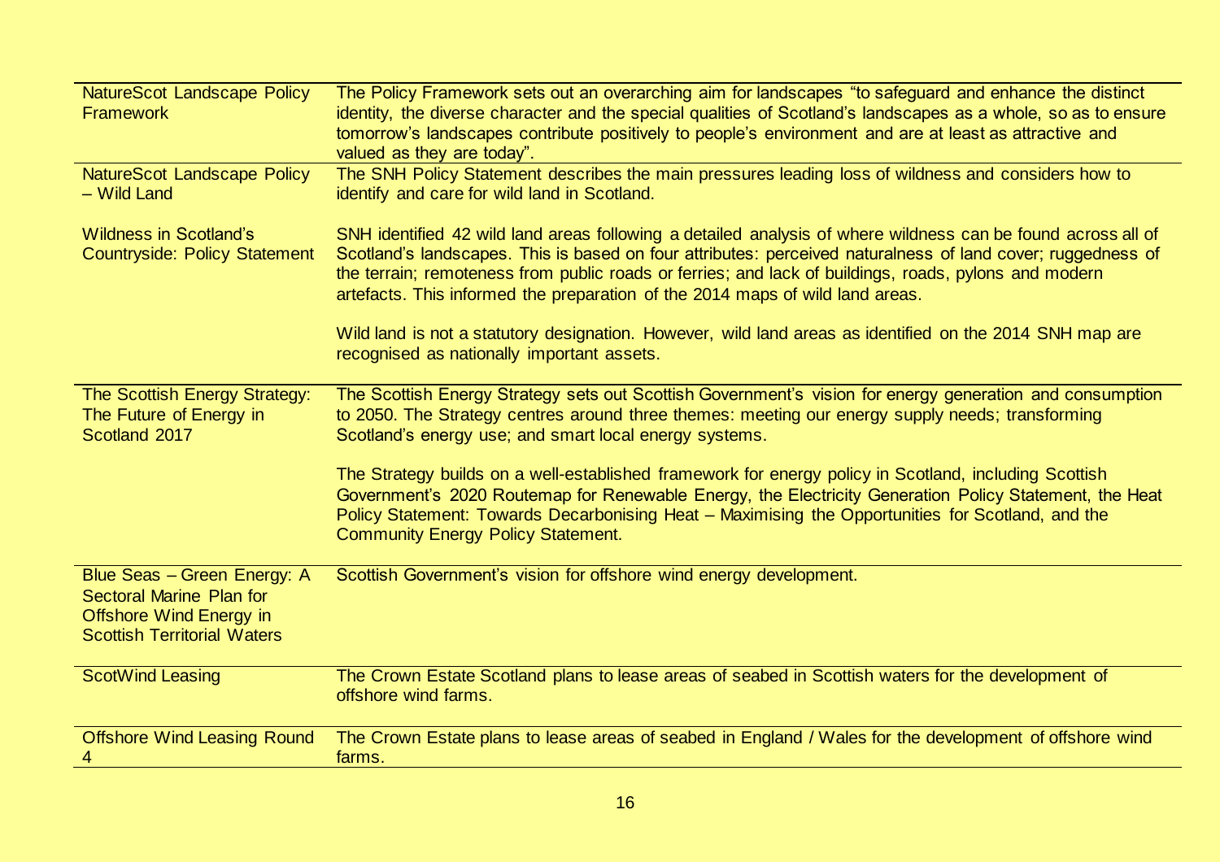| | |
|---|---|
| NatureScot Landscape Policy Framework | The Policy Framework sets out an overarching aim for landscapes "to safeguard and enhance the distinct identity, the diverse character and the special qualities of Scotland's landscapes as a whole, so as to ensure tomorrow's landscapes contribute positively to people's environment and are at least as attractive and valued as they are today". |
| NatureScot Landscape Policy – Wild Land<br><br>Wildness in Scotland's Countryside: Policy Statement | The SNH Policy Statement describes the main pressures leading loss of wildness and considers how to identify and care for wild land in Scotland.<br><br>SNH identified 42 wild land areas following a detailed analysis of where wildness can be found across all of Scotland's landscapes. This is based on four attributes: perceived naturalness of land cover; ruggedness of the terrain; remoteness from public roads or ferries; and lack of buildings, roads, pylons and modern artefacts. This informed the preparation of the 2014 maps of wild land areas.<br><br>Wild land is not a statutory designation. However, wild land areas as identified on the 2014 SNH map are recognised as nationally important assets. |
| The Scottish Energy Strategy: The Future of Energy in Scotland 2017 | The Scottish Energy Strategy sets out Scottish Government's vision for energy generation and consumption to 2050. The Strategy centres around three themes: meeting our energy supply needs; transforming Scotland's energy use; and smart local energy systems.<br><br>The Strategy builds on a well-established framework for energy policy in Scotland, including Scottish Government's 2020 Routemap for Renewable Energy, the Electricity Generation Policy Statement, the Heat Policy Statement: Towards Decarbonising Heat – Maximising the Opportunities for Scotland, and the Community Energy Policy Statement. |
| Blue Seas – Green Energy: A Sectoral Marine Plan for Offshore Wind Energy in Scottish Territorial Waters | Scottish Government's vision for offshore wind energy development. |
| ScotWind Leasing | The Crown Estate Scotland plans to lease areas of seabed in Scottish waters for the development of offshore wind farms. |
| Offshore Wind Leasing Round 4 | The Crown Estate plans to lease areas of seabed in England / Wales for the development of offshore wind farms. |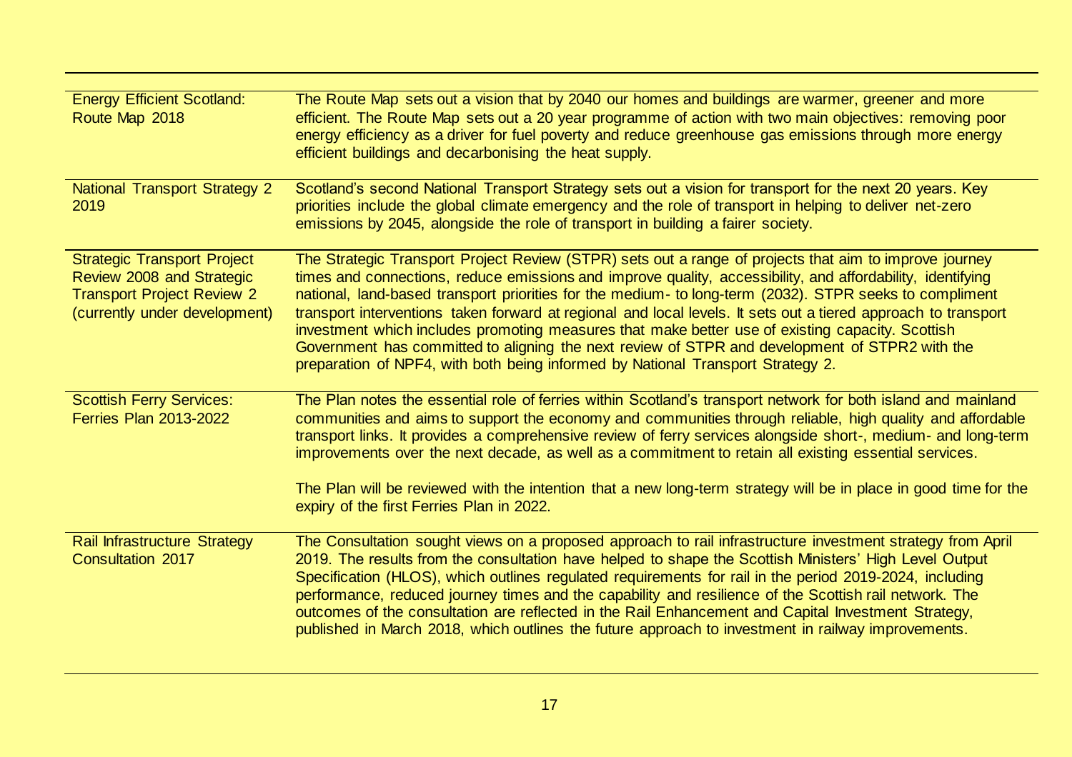| | |
|---|---|
| Energy Efficient Scotland: Route Map 2018 | The Route Map sets out a vision that by 2040 our homes and buildings are warmer, greener and more efficient. The Route Map sets out a 20 year programme of action with two main objectives: removing poor energy efficiency as a driver for fuel poverty and reduce greenhouse gas emissions through more energy efficient buildings and decarbonising the heat supply. |
| National Transport Strategy 2 2019 | Scotland's second National Transport Strategy sets out a vision for transport for the next 20 years. Key priorities include the global climate emergency and the role of transport in helping to deliver net-zero emissions by 2045, alongside the role of transport in building a fairer society. |
| Strategic Transport Project Review 2008 and Strategic Transport Project Review 2 (currently under development) | The Strategic Transport Project Review (STPR) sets out a range of projects that aim to improve journey times and connections, reduce emissions and improve quality, accessibility, and affordability, identifying national, land-based transport priorities for the medium- to long-term (2032). STPR seeks to compliment transport interventions taken forward at regional and local levels. It sets out a tiered approach to transport investment which includes promoting measures that make better use of existing capacity. Scottish Government has committed to aligning the next review of STPR and development of STPR2 with the preparation of NPF4, with both being informed by National Transport Strategy 2. |
| Scottish Ferry Services: Ferries Plan 2013-2022 | The Plan notes the essential role of ferries within Scotland's transport network for both island and mainland communities and aims to support the economy and communities through reliable, high quality and affordable transport links. It provides a comprehensive review of ferry services alongside short-, medium- and long-term improvements over the next decade, as well as a commitment to retain all existing essential services.<br><br>The Plan will be reviewed with the intention that a new long-term strategy will be in place in good time for the expiry of the first Ferries Plan in 2022. |
| Rail Infrastructure Strategy Consultation 2017 | The Consultation sought views on a proposed approach to rail infrastructure investment strategy from April 2019. The results from the consultation have helped to shape the Scottish Ministers' High Level Output Specification (HLOS), which outlines regulated requirements for rail in the period 2019-2024, including performance, reduced journey times and the capability and resilience of the Scottish rail network. The outcomes of the consultation are reflected in the Rail Enhancement and Capital Investment Strategy, published in March 2018, which outlines the future approach to investment in railway improvements. |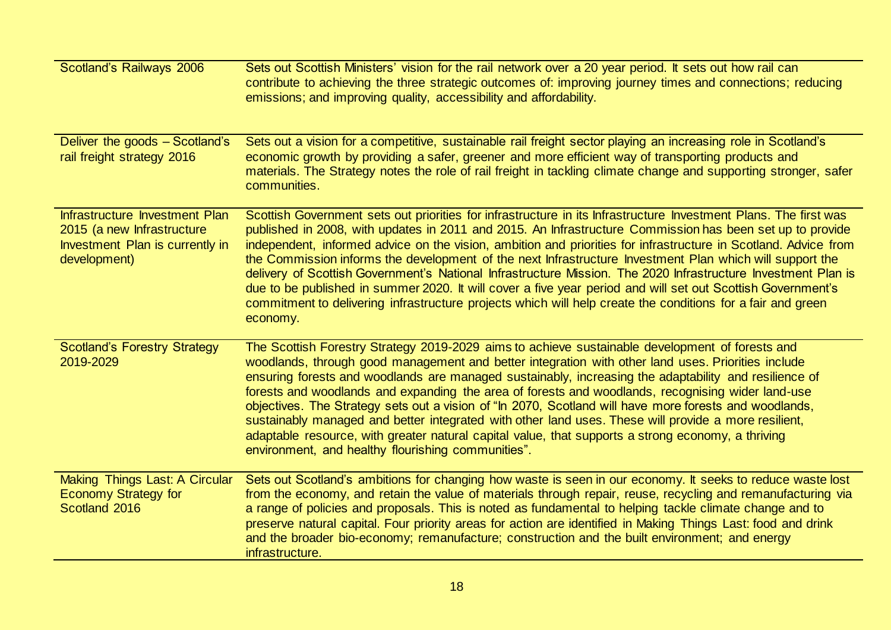| | |
|---|---|
| Scotland's Railways 2006 | Sets out Scottish Ministers' vision for the rail network over a 20 year period. It sets out how rail can contribute to achieving the three strategic outcomes of: improving journey times and connections; reducing emissions; and improving quality, accessibility and affordability. |
| Deliver the goods – Scotland's rail freight strategy 2016 | Sets out a vision for a competitive, sustainable rail freight sector playing an increasing role in Scotland's economic growth by providing a safer, greener and more efficient way of transporting products and materials. The Strategy notes the role of rail freight in tackling climate change and supporting stronger, safer communities. |
| Infrastructure Investment Plan 2015 (a new Infrastructure Investment Plan is currently in development) | Scottish Government sets out priorities for infrastructure in its Infrastructure Investment Plans. The first was published in 2008, with updates in 2011 and 2015. An Infrastructure Commission has been set up to provide independent, informed advice on the vision, ambition and priorities for infrastructure in Scotland. Advice from the Commission informs the development of the next Infrastructure Investment Plan which will support the delivery of Scottish Government's National Infrastructure Mission. The 2020 Infrastructure Investment Plan is due to be published in summer 2020. It will cover a five year period and will set out Scottish Government's commitment to delivering infrastructure projects which will help create the conditions for a fair and green economy. |
| Scotland's Forestry Strategy 2019-2029 | The Scottish Forestry Strategy 2019-2029 aims to achieve sustainable development of forests and woodlands, through good management and better integration with other land uses. Priorities include ensuring forests and woodlands are managed sustainably, increasing the adaptability and resilience of forests and woodlands and expanding the area of forests and woodlands, recognising wider land-use objectives. The Strategy sets out a vision of "In 2070, Scotland will have more forests and woodlands, sustainably managed and better integrated with other land uses. These will provide a more resilient, adaptable resource, with greater natural capital value, that supports a strong economy, a thriving environment, and healthy flourishing communities". |
| Making Things Last: A Circular Economy Strategy for Scotland 2016 | Sets out Scotland's ambitions for changing how waste is seen in our economy. It seeks to reduce waste lost from the economy, and retain the value of materials through repair, reuse, recycling and remanufacturing via a range of policies and proposals. This is noted as fundamental to helping tackle climate change and to preserve natural capital. Four priority areas for action are identified in Making Things Last: food and drink and the broader bio-economy; remanufacture; construction and the built environment; and energy infrastructure. |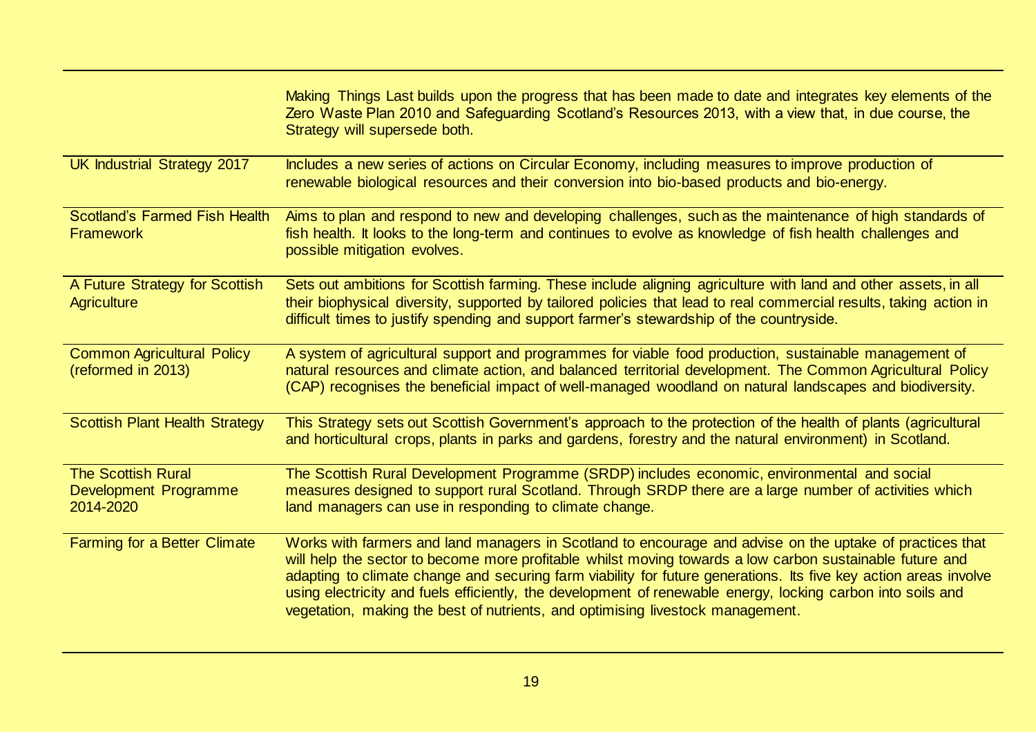| | |
|---|---|
| | Making Things Last builds upon the progress that has been made to date and integrates key elements of the Zero Waste Plan 2010 and Safeguarding Scotland's Resources 2013, with a view that, in due course, the Strategy will supersede both. |
| UK Industrial Strategy 2017 | Includes a new series of actions on Circular Economy, including measures to improve production of renewable biological resources and their conversion into bio-based products and bio-energy. |
| Scotland's Farmed Fish Health Framework | Aims to plan and respond to new and developing challenges, such as the maintenance of high standards of fish health. It looks to the long-term and continues to evolve as knowledge of fish health challenges and possible mitigation evolves. |
| A Future Strategy for Scottish Agriculture | Sets out ambitions for Scottish farming. These include aligning agriculture with land and other assets, in all their biophysical diversity, supported by tailored policies that lead to real commercial results, taking action in difficult times to justify spending and support farmer's stewardship of the countryside. |
| Common Agricultural Policy (reformed in 2013) | A system of agricultural support and programmes for viable food production, sustainable management of natural resources and climate action, and balanced territorial development. The Common Agricultural Policy (CAP) recognises the beneficial impact of well-managed woodland on natural landscapes and biodiversity. |
| Scottish Plant Health Strategy | This Strategy sets out Scottish Government's approach to the protection of the health of plants (agricultural and horticultural crops, plants in parks and gardens, forestry and the natural environment) in Scotland. |
| The Scottish Rural Development Programme 2014-2020 | The Scottish Rural Development Programme (SRDP) includes economic, environmental and social measures designed to support rural Scotland. Through SRDP there are a large number of activities which land managers can use in responding to climate change. |
| Farming for a Better Climate | Works with farmers and land managers in Scotland to encourage and advise on the uptake of practices that will help the sector to become more profitable whilst moving towards a low carbon sustainable future and adapting to climate change and securing farm viability for future generations. Its five key action areas involve using electricity and fuels efficiently, the development of renewable energy, locking carbon into soils and vegetation, making the best of nutrients, and optimising livestock management. |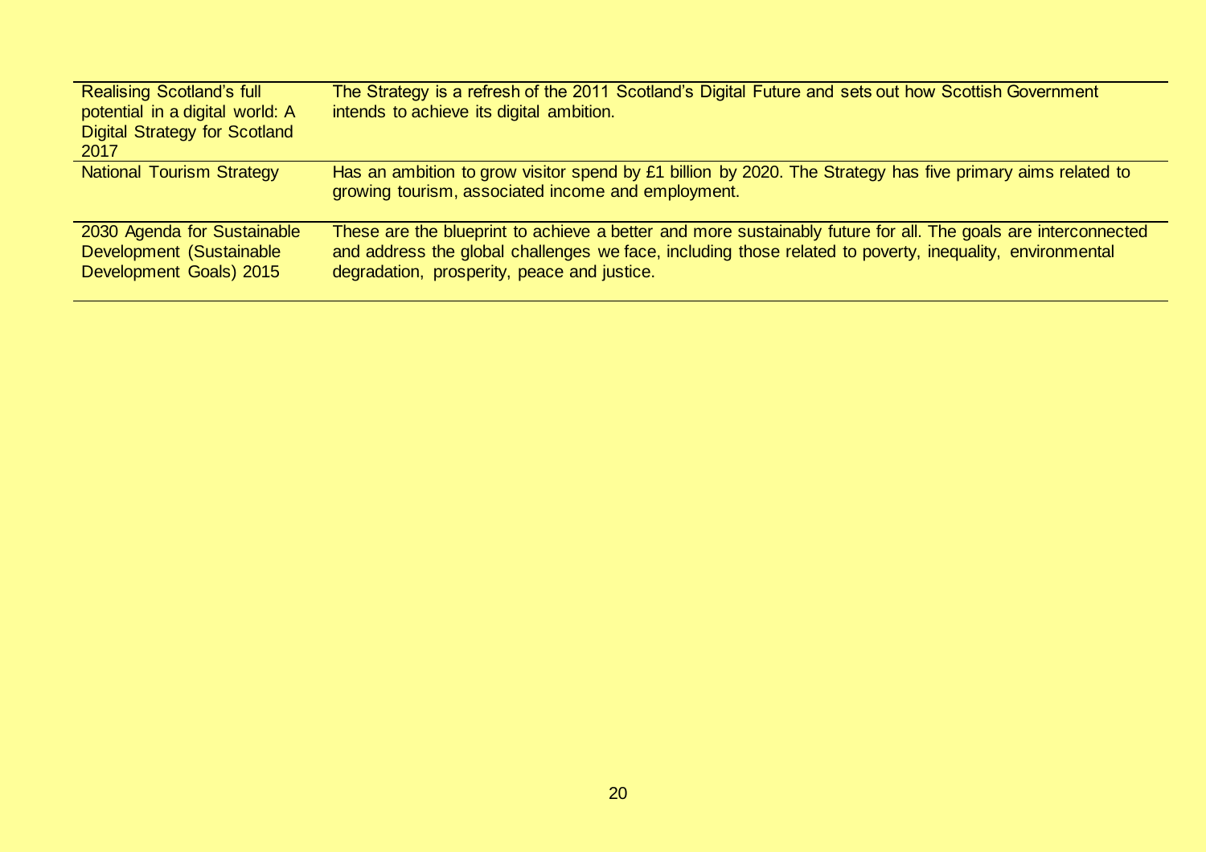| | |
|---|---|
| Realising Scotland's full potential in a digital world: A Digital Strategy for Scotland 2017 | The Strategy is a refresh of the 2011 Scotland's Digital Future and sets out how Scottish Government intends to achieve its digital ambition. |
| National Tourism Strategy | Has an ambition to grow visitor spend by £1 billion by 2020. The Strategy has five primary aims related to growing tourism, associated income and employment. |
| 2030 Agenda for Sustainable Development (Sustainable Development Goals) 2015 | These are the blueprint to achieve a better and more sustainably future for all. The goals are interconnected and address the global challenges we face, including those related to poverty, inequality, environmental degradation, prosperity, peace and justice. |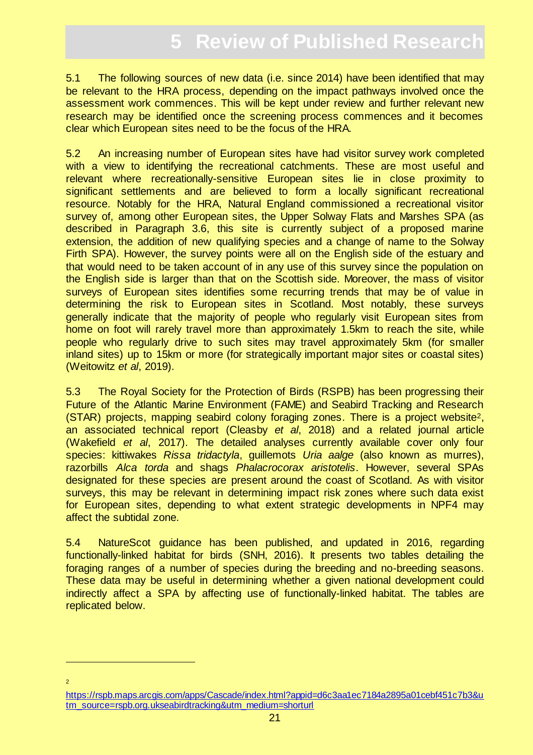# 5 Review of Published Research

5.1 The following sources of new data (i.e. since 2014) have been identified that may be relevant to the HRA process, depending on the impact pathways involved once the assessment work commences. This will be kept under review and further relevant new research may be identified once the screening process commences and it becomes clear which European sites need to be the focus of the HRA.

5.2 An increasing number of European sites have had visitor survey work completed with a view to identifying the recreational catchments. These are most useful and relevant where recreationally-sensitive European sites lie in close proximity to significant settlements and are believed to form a locally significant recreational resource. Notably for the HRA, Natural England commissioned a recreational visitor survey of, among other European sites, the Upper Solway Flats and Marshes SPA (as described in Paragraph 3.6, this site is currently subject of a proposed marine extension, the addition of new qualifying species and a change of name to the Solway Firth SPA). However, the survey points were all on the English side of the estuary and that would need to be taken account of in any use of this survey since the population on the English side is larger than that on the Scottish side. Moreover, the mass of visitor surveys of European sites identifies some recurring trends that may be of value in determining the risk to European sites in Scotland. Most notably, these surveys generally indicate that the majority of people who regularly visit European sites from home on foot will rarely travel more than approximately 1.5km to reach the site, while people who regularly drive to such sites may travel approximately 5km (for smaller inland sites) up to 15km or more (for strategically important major sites or coastal sites) (Weitowitz *et al*, 2019).

5.3 The Royal Society for the Protection of Birds (RSPB) has been progressing their Future of the Atlantic Marine Environment (FAME) and Seabird Tracking and Research (STAR) projects, mapping seabird colony foraging zones. There is a project website[2], an associated technical report (Cleasby *et al*, 2018) and a related journal article (Wakefield *et al*, 2017). The detailed analyses currently available cover only four species: kittiwakes *Rissa tridactyla*, guillemots *Uria aalge* (also known as murres), razorbills *Alca torda* and shags *Phalacrocorax aristotelis*. However, several SPAs designated for these species are present around the coast of Scotland. As with visitor surveys, this may be relevant in determining impact risk zones where such data exist for European sites, depending to what extent strategic developments in NPF4 may affect the subtidal zone.

5.4 NatureScot guidance has been published, and updated in 2016, regarding functionally-linked habitat for birds (SNH, 2016). It presents two tables detailing the foraging ranges of a number of species during the breeding and no-breeding seasons. These data may be useful in determining whether a given national development could indirectly affect a SPA by affecting use of functionally-linked habitat. The tables are replicated below.

---

[2] https://rspb.maps.arcgis.com/apps/Cascade/index.html?appid=d6c3aa1ec7184a2895a01cebf451c7b3&utm_source=rspb.org.ukseabirdtracking&utm_medium=shorturl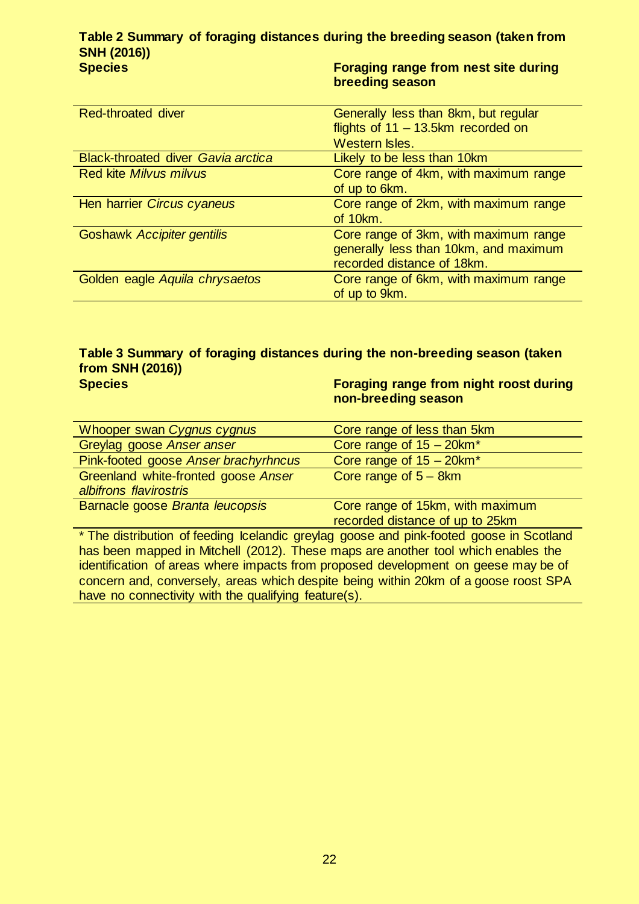**Table 2 Summary of foraging distances during the breeding season (taken from SNH (2016))**

| Species | Foraging range from nest site during breeding season |
| --- | --- |
| Red-throated diver | Generally less than 8km, but regular flights of 11 – 13.5km recorded on Western Isles. |
| Black-throated diver *Gavia arctica* | Likely to be less than 10km |
| Red kite *Milvus milvus* | Core range of 4km, with maximum range of up to 6km. |
| Hen harrier *Circus cyaneus* | Core range of 2km, with maximum range of 10km. |
| Goshawk *Accipiter gentilis* | Core range of 3km, with maximum range generally less than 10km, and maximum recorded distance of 18km. |
| Golden eagle *Aquila chrysaetos* | Core range of 6km, with maximum range of up to 9km. |

**Table 3 Summary of foraging distances during the non-breeding season (taken from SNH (2016))**

| Species | Foraging range from night roost during non-breeding season |
| --- | --- |
| Whooper swan *Cygnus cygnus* | Core range of less than 5km |
| Greylag goose *Anser anser* | Core range of 15 – 20km* |
| Pink-footed goose *Anser brachyrhncus* | Core range of 15 – 20km* |
| Greenland white-fronted goose *Anser albifrons flavirostris* | Core range of 5 – 8km |
| Barnacle goose *Branta leucopsis* | Core range of 15km, with maximum recorded distance of up to 25km |

* The distribution of feeding Icelandic greylag goose and pink-footed goose in Scotland has been mapped in Mitchell (2012). These maps are another tool which enables the identification of areas where impacts from proposed development on geese may be of concern and, conversely, areas which despite being within 20km of a goose roost SPA have no connectivity with the qualifying feature(s).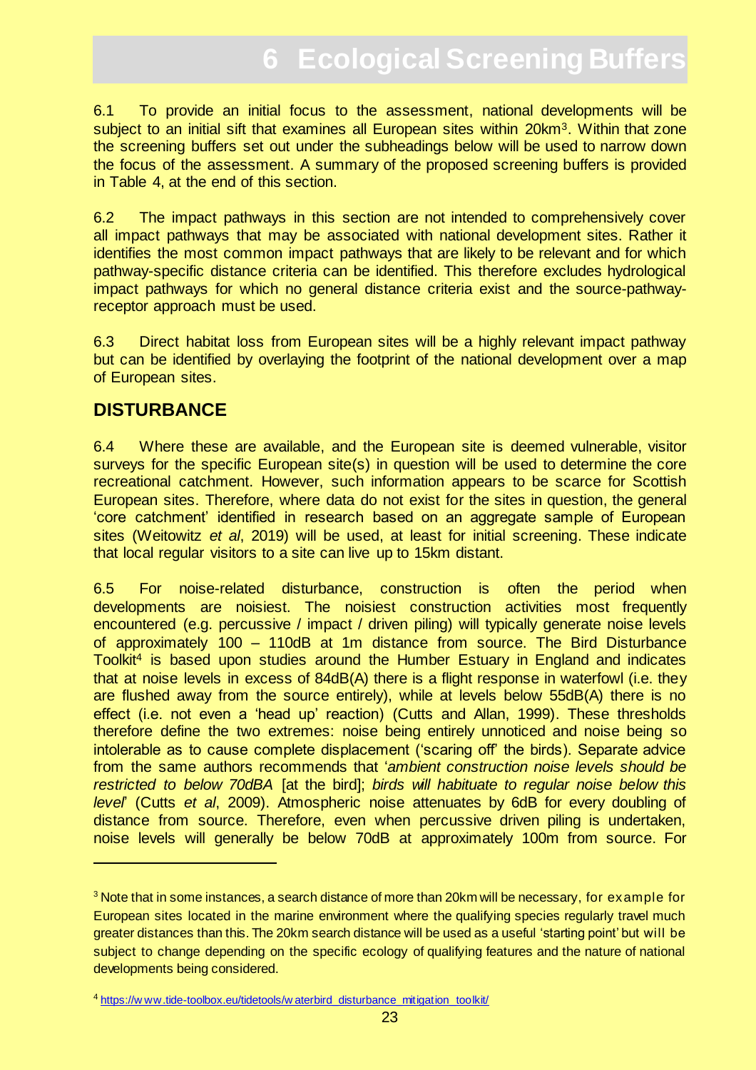# 6 Ecological Screening Buffers

6.1 To provide an initial focus to the assessment, national developments will be subject to an initial sift that examines all European sites within 20km[3]. Within that zone the screening buffers set out under the subheadings below will be used to narrow down the focus of the assessment. A summary of the proposed screening buffers is provided in Table 4, at the end of this section.

6.2 The impact pathways in this section are not intended to comprehensively cover all impact pathways that may be associated with national development sites. Rather it identifies the most common impact pathways that are likely to be relevant and for which pathway-specific distance criteria can be identified. This therefore excludes hydrological impact pathways for which no general distance criteria exist and the source-pathway-receptor approach must be used.

6.3 Direct habitat loss from European sites will be a highly relevant impact pathway but can be identified by overlaying the footprint of the national development over a map of European sites.

## DISTURBANCE

6.4 Where these are available, and the European site is deemed vulnerable, visitor surveys for the specific European site(s) in question will be used to determine the core recreational catchment. However, such information appears to be scarce for Scottish European sites. Therefore, where data do not exist for the sites in question, the general 'core catchment' identified in research based on an aggregate sample of European sites (Weitowitz *et al*, 2019) will be used, at least for initial screening. These indicate that local regular visitors to a site can live up to 15km distant.

6.5 For noise-related disturbance, construction is often the period when developments are noisiest. The noisiest construction activities most frequently encountered (e.g. percussive / impact / driven piling) will typically generate noise levels of approximately 100 – 110dB at 1m distance from source. The Bird Disturbance Toolkit[4] is based upon studies around the Humber Estuary in England and indicates that at noise levels in excess of 84dB(A) there is a flight response in waterfowl (i.e. they are flushed away from the source entirely), while at levels below 55dB(A) there is no effect (i.e. not even a 'head up' reaction) (Cutts and Allan, 1999). These thresholds therefore define the two extremes: noise being entirely unnoticed and noise being so intolerable as to cause complete displacement ('scaring off' the birds). Separate advice from the same authors recommends that '*ambient construction noise levels should be restricted to below 70dBA* [at the bird]; *birds will habituate to regular noise below this level*' (Cutts *et al*, 2009). Atmospheric noise attenuates by 6dB for every doubling of distance from source. Therefore, even when percussive driven piling is undertaken, noise levels will generally be below 70dB at approximately 100m from source. For

---

[3] Note that in some instances, a search distance of more than 20km will be necessary, for example for European sites located in the marine environment where the qualifying species regularly travel much greater distances than this. The 20km search distance will be used as a useful 'starting point' but will be subject to change depending on the specific ecology of qualifying features and the nature of national developments being considered.

[4] https://www.tide-toolbox.eu/tidetools/waterbird_disturbance_mitigation_toolkit/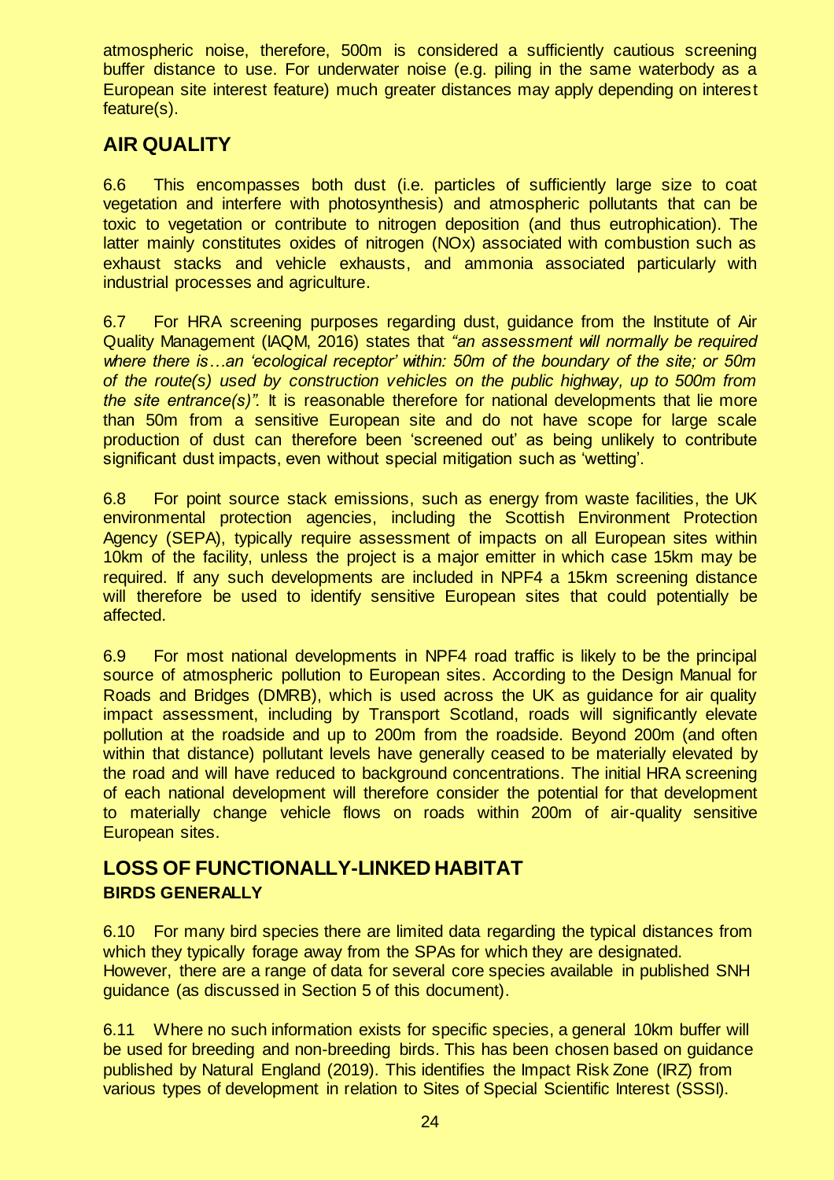atmospheric noise, therefore, 500m is considered a sufficiently cautious screening buffer distance to use. For underwater noise (e.g. piling in the same waterbody as a European site interest feature) much greater distances may apply depending on interest feature(s).

## AIR QUALITY

6.6 This encompasses both dust (i.e. particles of sufficiently large size to coat vegetation and interfere with photosynthesis) and atmospheric pollutants that can be toxic to vegetation or contribute to nitrogen deposition (and thus eutrophication). The latter mainly constitutes oxides of nitrogen (NOx) associated with combustion such as exhaust stacks and vehicle exhausts, and ammonia associated particularly with industrial processes and agriculture.

6.7 For HRA screening purposes regarding dust, guidance from the Institute of Air Quality Management (IAQM, 2016) states that *"an assessment will normally be required where there is…an 'ecological receptor' within: 50m of the boundary of the site; or 50m of the route(s) used by construction vehicles on the public highway, up to 500m from the site entrance(s)".* It is reasonable therefore for national developments that lie more than 50m from a sensitive European site and do not have scope for large scale production of dust can therefore been 'screened out' as being unlikely to contribute significant dust impacts, even without special mitigation such as 'wetting'.

6.8 For point source stack emissions, such as energy from waste facilities, the UK environmental protection agencies, including the Scottish Environment Protection Agency (SEPA), typically require assessment of impacts on all European sites within 10km of the facility, unless the project is a major emitter in which case 15km may be required. If any such developments are included in NPF4 a 15km screening distance will therefore be used to identify sensitive European sites that could potentially be affected.

6.9 For most national developments in NPF4 road traffic is likely to be the principal source of atmospheric pollution to European sites. According to the Design Manual for Roads and Bridges (DMRB), which is used across the UK as guidance for air quality impact assessment, including by Transport Scotland, roads will significantly elevate pollution at the roadside and up to 200m from the roadside. Beyond 200m (and often within that distance) pollutant levels have generally ceased to be materially elevated by the road and will have reduced to background concentrations. The initial HRA screening of each national development will therefore consider the potential for that development to materially change vehicle flows on roads within 200m of air-quality sensitive European sites.

## LOSS OF FUNCTIONALLY-LINKED HABITAT

### BIRDS GENERALLY

6.10 For many bird species there are limited data regarding the typical distances from which they typically forage away from the SPAs for which they are designated. However, there are a range of data for several core species available in published SNH guidance (as discussed in Section 5 of this document).

6.11 Where no such information exists for specific species, a general 10km buffer will be used for breeding and non-breeding birds. This has been chosen based on guidance published by Natural England (2019). This identifies the Impact Risk Zone (IRZ) from various types of development in relation to Sites of Special Scientific Interest (SSSI).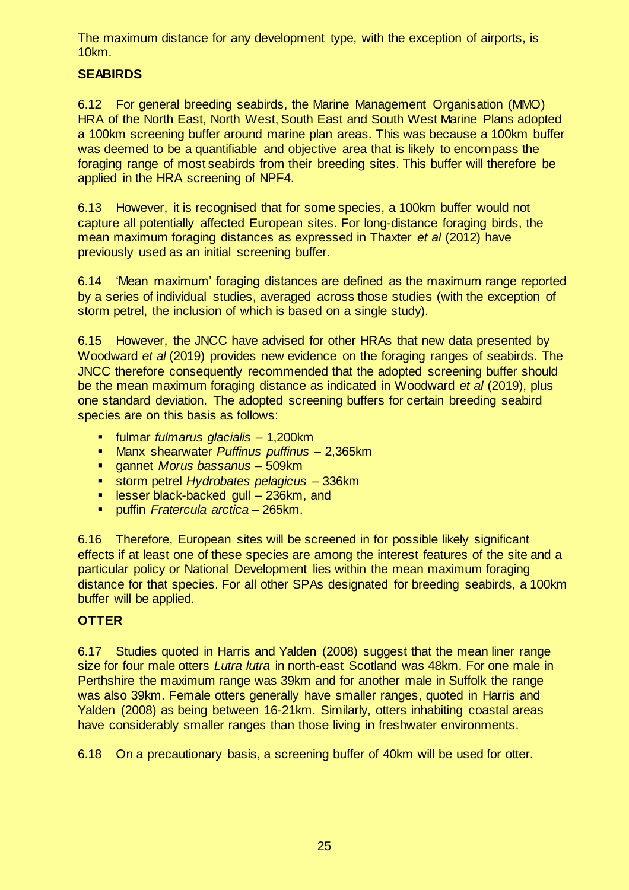The maximum distance for any development type, with the exception of airports, is 10km.

**SEABIRDS**

6.12 For general breeding seabirds, the Marine Management Organisation (MMO) HRA of the North East, North West, South East and South West Marine Plans adopted a 100km screening buffer around marine plan areas. This was because a 100km buffer was deemed to be a quantifiable and objective area that is likely to encompass the foraging range of most seabirds from their breeding sites. This buffer will therefore be applied in the HRA screening of NPF4.

6.13 However, it is recognised that for some species, a 100km buffer would not capture all potentially affected European sites. For long-distance foraging birds, the mean maximum foraging distances as expressed in Thaxter *et al* (2012) have previously used as an initial screening buffer.

6.14 'Mean maximum' foraging distances are defined as the maximum range reported by a series of individual studies, averaged across those studies (with the exception of storm petrel, the inclusion of which is based on a single study).

6.15 However, the JNCC have advised for other HRAs that new data presented by Woodward *et al* (2019) provides new evidence on the foraging ranges of seabirds. The JNCC therefore consequently recommended that the adopted screening buffer should be the mean maximum foraging distance as indicated in Woodward *et al* (2019), plus one standard deviation. The adopted screening buffers for certain breeding seabird species are on this basis as follows:

- fulmar *fulmarus glacialis* – 1,200km
- Manx shearwater *Puffinus puffinus* – 2,365km
- gannet *Morus bassanus* – 509km
- storm petrel *Hydrobates pelagicus* – 336km
- lesser black-backed gull – 236km, and
- puffin *Fratercula arctica* – 265km.

6.16 Therefore, European sites will be screened in for possible likely significant effects if at least one of these species are among the interest features of the site and a particular policy or National Development lies within the mean maximum foraging distance for that species. For all other SPAs designated for breeding seabirds, a 100km buffer will be applied.

**OTTER**

6.17 Studies quoted in Harris and Yalden (2008) suggest that the mean liner range size for four male otters *Lutra lutra* in north-east Scotland was 48km. For one male in Perthshire the maximum range was 39km and for another male in Suffolk the range was also 39km. Female otters generally have smaller ranges, quoted in Harris and Yalden (2008) as being between 16-21km. Similarly, otters inhabiting coastal areas have considerably smaller ranges than those living in freshwater environments.

6.18 On a precautionary basis, a screening buffer of 40km will be used for otter.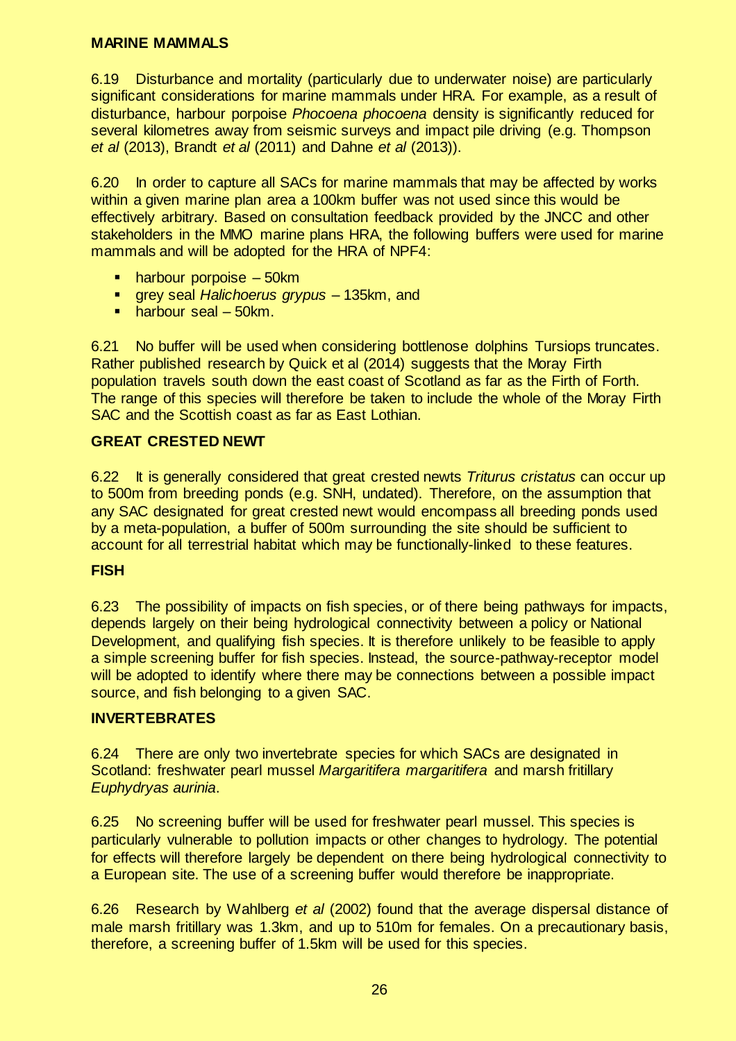**MARINE MAMMALS**

6.19 Disturbance and mortality (particularly due to underwater noise) are particularly significant considerations for marine mammals under HRA. For example, as a result of disturbance, harbour porpoise *Phocoena phocoena* density is significantly reduced for several kilometres away from seismic surveys and impact pile driving (e.g. Thompson *et al* (2013), Brandt *et al* (2011) and Dahne *et al* (2013)).

6.20 In order to capture all SACs for marine mammals that may be affected by works within a given marine plan area a 100km buffer was not used since this would be effectively arbitrary. Based on consultation feedback provided by the JNCC and other stakeholders in the MMO marine plans HRA, the following buffers were used for marine mammals and will be adopted for the HRA of NPF4:

- harbour porpoise – 50km
- grey seal *Halichoerus grypus* – 135km, and
- harbour seal – 50km.

6.21 No buffer will be used when considering bottlenose dolphins Tursiops truncates. Rather published research by Quick et al (2014) suggests that the Moray Firth population travels south down the east coast of Scotland as far as the Firth of Forth. The range of this species will therefore be taken to include the whole of the Moray Firth SAC and the Scottish coast as far as East Lothian.

**GREAT CRESTED NEWT**

6.22 It is generally considered that great crested newts *Triturus cristatus* can occur up to 500m from breeding ponds (e.g. SNH, undated). Therefore, on the assumption that any SAC designated for great crested newt would encompass all breeding ponds used by a meta-population, a buffer of 500m surrounding the site should be sufficient to account for all terrestrial habitat which may be functionally-linked to these features.

**FISH**

6.23 The possibility of impacts on fish species, or of there being pathways for impacts, depends largely on their being hydrological connectivity between a policy or National Development, and qualifying fish species. It is therefore unlikely to be feasible to apply a simple screening buffer for fish species. Instead, the source-pathway-receptor model will be adopted to identify where there may be connections between a possible impact source, and fish belonging to a given SAC.

**INVERTEBRATES**

6.24 There are only two invertebrate species for which SACs are designated in Scotland: freshwater pearl mussel *Margaritifera margaritifera* and marsh fritillary *Euphydryas aurinia*.

6.25 No screening buffer will be used for freshwater pearl mussel. This species is particularly vulnerable to pollution impacts or other changes to hydrology. The potential for effects will therefore largely be dependent on there being hydrological connectivity to a European site. The use of a screening buffer would therefore be inappropriate.

6.26 Research by Wahlberg *et al* (2002) found that the average dispersal distance of male marsh fritillary was 1.3km, and up to 510m for females. On a precautionary basis, therefore, a screening buffer of 1.5km will be used for this species.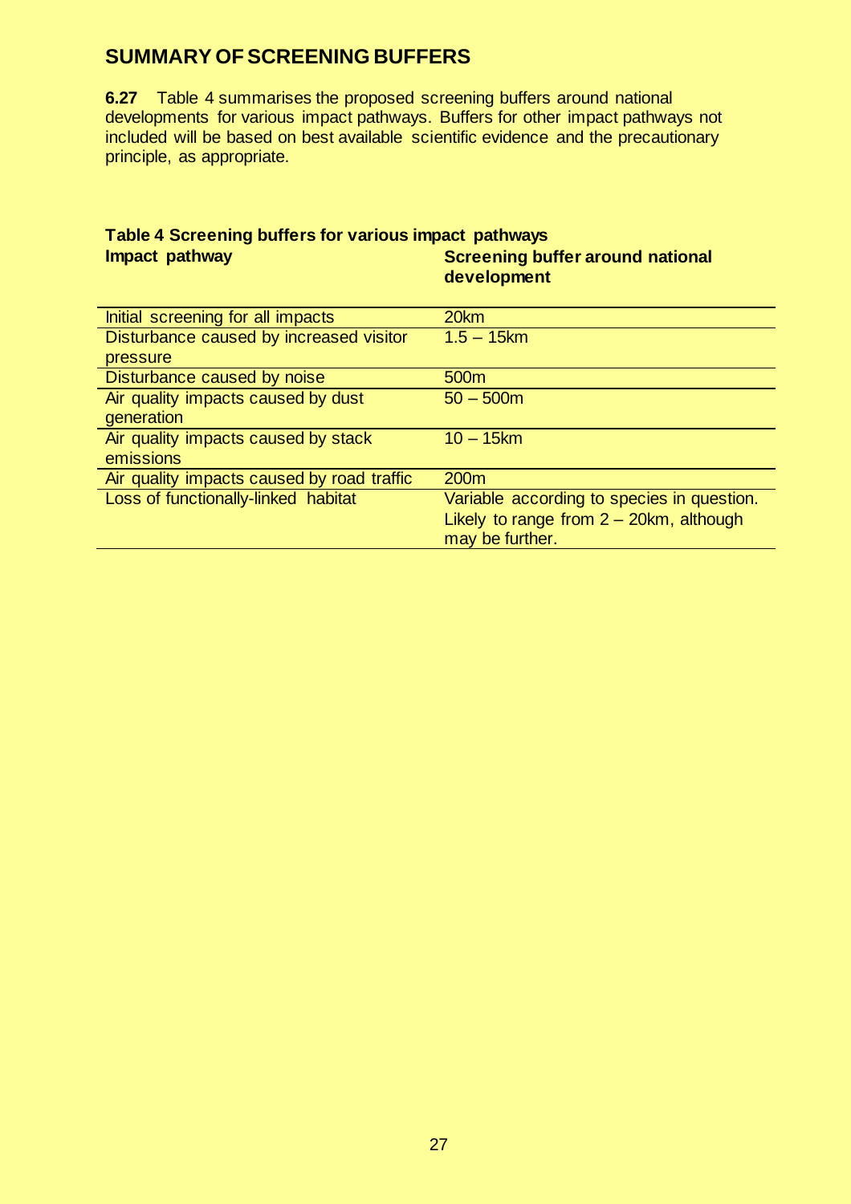## SUMMARY OF SCREENING BUFFERS

**6.27** Table 4 summarises the proposed screening buffers around national developments for various impact pathways. Buffers for other impact pathways not included will be based on best available scientific evidence and the precautionary principle, as appropriate.

**Table 4 Screening buffers for various impact pathways**

| **Impact pathway** | **Screening buffer around national development** |
|---|---|
| Initial screening for all impacts | 20km |
| Disturbance caused by increased visitor pressure | 1.5 – 15km |
| Disturbance caused by noise | 500m |
| Air quality impacts caused by dust generation | 50 – 500m |
| Air quality impacts caused by stack emissions | 10 – 15km |
| Air quality impacts caused by road traffic | 200m |
| Loss of functionally-linked habitat | Variable according to species in question. Likely to range from 2 – 20km, although may be further. |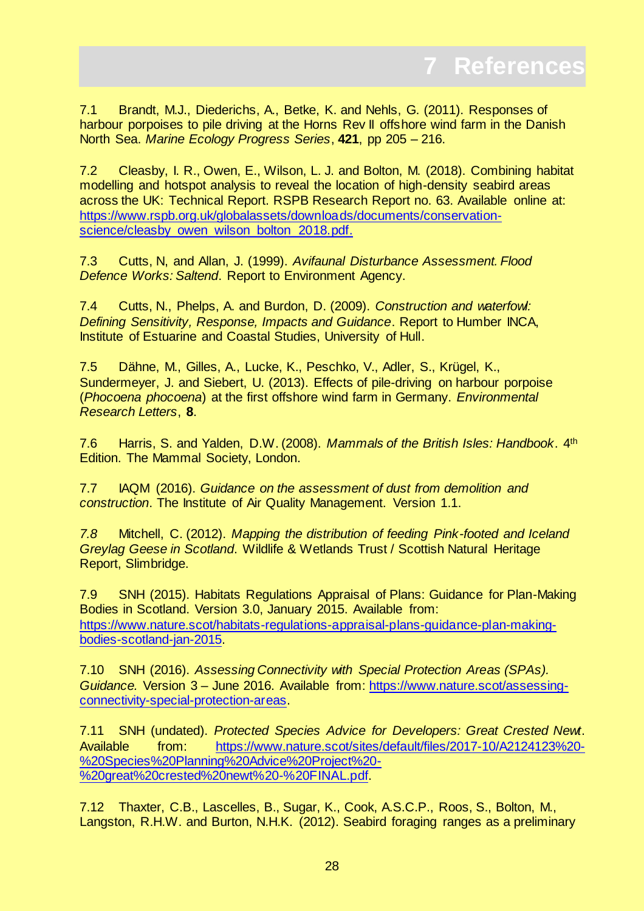# 7 References

7.1 Brandt, M.J., Diederichs, A., Betke, K. and Nehls, G. (2011). Responses of harbour porpoises to pile driving at the Horns Rev II offshore wind farm in the Danish North Sea. *Marine Ecology Progress Series*, **421**, pp 205 – 216.

7.2 Cleasby, I. R., Owen, E., Wilson, L. J. and Bolton, M. (2018). Combining habitat modelling and hotspot analysis to reveal the location of high-density seabird areas across the UK: Technical Report. RSPB Research Report no. 63. Available online at: [https://www.rspb.org.uk/globalassets/downloads/documents/conservation-science/cleasby_owen_wilson_bolton_2018.pdf.](https://www.rspb.org.uk/globalassets/downloads/documents/conservation-science/cleasby_owen_wilson_bolton_2018.pdf)

7.3 Cutts, N, and Allan, J. (1999). *Avifaunal Disturbance Assessment. Flood Defence Works: Saltend*. Report to Environment Agency.

7.4 Cutts, N., Phelps, A. and Burdon, D. (2009). *Construction and waterfowl: Defining Sensitivity, Response, Impacts and Guidance*. Report to Humber INCA, Institute of Estuarine and Coastal Studies, University of Hull.

7.5 Dähne, M., Gilles, A., Lucke, K., Peschko, V., Adler, S., Krügel, K., Sundermeyer, J. and Siebert, U. (2013). Effects of pile-driving on harbour porpoise (*Phocoena phocoena*) at the first offshore wind farm in Germany. *Environmental Research Letters*, **8**.

7.6 Harris, S. and Yalden, D.W. (2008). *Mammals of the British Isles: Handbook*. 4th Edition. The Mammal Society, London.

7.7 IAQM (2016). *Guidance on the assessment of dust from demolition and construction*. The Institute of Air Quality Management. Version 1.1.

*7.8* Mitchell, C. (2012). *Mapping the distribution of feeding Pink-footed and Iceland Greylag Geese in Scotland*. Wildlife & Wetlands Trust / Scottish Natural Heritage Report, Slimbridge.

7.9 SNH (2015). Habitats Regulations Appraisal of Plans: Guidance for Plan-Making Bodies in Scotland. Version 3.0, January 2015. Available from: [https://www.nature.scot/habitats-regulations-appraisal-plans-guidance-plan-making-bodies-scotland-jan-2015](https://www.nature.scot/habitats-regulations-appraisal-plans-guidance-plan-making-bodies-scotland-jan-2015).

7.10 SNH (2016). *Assessing Connectivity with Special Protection Areas (SPAs). Guidance.* Version 3 – June 2016. Available from: [https://www.nature.scot/assessing-connectivity-special-protection-areas](https://www.nature.scot/assessing-connectivity-special-protection-areas).

7.11 SNH (undated). *Protected Species Advice for Developers: Great Crested Newt*. Available from: [https://www.nature.scot/sites/default/files/2017-10/A2124123%20-%20Species%20Planning%20Advice%20Project%20-%20great%20crested%20newt%20-%20FINAL.pdf](https://www.nature.scot/sites/default/files/2017-10/A2124123%20-%20Species%20Planning%20Advice%20Project%20-%20great%20crested%20newt%20-%20FINAL.pdf).

7.12 Thaxter, C.B., Lascelles, B., Sugar, K., Cook, A.S.C.P., Roos, S., Bolton, M., Langston, R.H.W. and Burton, N.H.K. (2012). Seabird foraging ranges as a preliminary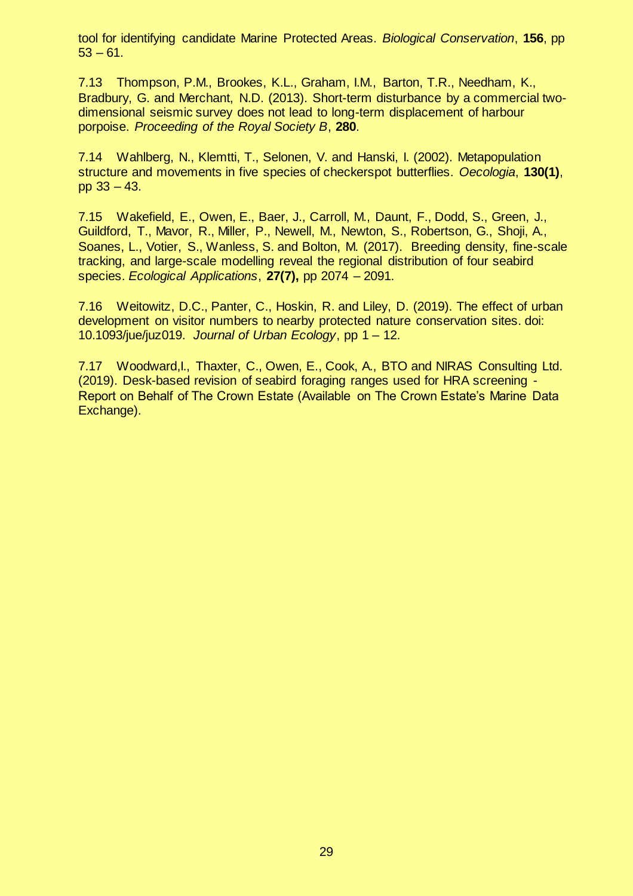tool for identifying candidate Marine Protected Areas. *Biological Conservation*, **156**, pp 53 – 61.

7.13 Thompson, P.M., Brookes, K.L., Graham, I.M., Barton, T.R., Needham, K., Bradbury, G. and Merchant, N.D. (2013). Short-term disturbance by a commercial two-dimensional seismic survey does not lead to long-term displacement of harbour porpoise. *Proceeding of the Royal Society B*, **280**.

7.14 Wahlberg, N., Klemtti, T., Selonen, V. and Hanski, I. (2002). Metapopulation structure and movements in five species of checkerspot butterflies. *Oecologia*, **130(1)**, pp 33 – 43.

7.15 Wakefield, E., Owen, E., Baer, J., Carroll, M., Daunt, F., Dodd, S., Green, J., Guildford, T., Mavor, R., Miller, P., Newell, M., Newton, S., Robertson, G., Shoji, A., Soanes, L., Votier, S., Wanless, S. and Bolton, M. (2017). Breeding density, fine-scale tracking, and large-scale modelling reveal the regional distribution of four seabird species. *Ecological Applications*, **27(7),** pp 2074 – 2091.

7.16 Weitowitz, D.C., Panter, C., Hoskin, R. and Liley, D. (2019). The effect of urban development on visitor numbers to nearby protected nature conservation sites. doi: 10.1093/jue/juz019. *Journal of Urban Ecology*, pp 1 – 12.

7.17 Woodward,I., Thaxter, C., Owen, E., Cook, A., BTO and NIRAS Consulting Ltd. (2019). Desk-based revision of seabird foraging ranges used for HRA screening - Report on Behalf of The Crown Estate (Available on The Crown Estate's Marine Data Exchange).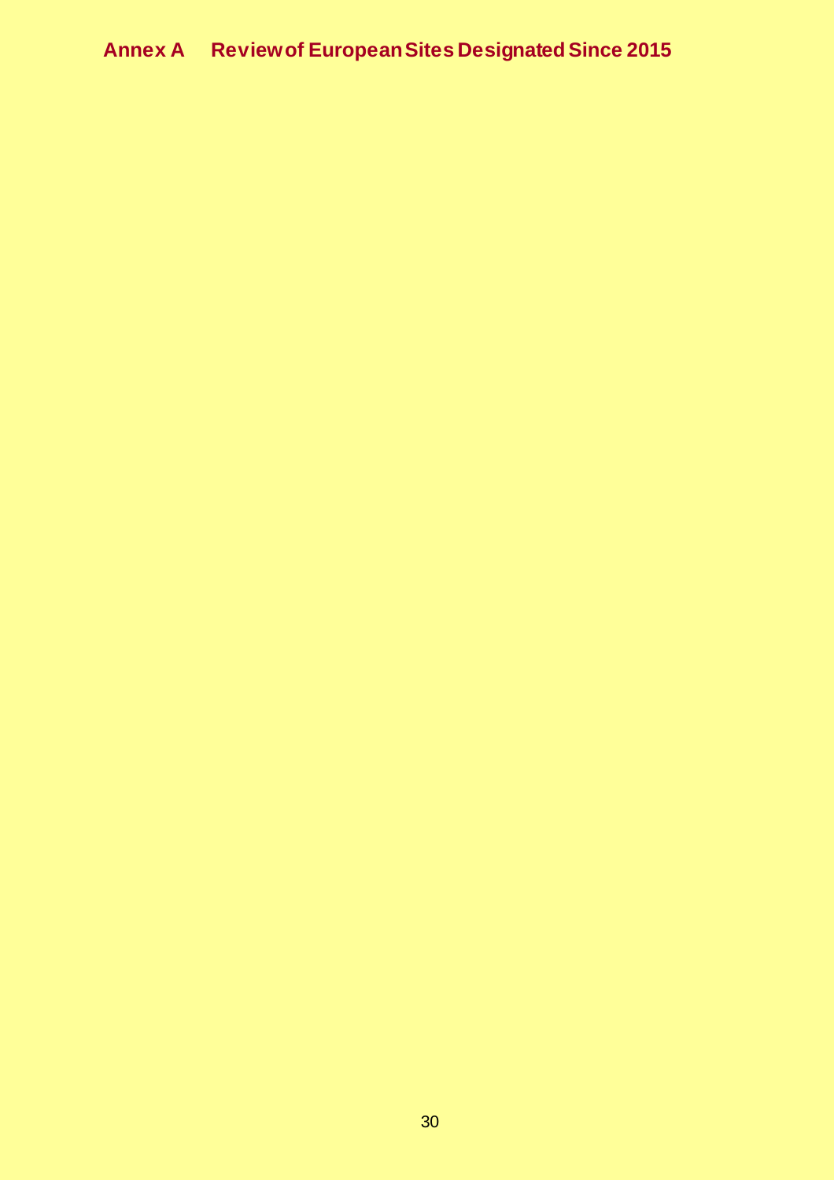# Annex A Review of European Sites Designated Since 2015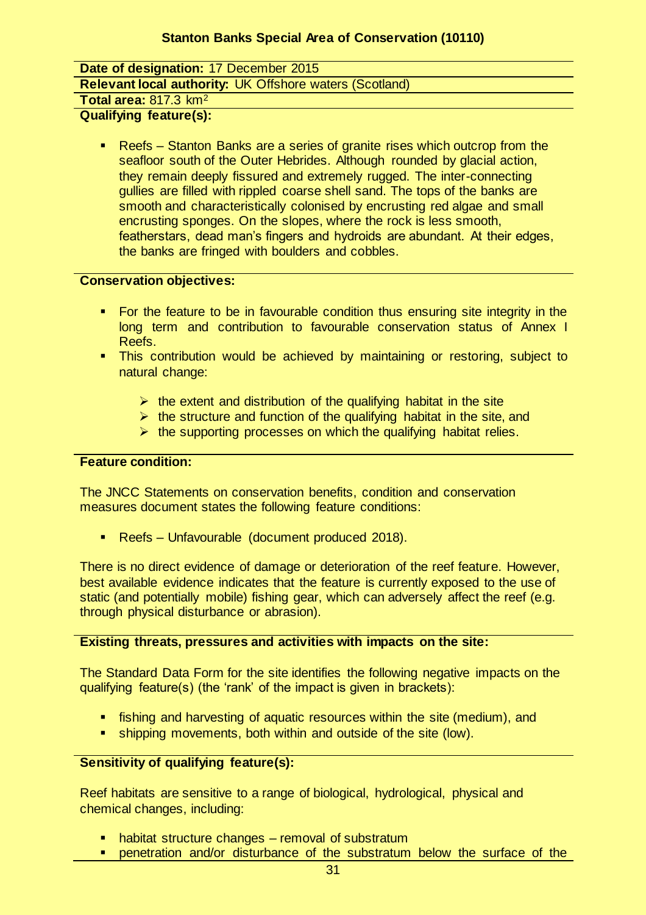## Stanton Banks Special Area of Conservation (10110)

**Date of designation:** 17 December 2015

**Relevant local authority:** UK Offshore waters (Scotland)

**Total area:** 817.3 km$^2$

**Qualifying feature(s):**

- Reefs – Stanton Banks are a series of granite rises which outcrop from the seafloor south of the Outer Hebrides. Although rounded by glacial action, they remain deeply fissured and extremely rugged. The inter-connecting gullies are filled with rippled coarse shell sand. The tops of the banks are smooth and characteristically colonised by encrusting red algae and small encrusting sponges. On the slopes, where the rock is less smooth, featherstars, dead man's fingers and hydroids are abundant. At their edges, the banks are fringed with boulders and cobbles.

**Conservation objectives:**

- For the feature to be in favourable condition thus ensuring site integrity in the long term and contribution to favourable conservation status of Annex I Reefs.
- This contribution would be achieved by maintaining or restoring, subject to natural change:
  - the extent and distribution of the qualifying habitat in the site
  - the structure and function of the qualifying habitat in the site, and
  - the supporting processes on which the qualifying habitat relies.

**Feature condition:**

The JNCC Statements on conservation benefits, condition and conservation measures document states the following feature conditions:

- Reefs – Unfavourable (document produced 2018).

There is no direct evidence of damage or deterioration of the reef feature. However, best available evidence indicates that the feature is currently exposed to the use of static (and potentially mobile) fishing gear, which can adversely affect the reef (e.g. through physical disturbance or abrasion).

**Existing threats, pressures and activities with impacts on the site:**

The Standard Data Form for the site identifies the following negative impacts on the qualifying feature(s) (the 'rank' of the impact is given in brackets):

- fishing and harvesting of aquatic resources within the site (medium), and
- shipping movements, both within and outside of the site (low).

**Sensitivity of qualifying feature(s):**

Reef habitats are sensitive to a range of biological, hydrological, physical and chemical changes, including:

- habitat structure changes – removal of substratum
- penetration and/or disturbance of the substratum below the surface of the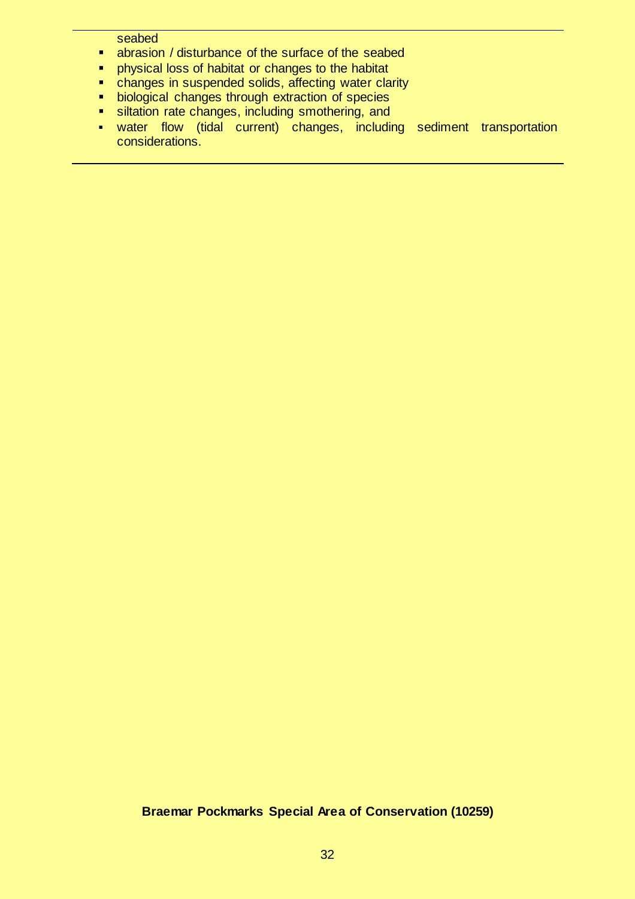seabed

- abrasion / disturbance of the surface of the seabed
- physical loss of habitat or changes to the habitat
- changes in suspended solids, affecting water clarity
- biological changes through extraction of species
- siltation rate changes, including smothering, and
- water flow (tidal current) changes, including sediment transportation considerations.

**Braemar Pockmarks Special Area of Conservation (10259)**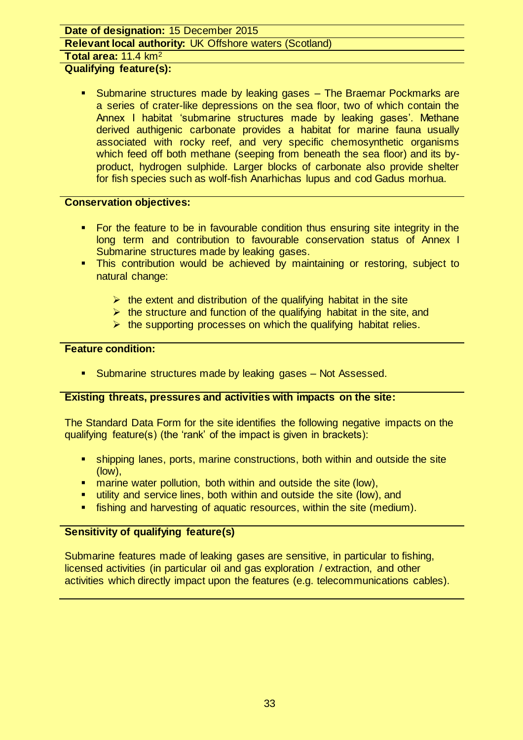**Date of designation:** 15 December 2015

**Relevant local authority:** UK Offshore waters (Scotland)

**Total area:** 11.4 km$^2$

**Qualifying feature(s):**

- Submarine structures made by leaking gases – The Braemar Pockmarks are a series of crater-like depressions on the sea floor, two of which contain the Annex I habitat 'submarine structures made by leaking gases'. Methane derived authigenic carbonate provides a habitat for marine fauna usually associated with rocky reef, and very specific chemosynthetic organisms which feed off both methane (seeping from beneath the sea floor) and its by-product, hydrogen sulphide. Larger blocks of carbonate also provide shelter for fish species such as wolf-fish Anarhichas lupus and cod Gadus morhua.

**Conservation objectives:**

- For the feature to be in favourable condition thus ensuring site integrity in the long term and contribution to favourable conservation status of Annex I Submarine structures made by leaking gases.
- This contribution would be achieved by maintaining or restoring, subject to natural change:
  - the extent and distribution of the qualifying habitat in the site
  - the structure and function of the qualifying habitat in the site, and
  - the supporting processes on which the qualifying habitat relies.

**Feature condition:**

- Submarine structures made by leaking gases – Not Assessed.

**Existing threats, pressures and activities with impacts on the site:**

The Standard Data Form for the site identifies the following negative impacts on the qualifying feature(s) (the 'rank' of the impact is given in brackets):

- shipping lanes, ports, marine constructions, both within and outside the site (low),
- marine water pollution, both within and outside the site (low),
- utility and service lines, both within and outside the site (low), and
- fishing and harvesting of aquatic resources, within the site (medium).

**Sensitivity of qualifying feature(s)**

Submarine features made of leaking gases are sensitive, in particular to fishing, licensed activities (in particular oil and gas exploration / extraction, and other activities which directly impact upon the features (e.g. telecommunications cables).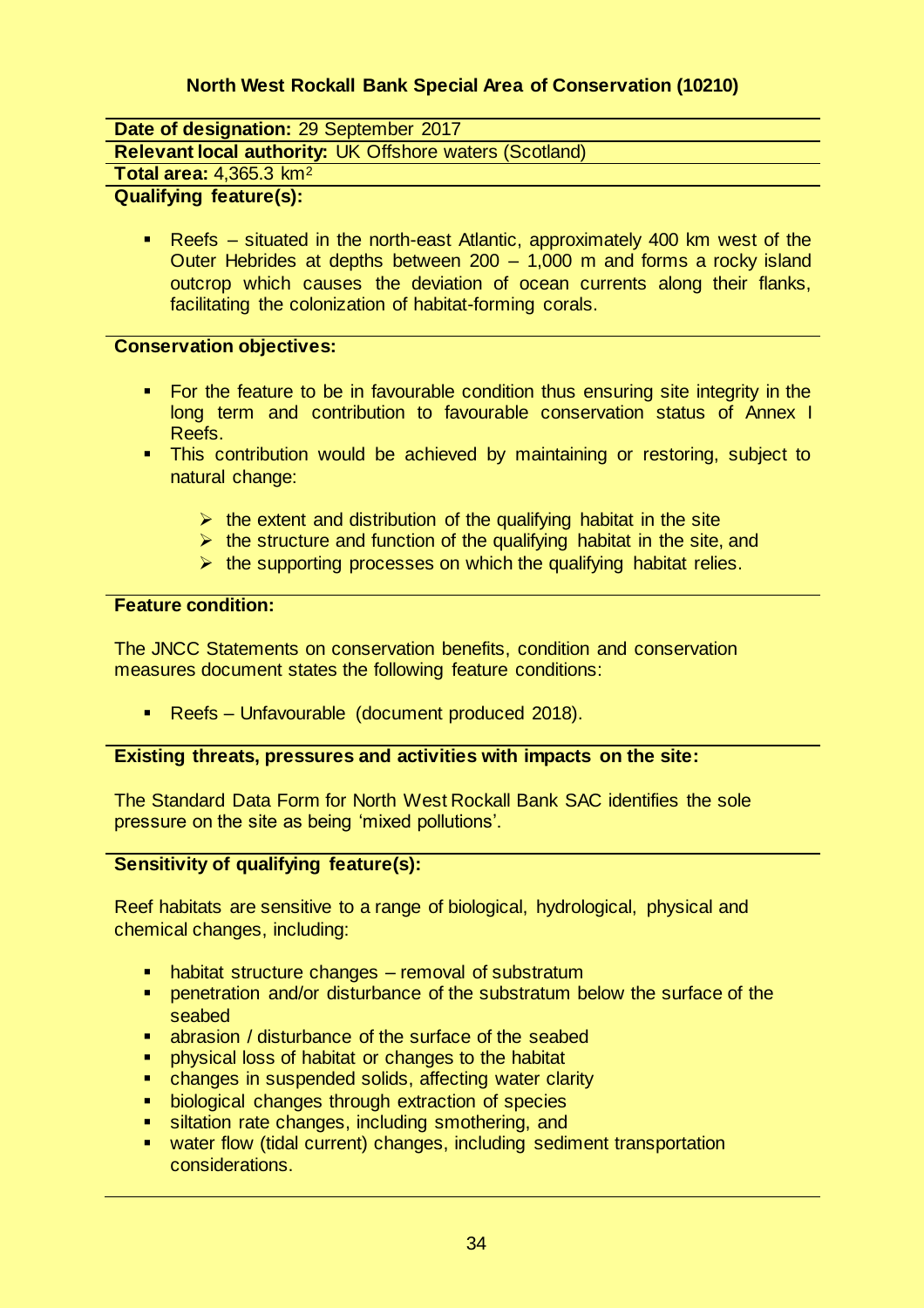## North West Rockall Bank Special Area of Conservation (10210)

**Date of designation:** 29 September 2017

**Relevant local authority:** UK Offshore waters (Scotland)

**Total area:** 4,365.3 km$^2$

**Qualifying feature(s):**

- Reefs – situated in the north-east Atlantic, approximately 400 km west of the Outer Hebrides at depths between 200 – 1,000 m and forms a rocky island outcrop which causes the deviation of ocean currents along their flanks, facilitating the colonization of habitat-forming corals.

**Conservation objectives:**

- For the feature to be in favourable condition thus ensuring site integrity in the long term and contribution to favourable conservation status of Annex I Reefs.
- This contribution would be achieved by maintaining or restoring, subject to natural change:
  - the extent and distribution of the qualifying habitat in the site
  - the structure and function of the qualifying habitat in the site, and
  - the supporting processes on which the qualifying habitat relies.

**Feature condition:**

The JNCC Statements on conservation benefits, condition and conservation measures document states the following feature conditions:

- Reefs – Unfavourable (document produced 2018).

**Existing threats, pressures and activities with impacts on the site:**

The Standard Data Form for North West Rockall Bank SAC identifies the sole pressure on the site as being 'mixed pollutions'.

**Sensitivity of qualifying feature(s):**

Reef habitats are sensitive to a range of biological, hydrological, physical and chemical changes, including:

- habitat structure changes – removal of substratum
- penetration and/or disturbance of the substratum below the surface of the seabed
- abrasion / disturbance of the surface of the seabed
- physical loss of habitat or changes to the habitat
- changes in suspended solids, affecting water clarity
- biological changes through extraction of species
- siltation rate changes, including smothering, and
- water flow (tidal current) changes, including sediment transportation considerations.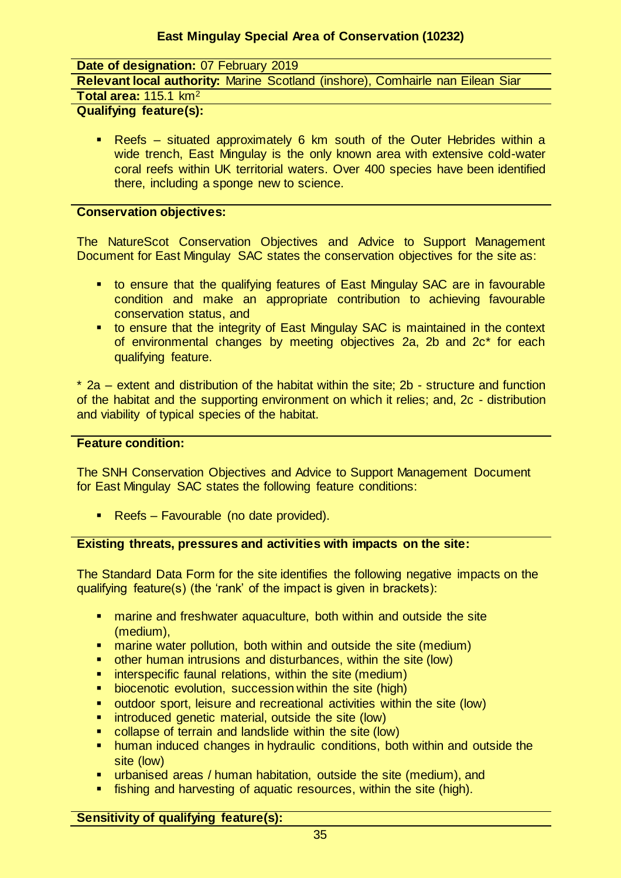### East Mingulay Special Area of Conservation (10232)

**Date of designation:** 07 February 2019

**Relevant local authority:** Marine Scotland (inshore), Comhairle nan Eilean Siar

**Total area:** 115.1 km$^2$

**Qualifying feature(s):**

- Reefs – situated approximately 6 km south of the Outer Hebrides within a wide trench, East Mingulay is the only known area with extensive cold-water coral reefs within UK territorial waters. Over 400 species have been identified there, including a sponge new to science.

**Conservation objectives:**

The NatureScot Conservation Objectives and Advice to Support Management Document for East Mingulay SAC states the conservation objectives for the site as:

- to ensure that the qualifying features of East Mingulay SAC are in favourable condition and make an appropriate contribution to achieving favourable conservation status, and
- to ensure that the integrity of East Mingulay SAC is maintained in the context of environmental changes by meeting objectives 2a, 2b and 2c* for each qualifying feature.

\* 2a – extent and distribution of the habitat within the site; 2b - structure and function of the habitat and the supporting environment on which it relies; and, 2c - distribution and viability of typical species of the habitat.

**Feature condition:**

The SNH Conservation Objectives and Advice to Support Management Document for East Mingulay SAC states the following feature conditions:

- Reefs – Favourable (no date provided).

**Existing threats, pressures and activities with impacts on the site:**

The Standard Data Form for the site identifies the following negative impacts on the qualifying feature(s) (the 'rank' of the impact is given in brackets):

- marine and freshwater aquaculture, both within and outside the site (medium),
- marine water pollution, both within and outside the site (medium)
- other human intrusions and disturbances, within the site (low)
- interspecific faunal relations, within the site (medium)
- biocenotic evolution, succession within the site (high)
- outdoor sport, leisure and recreational activities within the site (low)
- introduced genetic material, outside the site (low)
- collapse of terrain and landslide within the site (low)
- human induced changes in hydraulic conditions, both within and outside the site (low)
- urbanised areas / human habitation, outside the site (medium), and
- fishing and harvesting of aquatic resources, within the site (high).

**Sensitivity of qualifying feature(s):**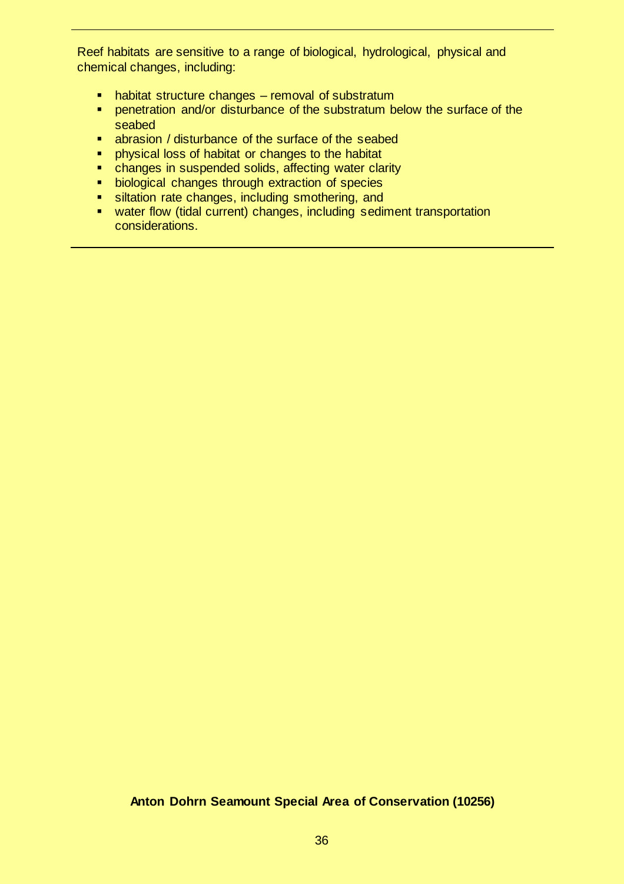Reef habitats are sensitive to a range of biological, hydrological, physical and chemical changes, including:

- habitat structure changes – removal of substratum
- penetration and/or disturbance of the substratum below the surface of the seabed
- abrasion / disturbance of the surface of the seabed
- physical loss of habitat or changes to the habitat
- changes in suspended solids, affecting water clarity
- biological changes through extraction of species
- siltation rate changes, including smothering, and
- water flow (tidal current) changes, including sediment transportation considerations.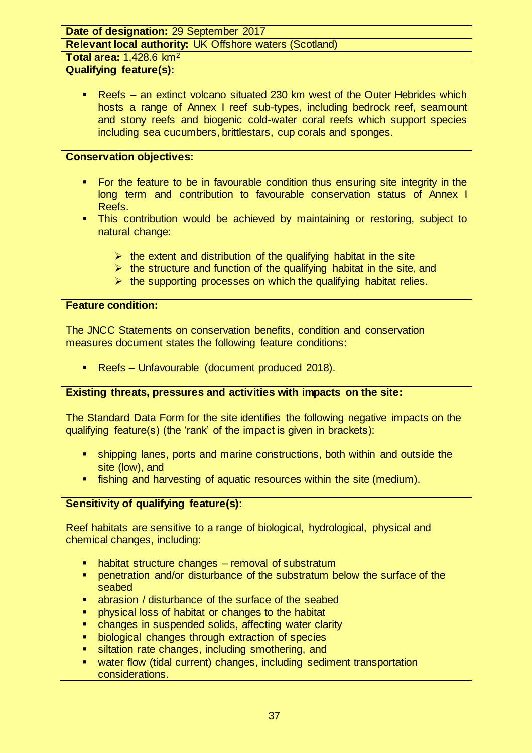**Date of designation:** 29 September 2017

**Relevant local authority:** UK Offshore waters (Scotland)

**Total area:** 1,428.6 km$^2$

**Qualifying feature(s):**

- Reefs – an extinct volcano situated 230 km west of the Outer Hebrides which hosts a range of Annex I reef sub-types, including bedrock reef, seamount and stony reefs and biogenic cold-water coral reefs which support species including sea cucumbers, brittlestars, cup corals and sponges.

**Conservation objectives:**

- For the feature to be in favourable condition thus ensuring site integrity in the long term and contribution to favourable conservation status of Annex I Reefs.
- This contribution would be achieved by maintaining or restoring, subject to natural change:
  - the extent and distribution of the qualifying habitat in the site
  - the structure and function of the qualifying habitat in the site, and
  - the supporting processes on which the qualifying habitat relies.

**Feature condition:**

The JNCC Statements on conservation benefits, condition and conservation measures document states the following feature conditions:

- Reefs – Unfavourable (document produced 2018).

**Existing threats, pressures and activities with impacts on the site:**

The Standard Data Form for the site identifies the following negative impacts on the qualifying feature(s) (the 'rank' of the impact is given in brackets):

- shipping lanes, ports and marine constructions, both within and outside the site (low), and
- fishing and harvesting of aquatic resources within the site (medium).

**Sensitivity of qualifying feature(s):**

Reef habitats are sensitive to a range of biological, hydrological, physical and chemical changes, including:

- habitat structure changes – removal of substratum
- penetration and/or disturbance of the substratum below the surface of the seabed
- abrasion / disturbance of the surface of the seabed
- physical loss of habitat or changes to the habitat
- changes in suspended solids, affecting water clarity
- biological changes through extraction of species
- siltation rate changes, including smothering, and
- water flow (tidal current) changes, including sediment transportation considerations.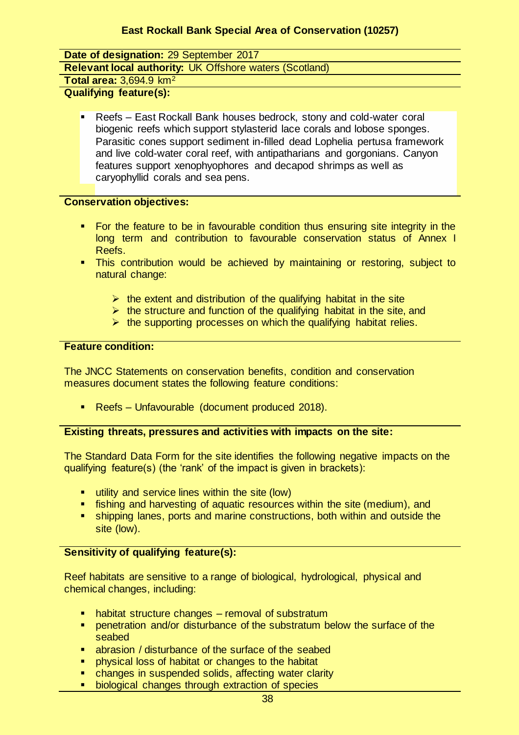## East Rockall Bank Special Area of Conservation (10257)

**Date of designation:** 29 September 2017

**Relevant local authority:** UK Offshore waters (Scotland)

**Total area:** 3,694.9 km$^2$

**Qualifying feature(s):**

- Reefs – East Rockall Bank houses bedrock, stony and cold-water coral biogenic reefs which support stylasterid lace corals and lobose sponges. Parasitic cones support sediment in-filled dead Lophelia pertusa framework and live cold-water coral reef, with antipatharians and gorgonians. Canyon features support xenophyophores and decapod shrimps as well as caryophyllid corals and sea pens.

**Conservation objectives:**

- For the feature to be in favourable condition thus ensuring site integrity in the long term and contribution to favourable conservation status of Annex I Reefs.
- This contribution would be achieved by maintaining or restoring, subject to natural change:
  - the extent and distribution of the qualifying habitat in the site
  - the structure and function of the qualifying habitat in the site, and
  - the supporting processes on which the qualifying habitat relies.

**Feature condition:**

The JNCC Statements on conservation benefits, condition and conservation measures document states the following feature conditions:

- Reefs – Unfavourable (document produced 2018).

**Existing threats, pressures and activities with impacts on the site:**

The Standard Data Form for the site identifies the following negative impacts on the qualifying feature(s) (the 'rank' of the impact is given in brackets):

- utility and service lines within the site (low)
- fishing and harvesting of aquatic resources within the site (medium), and
- shipping lanes, ports and marine constructions, both within and outside the site (low).

**Sensitivity of qualifying feature(s):**

Reef habitats are sensitive to a range of biological, hydrological, physical and chemical changes, including:

- habitat structure changes – removal of substratum
- penetration and/or disturbance of the substratum below the surface of the seabed
- abrasion / disturbance of the surface of the seabed
- physical loss of habitat or changes to the habitat
- changes in suspended solids, affecting water clarity
- biological changes through extraction of species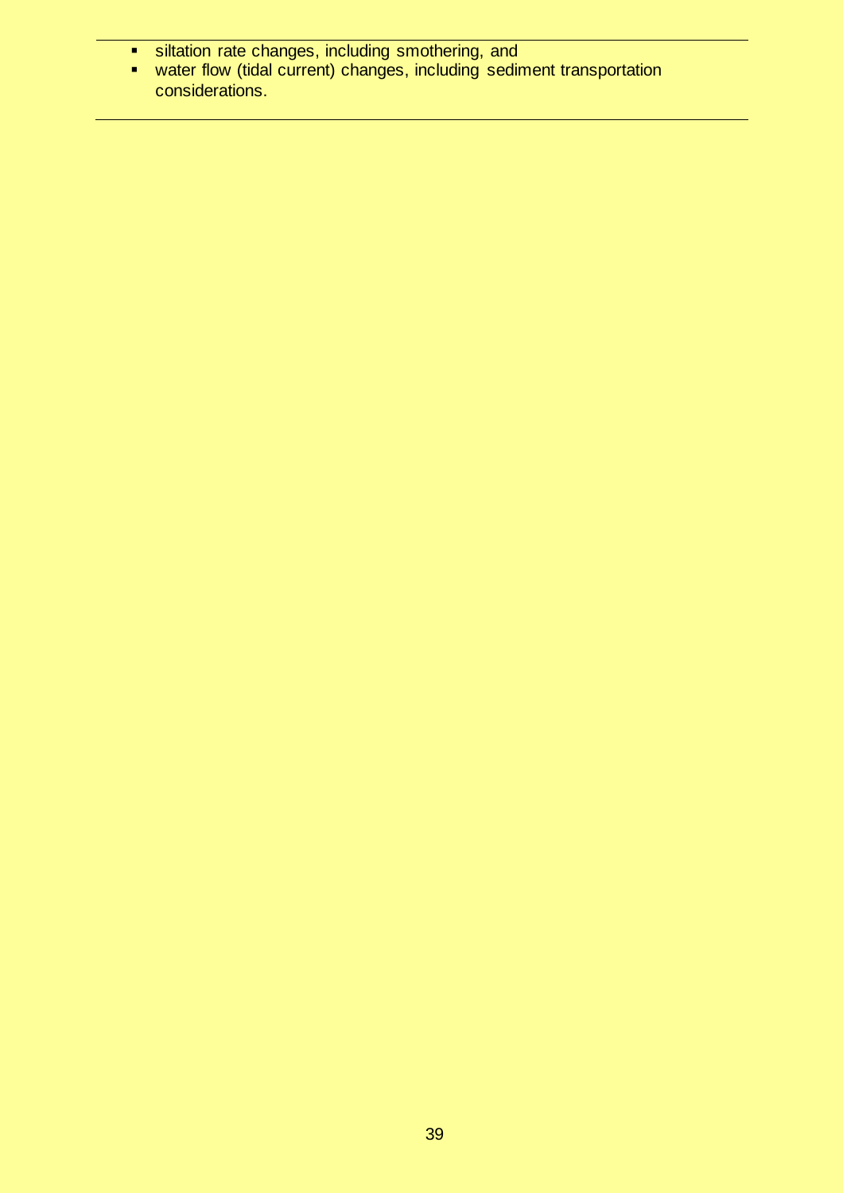- siltation rate changes, including smothering, and
- water flow (tidal current) changes, including sediment transportation considerations.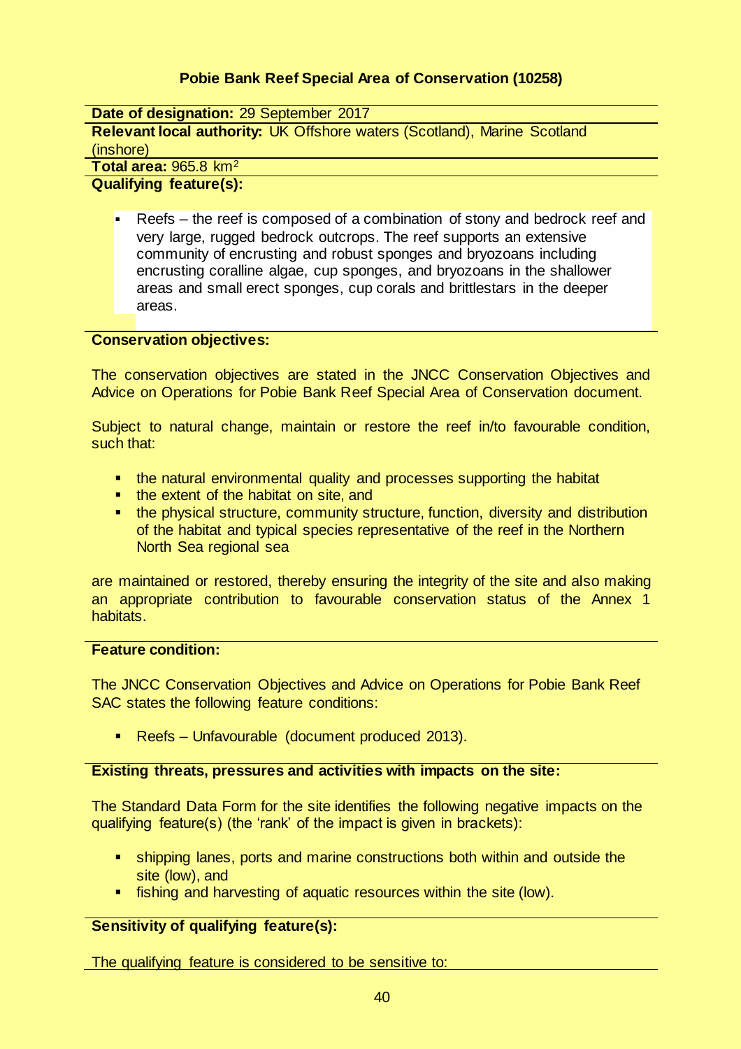### Pobie Bank Reef Special Area of Conservation (10258)

**Date of designation:** 29 September 2017

**Relevant local authority:** UK Offshore waters (Scotland), Marine Scotland (inshore)

**Total area:** 965.8 km$^2$

**Qualifying feature(s):**

- Reefs – the reef is composed of a combination of stony and bedrock reef and very large, rugged bedrock outcrops. The reef supports an extensive community of encrusting and robust sponges and bryozoans including encrusting coralline algae, cup sponges, and bryozoans in the shallower areas and small erect sponges, cup corals and brittlestars in the deeper areas.

**Conservation objectives:**

The conservation objectives are stated in the JNCC Conservation Objectives and Advice on Operations for Pobie Bank Reef Special Area of Conservation document.

Subject to natural change, maintain or restore the reef in/to favourable condition, such that:

- the natural environmental quality and processes supporting the habitat
- the extent of the habitat on site, and
- the physical structure, community structure, function, diversity and distribution of the habitat and typical species representative of the reef in the Northern North Sea regional sea

are maintained or restored, thereby ensuring the integrity of the site and also making an appropriate contribution to favourable conservation status of the Annex 1 habitats.

**Feature condition:**

The JNCC Conservation Objectives and Advice on Operations for Pobie Bank Reef SAC states the following feature conditions:

- Reefs – Unfavourable (document produced 2013).

**Existing threats, pressures and activities with impacts on the site:**

The Standard Data Form for the site identifies the following negative impacts on the qualifying feature(s) (the 'rank' of the impact is given in brackets):

- shipping lanes, ports and marine constructions both within and outside the site (low), and
- fishing and harvesting of aquatic resources within the site (low).

**Sensitivity of qualifying feature(s):**

The qualifying feature is considered to be sensitive to: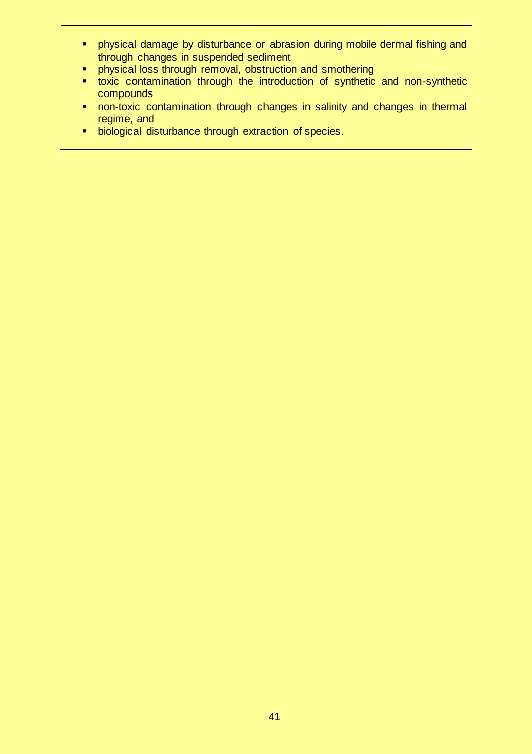- physical damage by disturbance or abrasion during mobile dermal fishing and through changes in suspended sediment
- physical loss through removal, obstruction and smothering
- toxic contamination through the introduction of synthetic and non-synthetic compounds
- non-toxic contamination through changes in salinity and changes in thermal regime, and
- biological disturbance through extraction of species.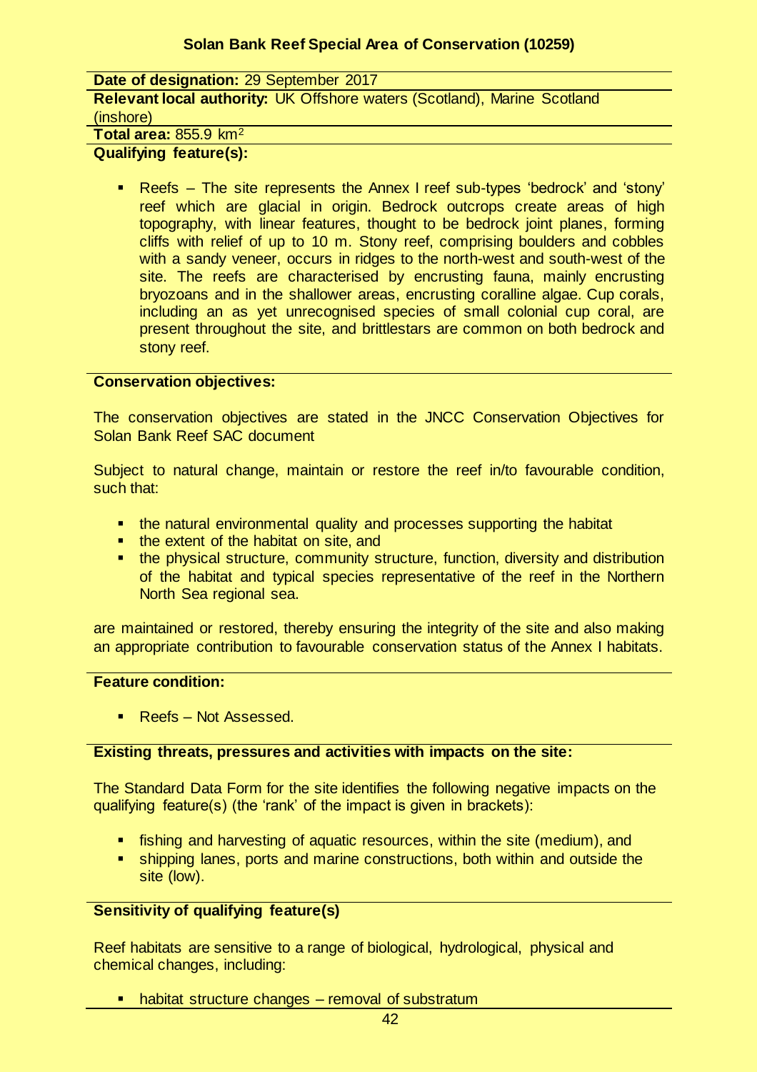## Solan Bank Reef Special Area of Conservation (10259)

**Date of designation:** 29 September 2017

**Relevant local authority:** UK Offshore waters (Scotland), Marine Scotland (inshore)

**Total area:** 855.9 km$^2$

**Qualifying feature(s):**

- Reefs – The site represents the Annex I reef sub-types 'bedrock' and 'stony' reef which are glacial in origin. Bedrock outcrops create areas of high topography, with linear features, thought to be bedrock joint planes, forming cliffs with relief of up to 10 m. Stony reef, comprising boulders and cobbles with a sandy veneer, occurs in ridges to the north-west and south-west of the site. The reefs are characterised by encrusting fauna, mainly encrusting bryozoans and in the shallower areas, encrusting coralline algae. Cup corals, including an as yet unrecognised species of small colonial cup coral, are present throughout the site, and brittlestars are common on both bedrock and stony reef.

**Conservation objectives:**

The conservation objectives are stated in the JNCC Conservation Objectives for Solan Bank Reef SAC document

Subject to natural change, maintain or restore the reef in/to favourable condition, such that:

- the natural environmental quality and processes supporting the habitat
- the extent of the habitat on site, and
- the physical structure, community structure, function, diversity and distribution of the habitat and typical species representative of the reef in the Northern North Sea regional sea.

are maintained or restored, thereby ensuring the integrity of the site and also making an appropriate contribution to favourable conservation status of the Annex I habitats.

**Feature condition:**

- Reefs – Not Assessed.

**Existing threats, pressures and activities with impacts on the site:**

The Standard Data Form for the site identifies the following negative impacts on the qualifying feature(s) (the 'rank' of the impact is given in brackets):

- fishing and harvesting of aquatic resources, within the site (medium), and
- shipping lanes, ports and marine constructions, both within and outside the site (low).

**Sensitivity of qualifying feature(s)**

Reef habitats are sensitive to a range of biological, hydrological, physical and chemical changes, including:

- habitat structure changes – removal of substratum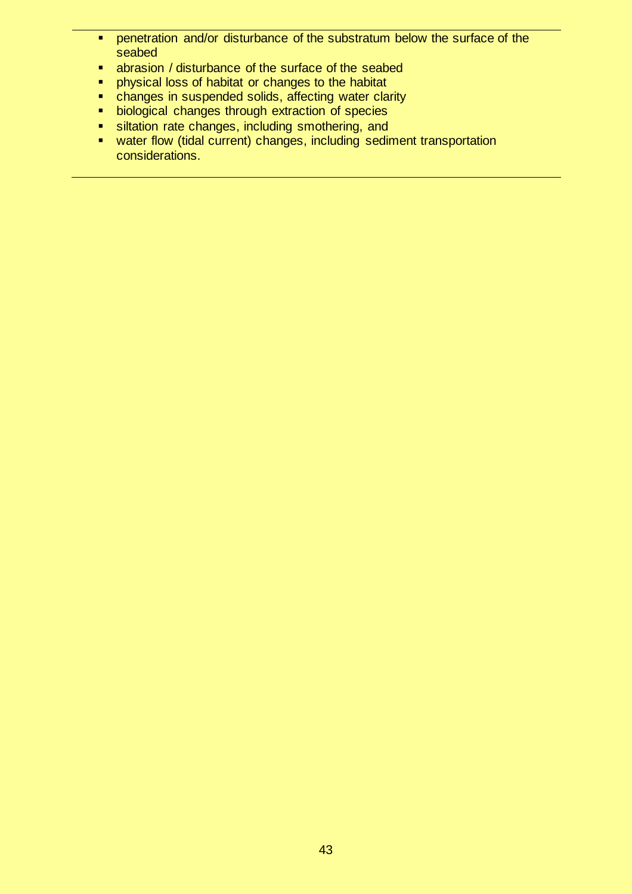- penetration and/or disturbance of the substratum below the surface of the seabed
- abrasion / disturbance of the surface of the seabed
- physical loss of habitat or changes to the habitat
- changes in suspended solids, affecting water clarity
- biological changes through extraction of species
- siltation rate changes, including smothering, and
- water flow (tidal current) changes, including sediment transportation considerations.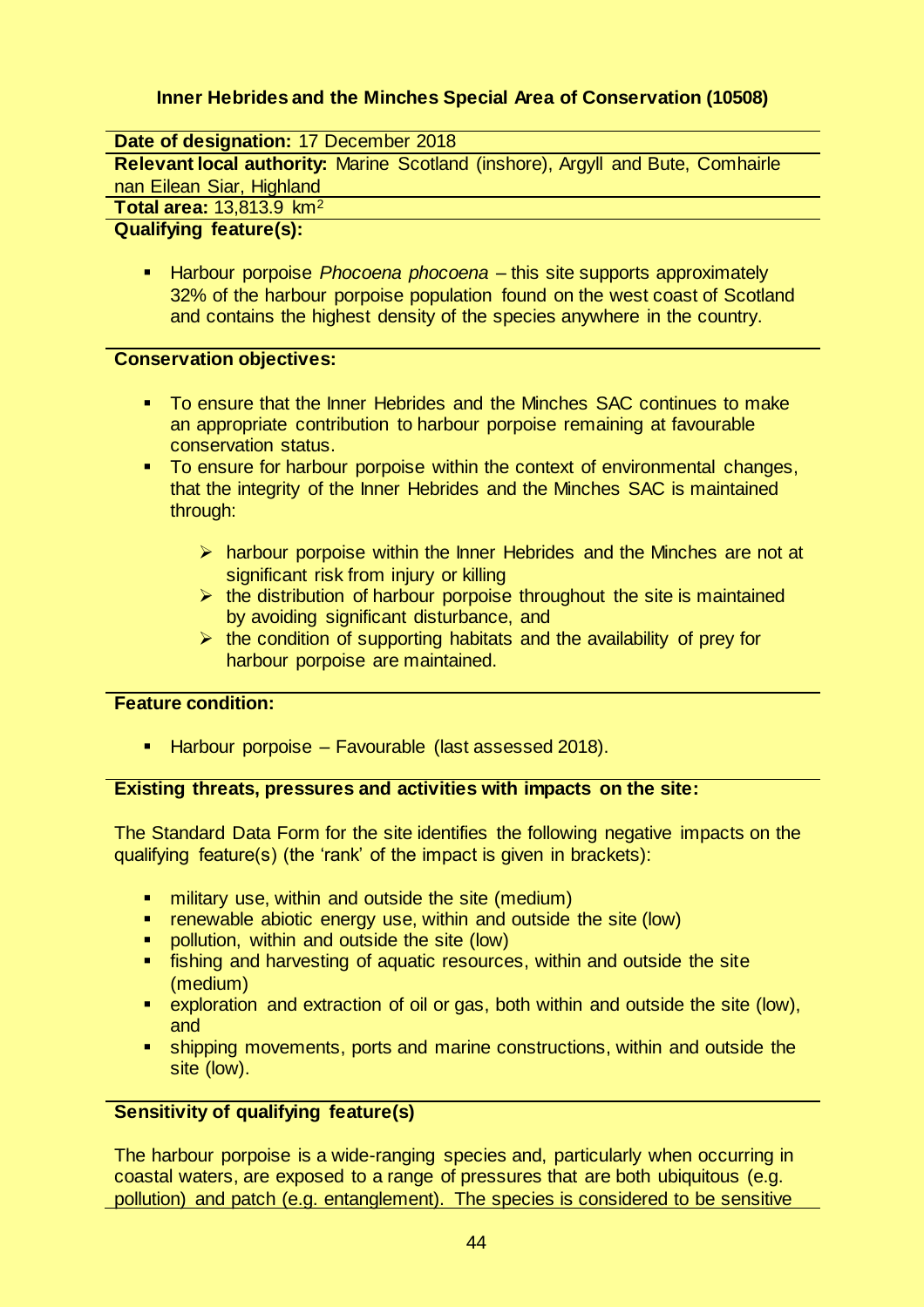### Inner Hebrides and the Minches Special Area of Conservation (10508)

**Date of designation:** 17 December 2018

**Relevant local authority:** Marine Scotland (inshore), Argyll and Bute, Comhairle nan Eilean Siar, Highland

**Total area:** 13,813.9 km$^2$

**Qualifying feature(s):**

- Harbour porpoise *Phocoena phocoena* – this site supports approximately 32% of the harbour porpoise population found on the west coast of Scotland and contains the highest density of the species anywhere in the country.

**Conservation objectives:**

- To ensure that the Inner Hebrides and the Minches SAC continues to make an appropriate contribution to harbour porpoise remaining at favourable conservation status.
- To ensure for harbour porpoise within the context of environmental changes, that the integrity of the Inner Hebrides and the Minches SAC is maintained through:
  - harbour porpoise within the Inner Hebrides and the Minches are not at significant risk from injury or killing
  - the distribution of harbour porpoise throughout the site is maintained by avoiding significant disturbance, and
  - the condition of supporting habitats and the availability of prey for harbour porpoise are maintained.

**Feature condition:**

- Harbour porpoise – Favourable (last assessed 2018).

**Existing threats, pressures and activities with impacts on the site:**

The Standard Data Form for the site identifies the following negative impacts on the qualifying feature(s) (the 'rank' of the impact is given in brackets):

- military use, within and outside the site (medium)
- renewable abiotic energy use, within and outside the site (low)
- pollution, within and outside the site (low)
- fishing and harvesting of aquatic resources, within and outside the site (medium)
- exploration and extraction of oil or gas, both within and outside the site (low), and
- shipping movements, ports and marine constructions, within and outside the site (low).

**Sensitivity of qualifying feature(s)**

The harbour porpoise is a wide-ranging species and, particularly when occurring in coastal waters, are exposed to a range of pressures that are both ubiquitous (e.g. pollution) and patch (e.g. entanglement). The species is considered to be sensitive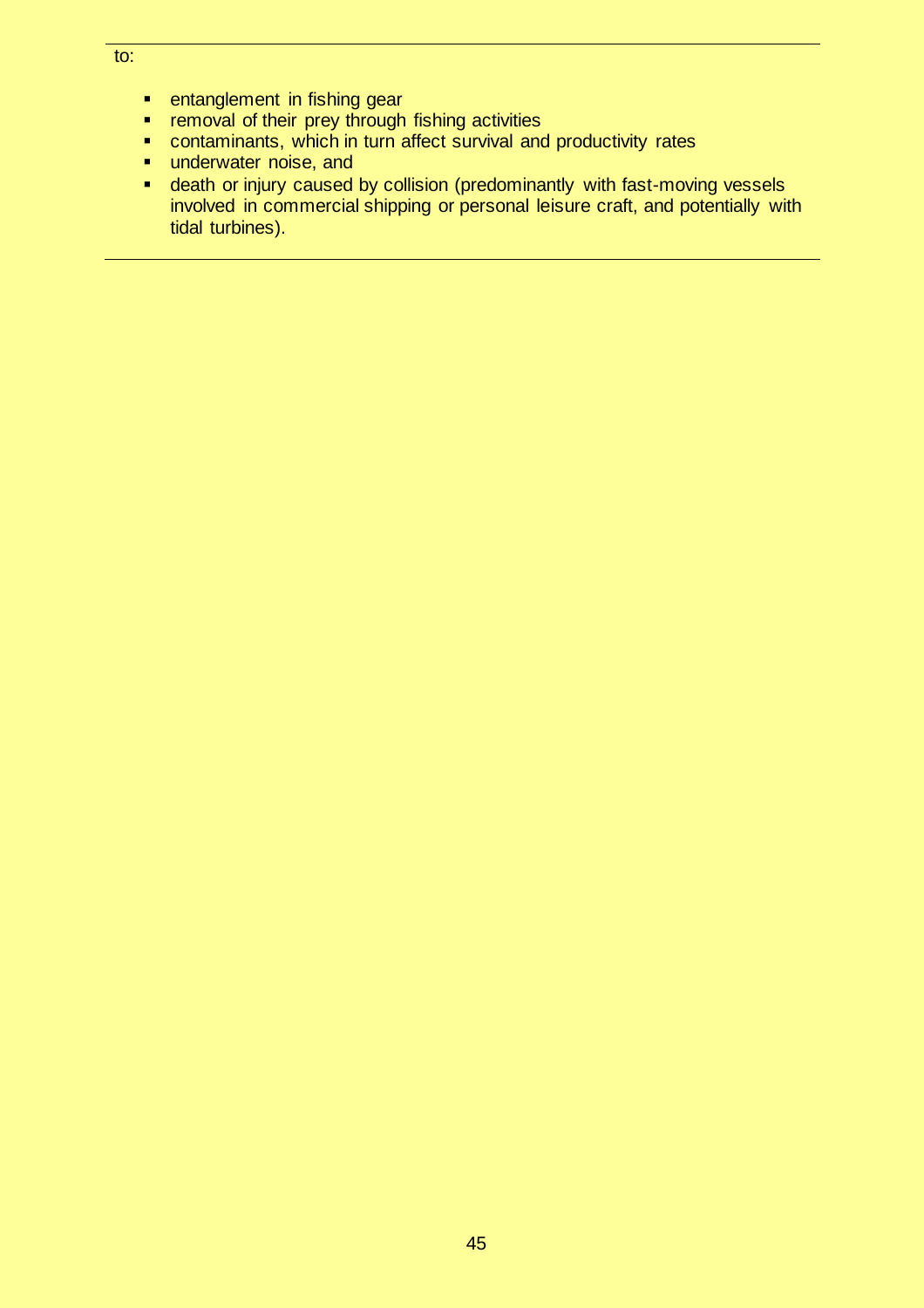to:

- entanglement in fishing gear
- removal of their prey through fishing activities
- contaminants, which in turn affect survival and productivity rates
- underwater noise, and
- death or injury caused by collision (predominantly with fast-moving vessels involved in commercial shipping or personal leisure craft, and potentially with tidal turbines).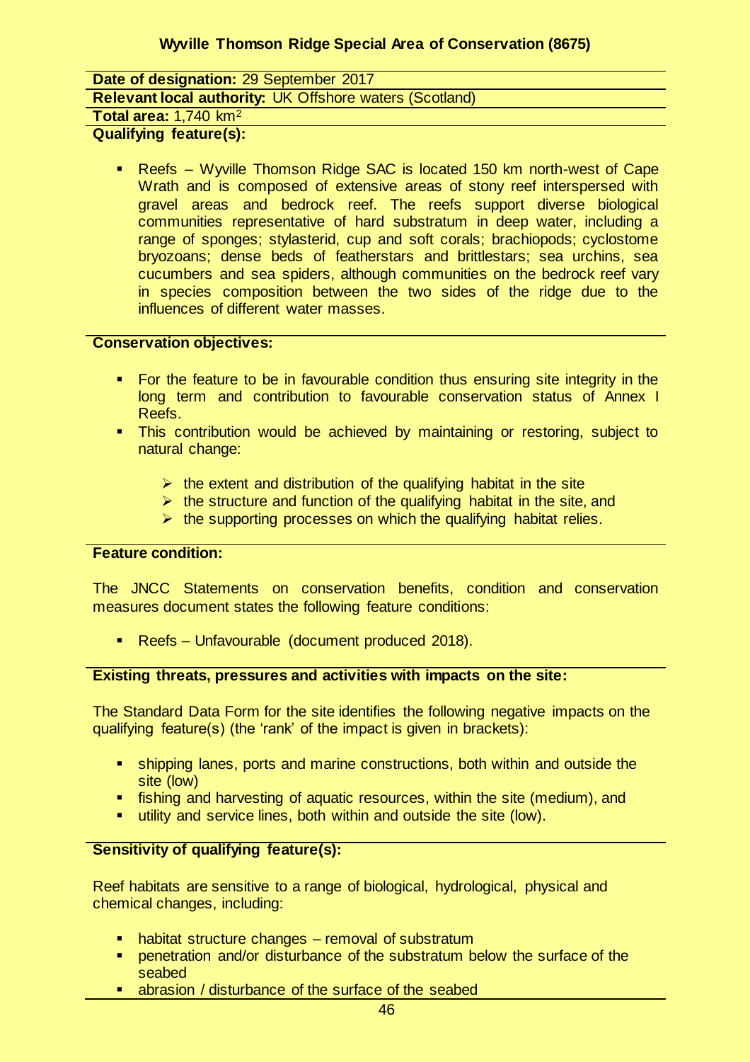## Wyville Thomson Ridge Special Area of Conservation (8675)

**Date of designation:** 29 September 2017

**Relevant local authority:** UK Offshore waters (Scotland)

**Total area:** 1,740 km$^2$

**Qualifying feature(s):**

- Reefs – Wyville Thomson Ridge SAC is located 150 km north-west of Cape Wrath and is composed of extensive areas of stony reef interspersed with gravel areas and bedrock reef. The reefs support diverse biological communities representative of hard substratum in deep water, including a range of sponges; stylasterid, cup and soft corals; brachiopods; cyclostome bryozoans; dense beds of featherstars and brittlestars; sea urchins, sea cucumbers and sea spiders, although communities on the bedrock reef vary in species composition between the two sides of the ridge due to the influences of different water masses.

**Conservation objectives:**

- For the feature to be in favourable condition thus ensuring site integrity in the long term and contribution to favourable conservation status of Annex I Reefs.
- This contribution would be achieved by maintaining or restoring, subject to natural change:
  - the extent and distribution of the qualifying habitat in the site
  - the structure and function of the qualifying habitat in the site, and
  - the supporting processes on which the qualifying habitat relies.

**Feature condition:**

The JNCC Statements on conservation benefits, condition and conservation measures document states the following feature conditions:

- Reefs – Unfavourable (document produced 2018).

**Existing threats, pressures and activities with impacts on the site:**

The Standard Data Form for the site identifies the following negative impacts on the qualifying feature(s) (the 'rank' of the impact is given in brackets):

- shipping lanes, ports and marine constructions, both within and outside the site (low)
- fishing and harvesting of aquatic resources, within the site (medium), and
- utility and service lines, both within and outside the site (low).

**Sensitivity of qualifying feature(s):**

Reef habitats are sensitive to a range of biological, hydrological, physical and chemical changes, including:

- habitat structure changes – removal of substratum
- penetration and/or disturbance of the substratum below the surface of the seabed
- abrasion / disturbance of the surface of the seabed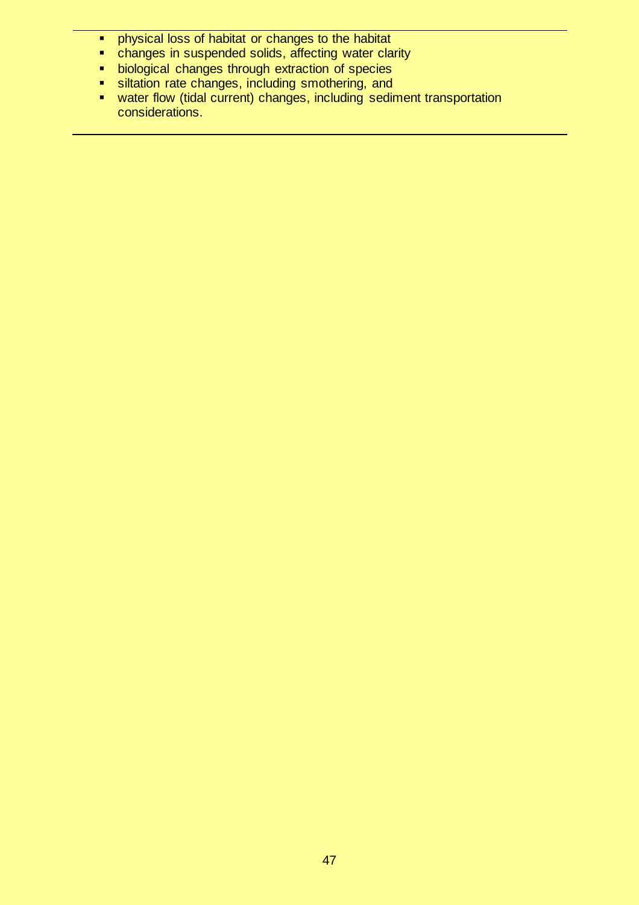- physical loss of habitat or changes to the habitat
- changes in suspended solids, affecting water clarity
- biological changes through extraction of species
- siltation rate changes, including smothering, and
- water flow (tidal current) changes, including sediment transportation considerations.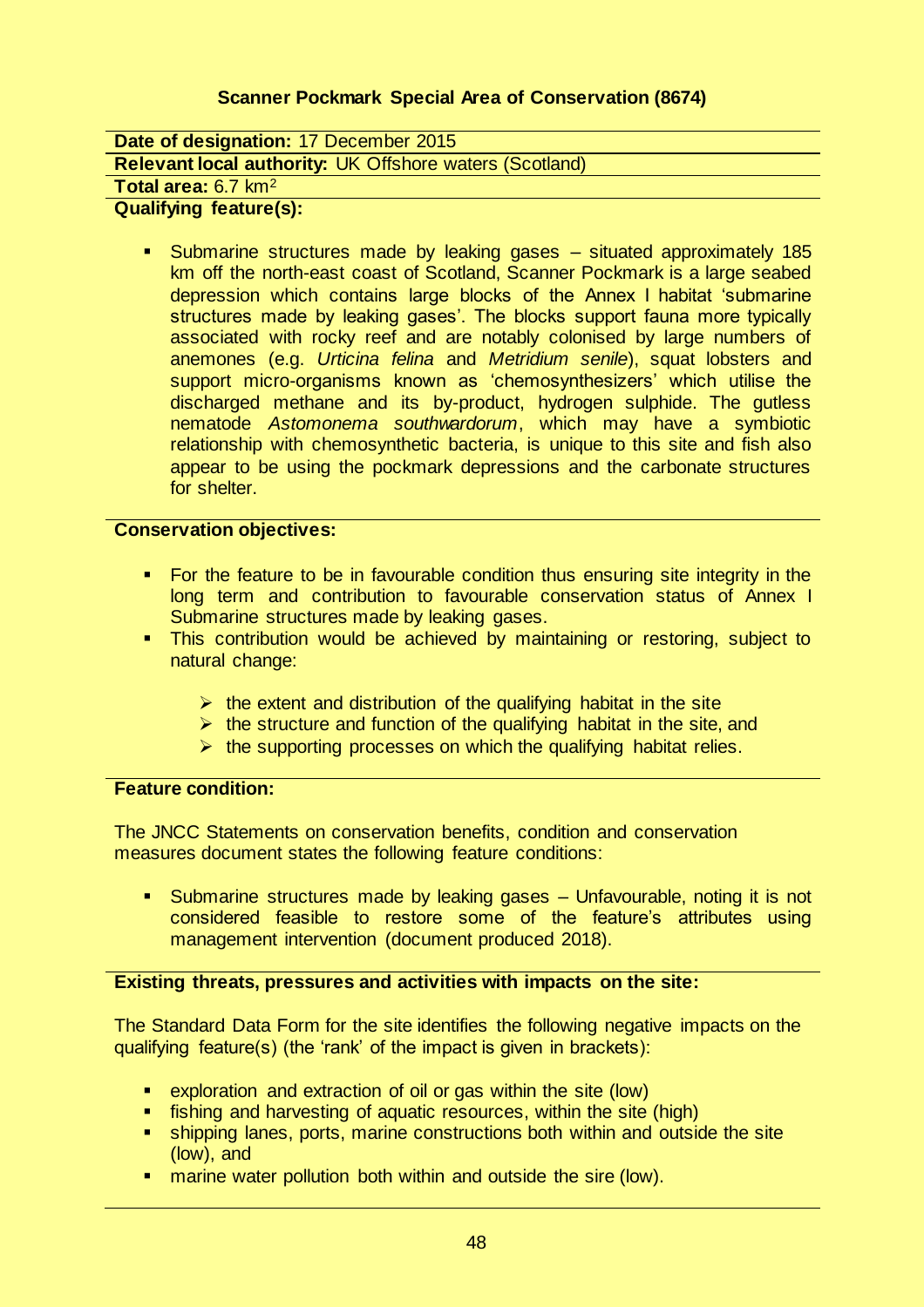### Scanner Pockmark Special Area of Conservation (8674)

**Date of designation:** 17 December 2015

**Relevant local authority:** UK Offshore waters (Scotland)

**Total area:** 6.7 km$^2$

**Qualifying feature(s):**

- Submarine structures made by leaking gases – situated approximately 185 km off the north-east coast of Scotland, Scanner Pockmark is a large seabed depression which contains large blocks of the Annex I habitat 'submarine structures made by leaking gases'. The blocks support fauna more typically associated with rocky reef and are notably colonised by large numbers of anemones (e.g. *Urticina felina* and *Metridium senile*), squat lobsters and support micro-organisms known as 'chemosynthesizers' which utilise the discharged methane and its by-product, hydrogen sulphide. The gutless nematode *Astomonema southwardorum*, which may have a symbiotic relationship with chemosynthetic bacteria, is unique to this site and fish also appear to be using the pockmark depressions and the carbonate structures for shelter.

**Conservation objectives:**

- For the feature to be in favourable condition thus ensuring site integrity in the long term and contribution to favourable conservation status of Annex I Submarine structures made by leaking gases.
- This contribution would be achieved by maintaining or restoring, subject to natural change:
  - the extent and distribution of the qualifying habitat in the site
  - the structure and function of the qualifying habitat in the site, and
  - the supporting processes on which the qualifying habitat relies.

**Feature condition:**

The JNCC Statements on conservation benefits, condition and conservation measures document states the following feature conditions:

- Submarine structures made by leaking gases – Unfavourable, noting it is not considered feasible to restore some of the feature's attributes using management intervention (document produced 2018).

**Existing threats, pressures and activities with impacts on the site:**

The Standard Data Form for the site identifies the following negative impacts on the qualifying feature(s) (the 'rank' of the impact is given in brackets):

- exploration and extraction of oil or gas within the site (low)
- fishing and harvesting of aquatic resources, within the site (high)
- shipping lanes, ports, marine constructions both within and outside the site (low), and
- marine water pollution both within and outside the sire (low).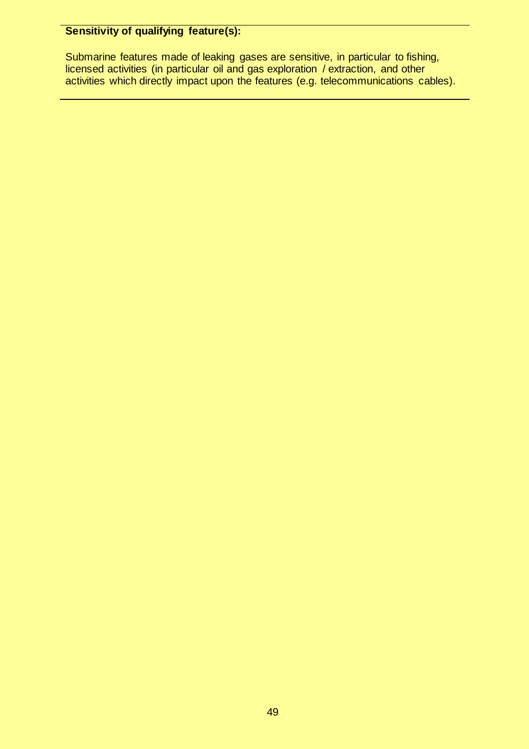**Sensitivity of qualifying feature(s):**

Submarine features made of leaking gases are sensitive, in particular to fishing, licensed activities (in particular oil and gas exploration / extraction, and other activities which directly impact upon the features (e.g. telecommunications cables).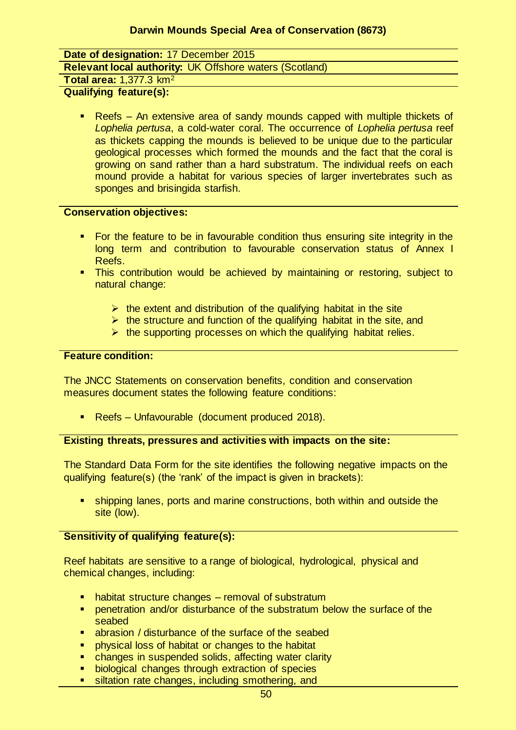## Darwin Mounds Special Area of Conservation (8673)

**Date of designation:** 17 December 2015

**Relevant local authority:** UK Offshore waters (Scotland)

**Total area:** 1,377.3 km$^2$

**Qualifying feature(s):**

- Reefs – An extensive area of sandy mounds capped with multiple thickets of *Lophelia pertusa*, a cold-water coral. The occurrence of *Lophelia pertusa* reef as thickets capping the mounds is believed to be unique due to the particular geological processes which formed the mounds and the fact that the coral is growing on sand rather than a hard substratum. The individual reefs on each mound provide a habitat for various species of larger invertebrates such as sponges and brisingida starfish.

**Conservation objectives:**

- For the feature to be in favourable condition thus ensuring site integrity in the long term and contribution to favourable conservation status of Annex I Reefs.
- This contribution would be achieved by maintaining or restoring, subject to natural change:
  - the extent and distribution of the qualifying habitat in the site
  - the structure and function of the qualifying habitat in the site, and
  - the supporting processes on which the qualifying habitat relies.

**Feature condition:**

The JNCC Statements on conservation benefits, condition and conservation measures document states the following feature conditions:

- Reefs – Unfavourable (document produced 2018).

**Existing threats, pressures and activities with impacts on the site:**

The Standard Data Form for the site identifies the following negative impacts on the qualifying feature(s) (the 'rank' of the impact is given in brackets):

- shipping lanes, ports and marine constructions, both within and outside the site (low).

**Sensitivity of qualifying feature(s):**

Reef habitats are sensitive to a range of biological, hydrological, physical and chemical changes, including:

- habitat structure changes – removal of substratum
- penetration and/or disturbance of the substratum below the surface of the seabed
- abrasion / disturbance of the surface of the seabed
- physical loss of habitat or changes to the habitat
- changes in suspended solids, affecting water clarity
- biological changes through extraction of species
- siltation rate changes, including smothering, and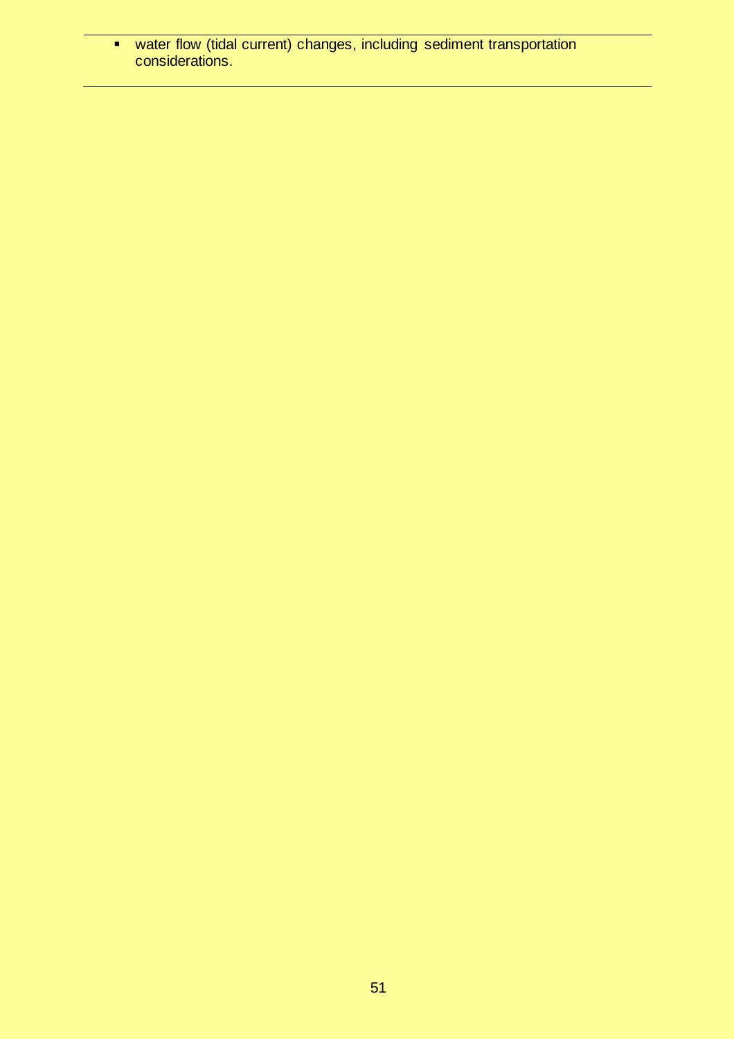- water flow (tidal current) changes, including sediment transportation considerations.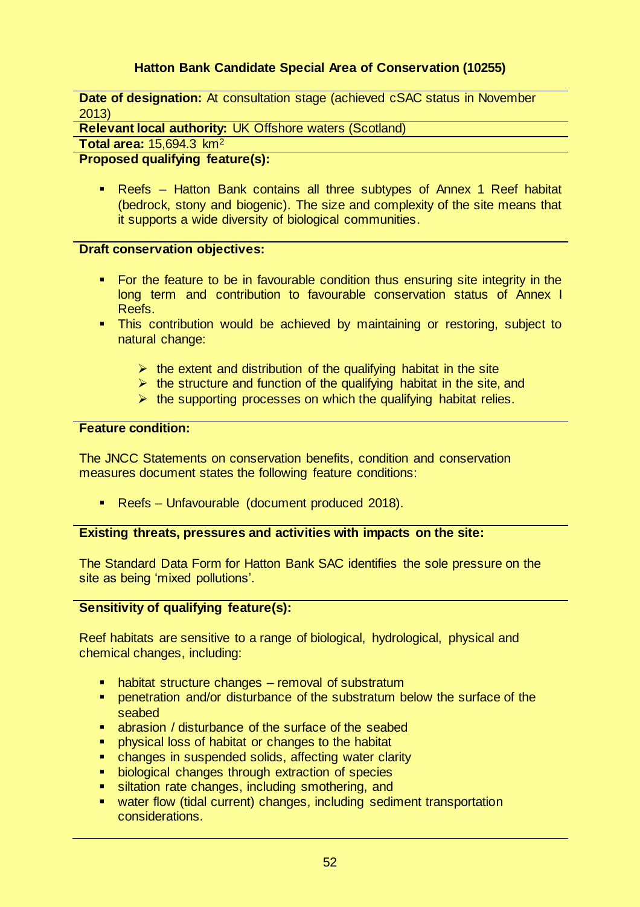### Hatton Bank Candidate Special Area of Conservation (10255)

**Date of designation:** At consultation stage (achieved cSAC status in November 2013)

**Relevant local authority:** UK Offshore waters (Scotland)

**Total area:** 15,694.3 km$^2$

**Proposed qualifying feature(s):**

- Reefs – Hatton Bank contains all three subtypes of Annex 1 Reef habitat (bedrock, stony and biogenic). The size and complexity of the site means that it supports a wide diversity of biological communities.

**Draft conservation objectives:**

- For the feature to be in favourable condition thus ensuring site integrity in the long term and contribution to favourable conservation status of Annex I Reefs.
- This contribution would be achieved by maintaining or restoring, subject to natural change:
  - the extent and distribution of the qualifying habitat in the site
  - the structure and function of the qualifying habitat in the site, and
  - the supporting processes on which the qualifying habitat relies.

**Feature condition:**

The JNCC Statements on conservation benefits, condition and conservation measures document states the following feature conditions:

- Reefs – Unfavourable (document produced 2018).

**Existing threats, pressures and activities with impacts on the site:**

The Standard Data Form for Hatton Bank SAC identifies the sole pressure on the site as being 'mixed pollutions'.

**Sensitivity of qualifying feature(s):**

Reef habitats are sensitive to a range of biological, hydrological, physical and chemical changes, including:

- habitat structure changes – removal of substratum
- penetration and/or disturbance of the substratum below the surface of the seabed
- abrasion / disturbance of the surface of the seabed
- physical loss of habitat or changes to the habitat
- changes in suspended solids, affecting water clarity
- biological changes through extraction of species
- siltation rate changes, including smothering, and
- water flow (tidal current) changes, including sediment transportation considerations.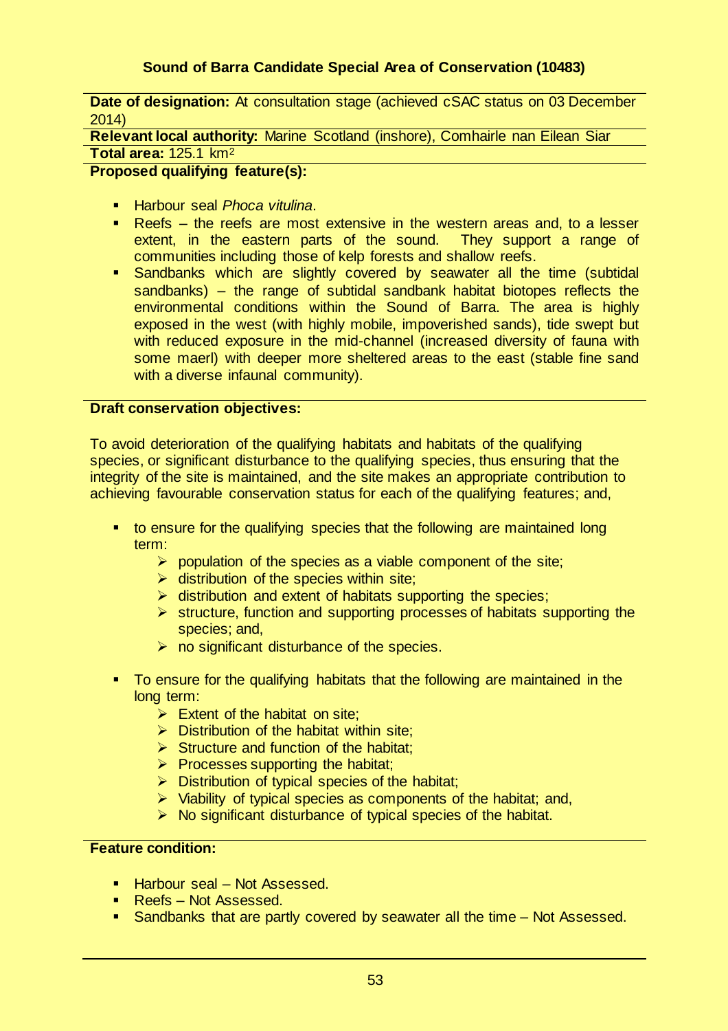### Sound of Barra Candidate Special Area of Conservation (10483)

**Date of designation:** At consultation stage (achieved cSAC status on 03 December 2014)

**Relevant local authority:** Marine Scotland (inshore), Comhairle nan Eilean Siar

**Total area:** 125.1 km²

**Proposed qualifying feature(s):**

- Harbour seal *Phoca vitulina*.
- Reefs – the reefs are most extensive in the western areas and, to a lesser extent, in the eastern parts of the sound. They support a range of communities including those of kelp forests and shallow reefs.
- Sandbanks which are slightly covered by seawater all the time (subtidal sandbanks) – the range of subtidal sandbank habitat biotopes reflects the environmental conditions within the Sound of Barra. The area is highly exposed in the west (with highly mobile, impoverished sands), tide swept but with reduced exposure in the mid-channel (increased diversity of fauna with some maerl) with deeper more sheltered areas to the east (stable fine sand with a diverse infaunal community).

**Draft conservation objectives:**

To avoid deterioration of the qualifying habitats and habitats of the qualifying species, or significant disturbance to the qualifying species, thus ensuring that the integrity of the site is maintained, and the site makes an appropriate contribution to achieving favourable conservation status for each of the qualifying features; and,

- to ensure for the qualifying species that the following are maintained long term:
  - population of the species as a viable component of the site;
  - distribution of the species within site;
  - distribution and extent of habitats supporting the species;
  - structure, function and supporting processes of habitats supporting the species; and,
  - no significant disturbance of the species.
- To ensure for the qualifying habitats that the following are maintained in the long term:
  - Extent of the habitat on site;
  - Distribution of the habitat within site;
  - Structure and function of the habitat;
  - Processes supporting the habitat;
  - Distribution of typical species of the habitat;
  - Viability of typical species as components of the habitat; and,
  - No significant disturbance of typical species of the habitat.

**Feature condition:**

- Harbour seal – Not Assessed.
- Reefs – Not Assessed.
- Sandbanks that are partly covered by seawater all the time – Not Assessed.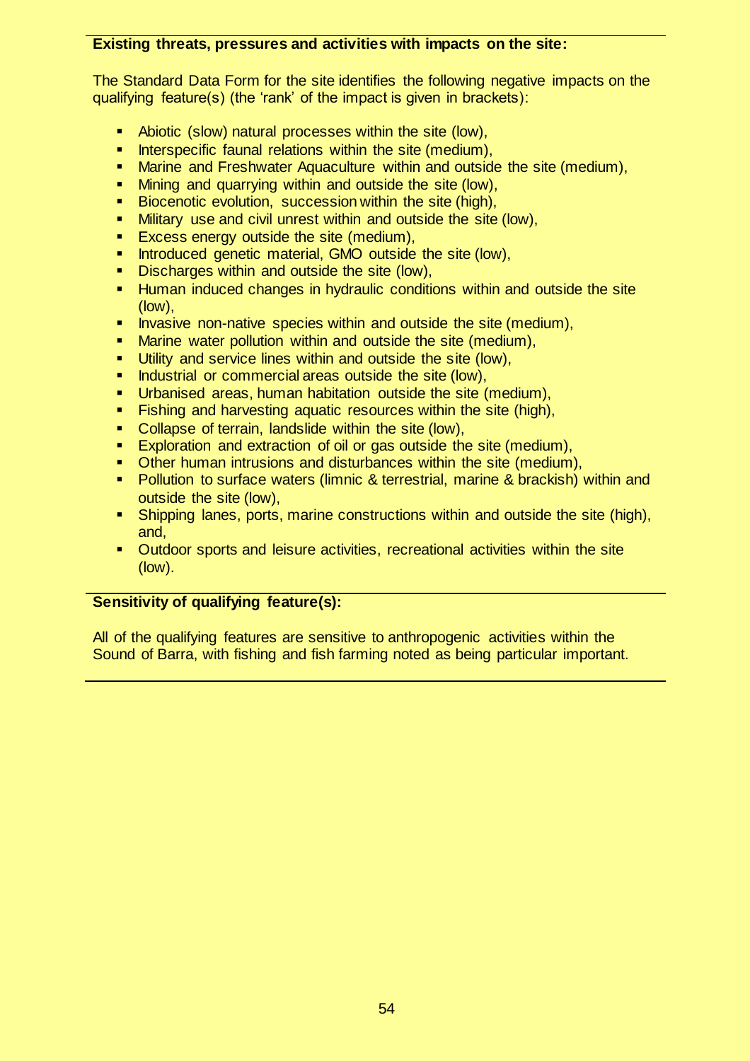**Existing threats, pressures and activities with impacts on the site:**

The Standard Data Form for the site identifies the following negative impacts on the qualifying feature(s) (the 'rank' of the impact is given in brackets):

- Abiotic (slow) natural processes within the site (low),
- Interspecific faunal relations within the site (medium),
- Marine and Freshwater Aquaculture within and outside the site (medium),
- Mining and quarrying within and outside the site (low),
- Biocenotic evolution, succession within the site (high),
- Military use and civil unrest within and outside the site (low),
- Excess energy outside the site (medium),
- Introduced genetic material, GMO outside the site (low),
- Discharges within and outside the site (low),
- Human induced changes in hydraulic conditions within and outside the site (low),
- Invasive non-native species within and outside the site (medium),
- Marine water pollution within and outside the site (medium),
- Utility and service lines within and outside the site (low),
- Industrial or commercial areas outside the site (low),
- Urbanised areas, human habitation outside the site (medium),
- Fishing and harvesting aquatic resources within the site (high),
- Collapse of terrain, landslide within the site (low),
- Exploration and extraction of oil or gas outside the site (medium),
- Other human intrusions and disturbances within the site (medium),
- Pollution to surface waters (limnic & terrestrial, marine & brackish) within and outside the site (low),
- Shipping lanes, ports, marine constructions within and outside the site (high), and,
- Outdoor sports and leisure activities, recreational activities within the site (low).

**Sensitivity of qualifying feature(s):**

All of the qualifying features are sensitive to anthropogenic activities within the Sound of Barra, with fishing and fish farming noted as being particular important.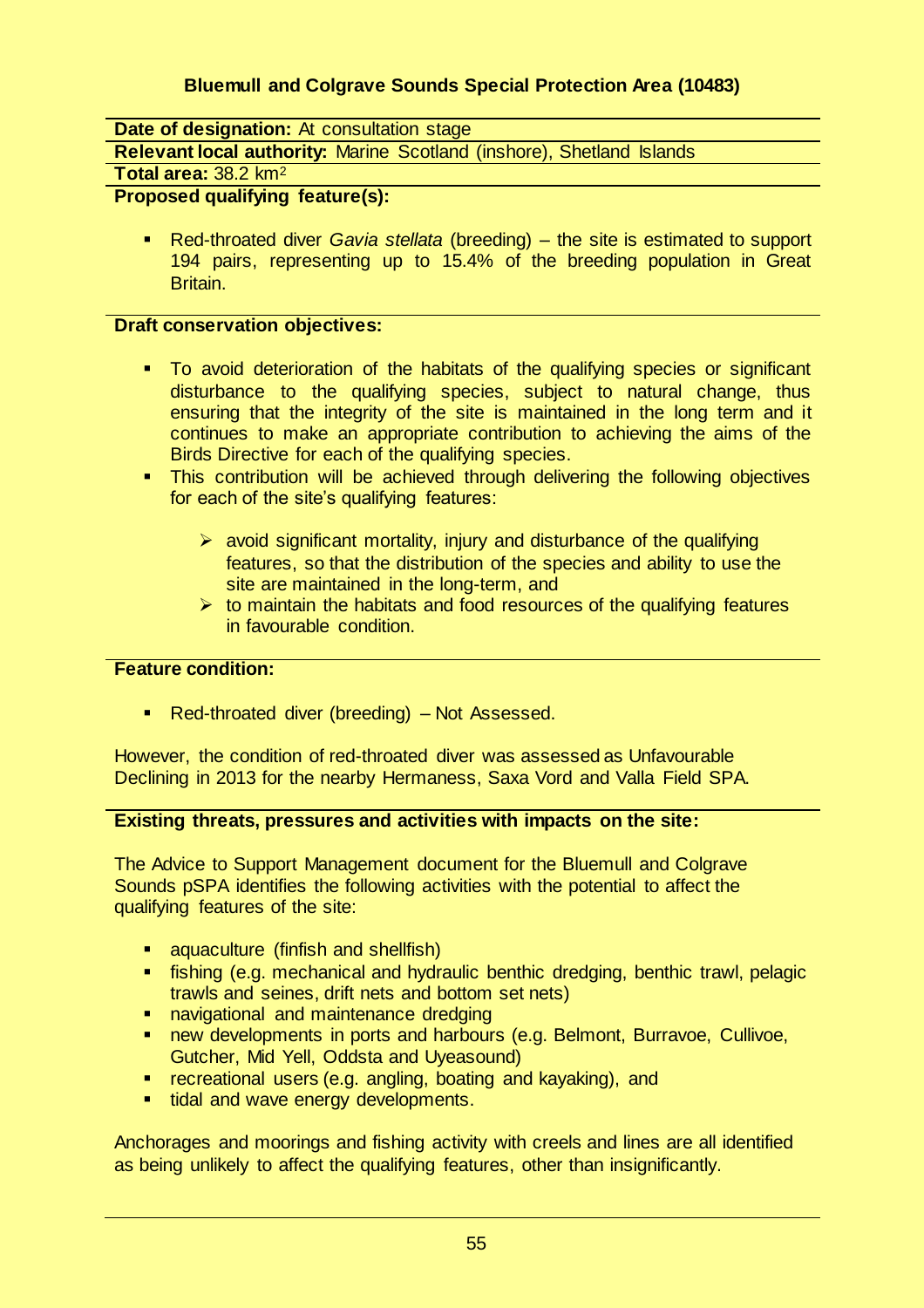## Bluemull and Colgrave Sounds Special Protection Area (10483)

**Date of designation:** At consultation stage

**Relevant local authority:** Marine Scotland (inshore), Shetland Islands

**Total area:** 38.2 $km^2$

**Proposed qualifying feature(s):**

- Red-throated diver *Gavia stellata* (breeding) – the site is estimated to support 194 pairs, representing up to 15.4% of the breeding population in Great Britain.

**Draft conservation objectives:**

- To avoid deterioration of the habitats of the qualifying species or significant disturbance to the qualifying species, subject to natural change, thus ensuring that the integrity of the site is maintained in the long term and it continues to make an appropriate contribution to achieving the aims of the Birds Directive for each of the qualifying species.
- This contribution will be achieved through delivering the following objectives for each of the site's qualifying features:
  - avoid significant mortality, injury and disturbance of the qualifying features, so that the distribution of the species and ability to use the site are maintained in the long-term, and
  - to maintain the habitats and food resources of the qualifying features in favourable condition.

**Feature condition:**

- Red-throated diver (breeding) – Not Assessed.

However, the condition of red-throated diver was assessed as Unfavourable Declining in 2013 for the nearby Hermaness, Saxa Vord and Valla Field SPA.

**Existing threats, pressures and activities with impacts on the site:**

The Advice to Support Management document for the Bluemull and Colgrave Sounds pSPA identifies the following activities with the potential to affect the qualifying features of the site:

- aquaculture (finfish and shellfish)
- fishing (e.g. mechanical and hydraulic benthic dredging, benthic trawl, pelagic trawls and seines, drift nets and bottom set nets)
- navigational and maintenance dredging
- new developments in ports and harbours (e.g. Belmont, Burravoe, Cullivoe, Gutcher, Mid Yell, Oddsta and Uyeasound)
- recreational users (e.g. angling, boating and kayaking), and
- tidal and wave energy developments.

Anchorages and moorings and fishing activity with creels and lines are all identified as being unlikely to affect the qualifying features, other than insignificantly.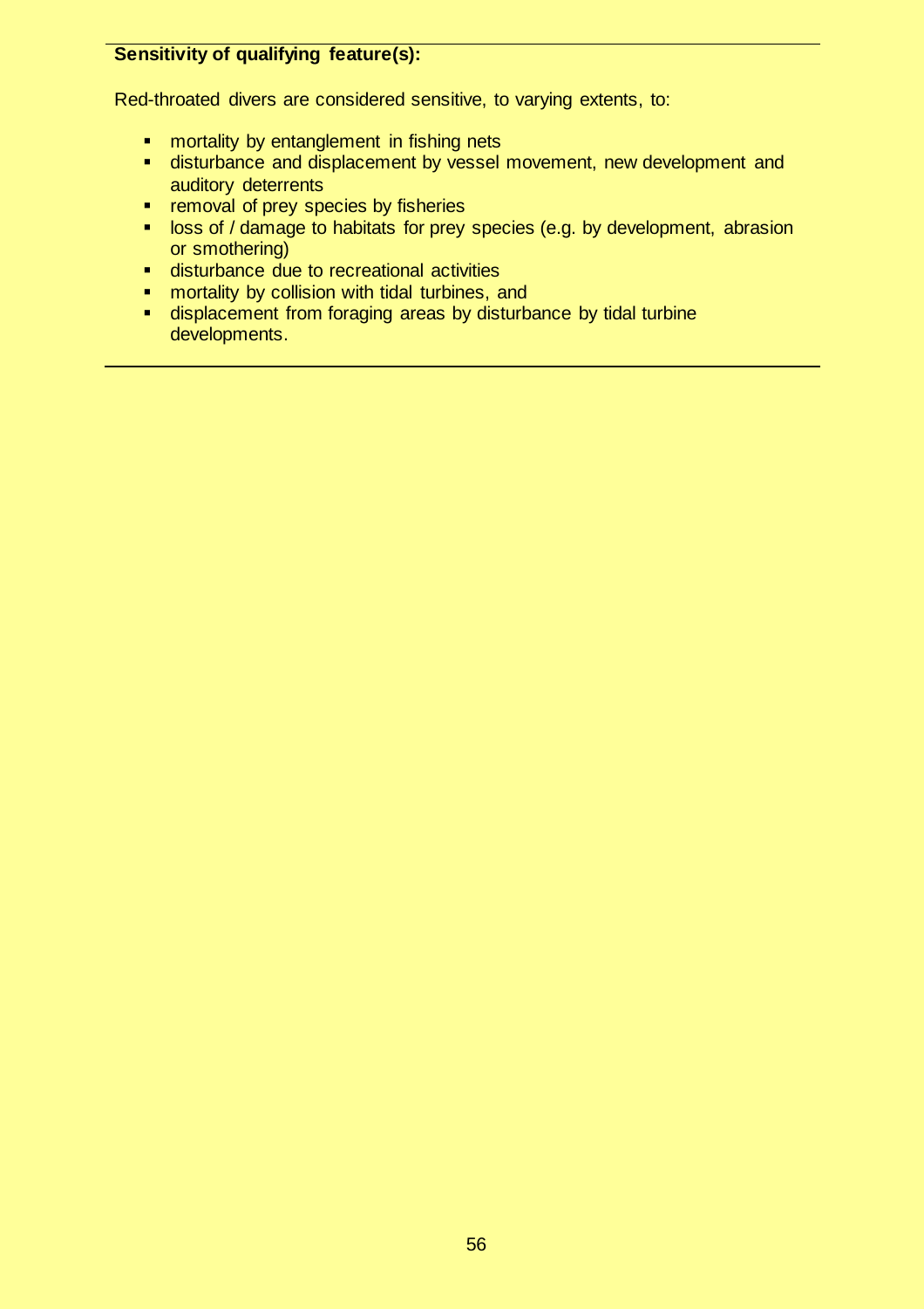**Sensitivity of qualifying feature(s):**

Red-throated divers are considered sensitive, to varying extents, to:

- mortality by entanglement in fishing nets
- disturbance and displacement by vessel movement, new development and auditory deterrents
- removal of prey species by fisheries
- loss of / damage to habitats for prey species (e.g. by development, abrasion or smothering)
- disturbance due to recreational activities
- mortality by collision with tidal turbines, and
- displacement from foraging areas by disturbance by tidal turbine developments.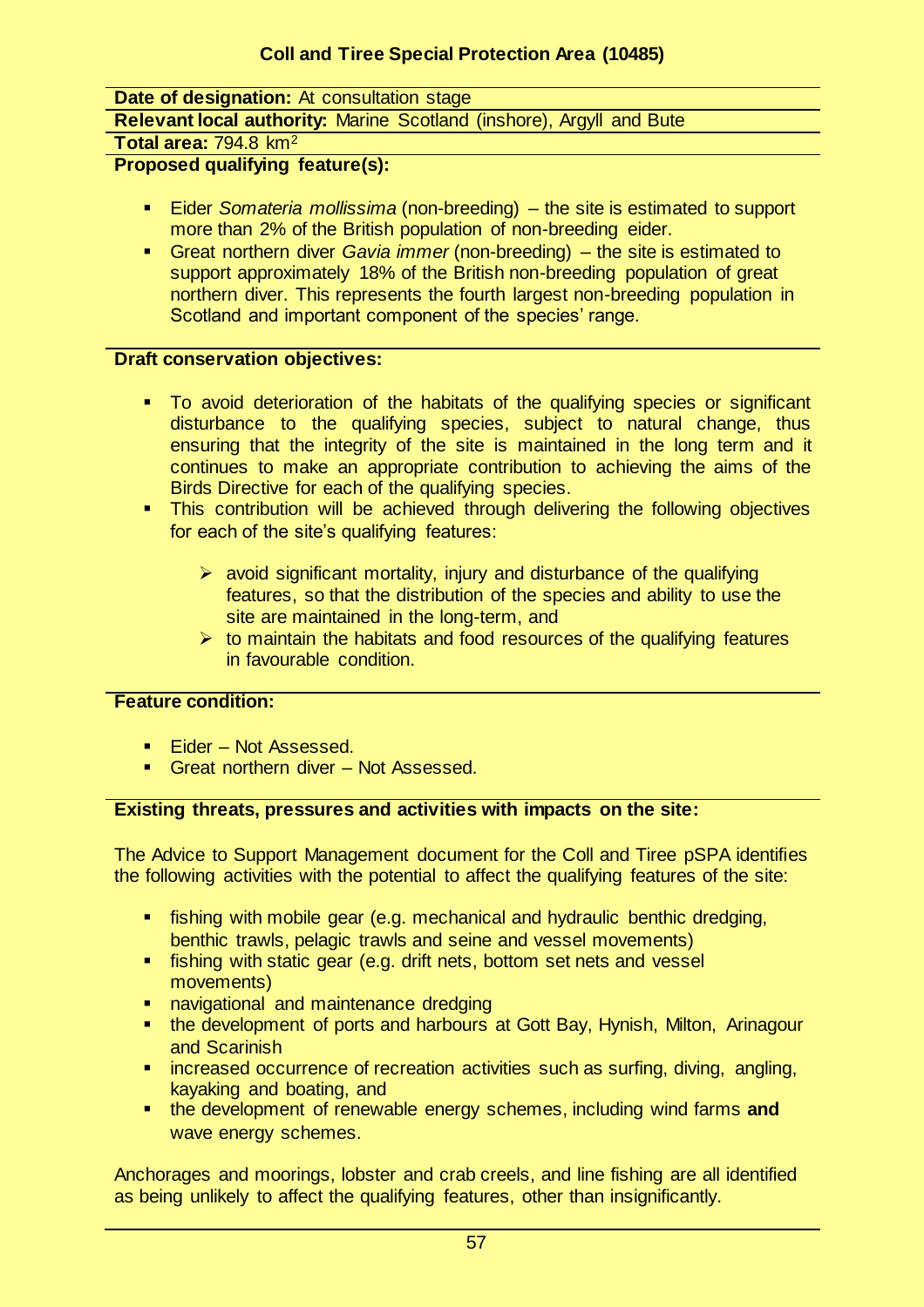## Coll and Tiree Special Protection Area (10485)

**Date of designation:** At consultation stage

**Relevant local authority:** Marine Scotland (inshore), Argyll and Bute

**Total area:** 794.8 km$^2$

**Proposed qualifying feature(s):**

- Eider *Somateria mollissima* (non-breeding) – the site is estimated to support more than 2% of the British population of non-breeding eider.
- Great northern diver *Gavia immer* (non-breeding) – the site is estimated to support approximately 18% of the British non-breeding population of great northern diver. This represents the fourth largest non-breeding population in Scotland and important component of the species' range.

**Draft conservation objectives:**

- To avoid deterioration of the habitats of the qualifying species or significant disturbance to the qualifying species, subject to natural change, thus ensuring that the integrity of the site is maintained in the long term and it continues to make an appropriate contribution to achieving the aims of the Birds Directive for each of the qualifying species.
- This contribution will be achieved through delivering the following objectives for each of the site's qualifying features:
  - avoid significant mortality, injury and disturbance of the qualifying features, so that the distribution of the species and ability to use the site are maintained in the long-term, and
  - to maintain the habitats and food resources of the qualifying features in favourable condition.

**Feature condition:**

- Eider – Not Assessed.
- Great northern diver – Not Assessed.

**Existing threats, pressures and activities with impacts on the site:**

The Advice to Support Management document for the Coll and Tiree pSPA identifies the following activities with the potential to affect the qualifying features of the site:

- fishing with mobile gear (e.g. mechanical and hydraulic benthic dredging, benthic trawls, pelagic trawls and seine and vessel movements)
- fishing with static gear (e.g. drift nets, bottom set nets and vessel movements)
- navigational and maintenance dredging
- the development of ports and harbours at Gott Bay, Hynish, Milton, Arinagour and Scarinish
- increased occurrence of recreation activities such as surfing, diving, angling, kayaking and boating, and
- the development of renewable energy schemes, including wind farms **and** wave energy schemes.

Anchorages and moorings, lobster and crab creels, and line fishing are all identified as being unlikely to affect the qualifying features, other than insignificantly.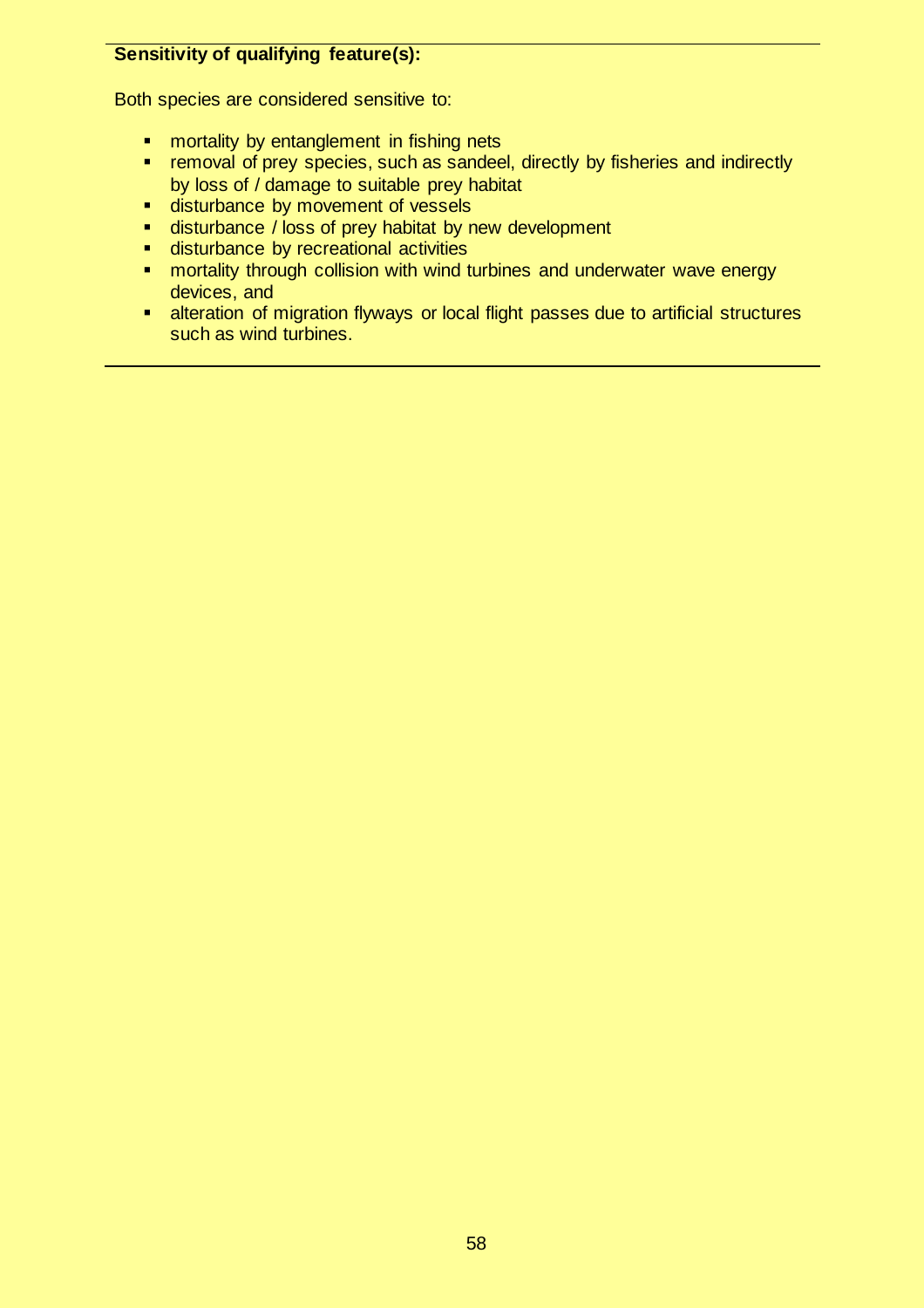**Sensitivity of qualifying feature(s):**

Both species are considered sensitive to:

- mortality by entanglement in fishing nets
- removal of prey species, such as sandeel, directly by fisheries and indirectly by loss of / damage to suitable prey habitat
- disturbance by movement of vessels
- disturbance / loss of prey habitat by new development
- disturbance by recreational activities
- mortality through collision with wind turbines and underwater wave energy devices, and
- alteration of migration flyways or local flight passes due to artificial structures such as wind turbines.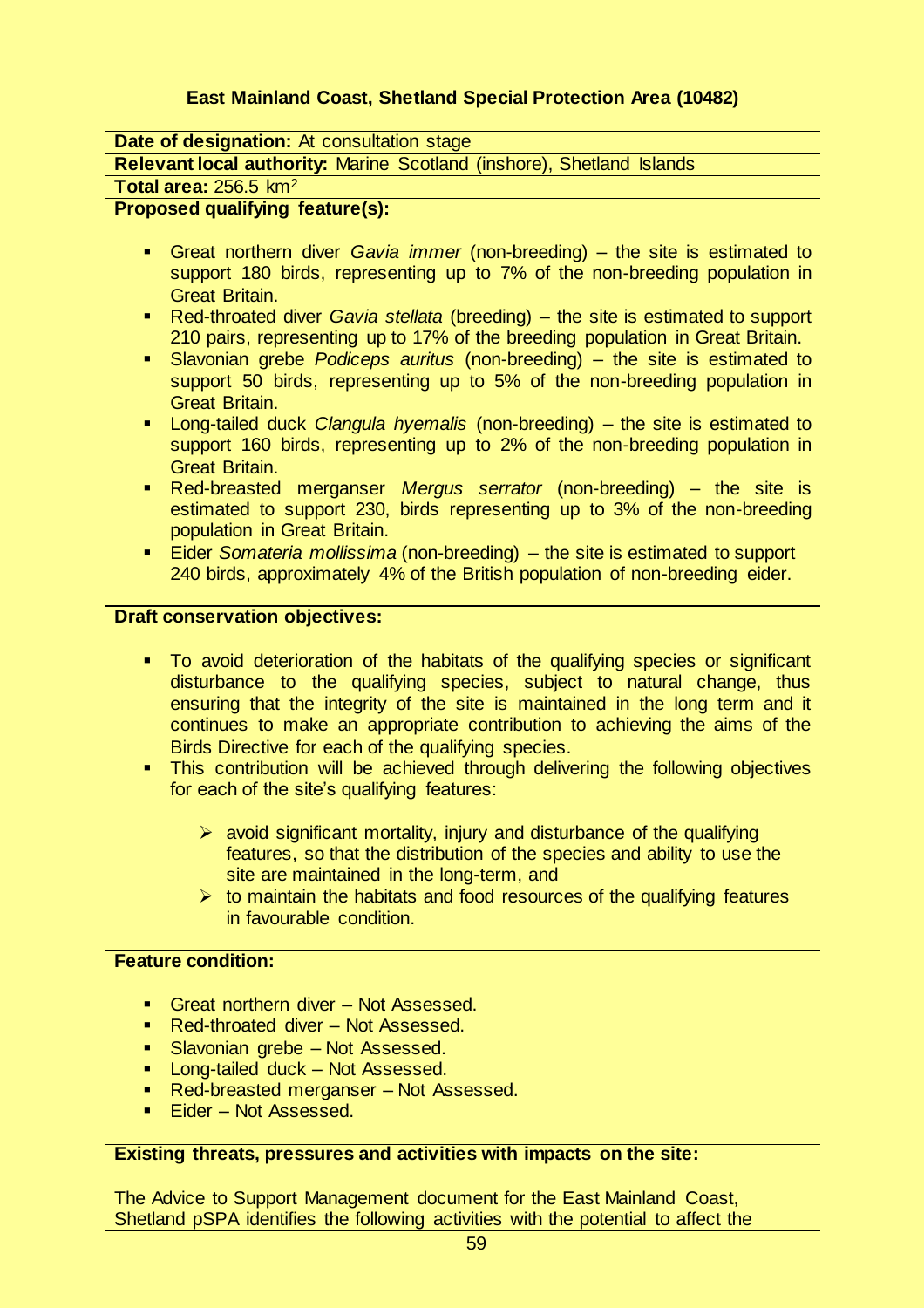### East Mainland Coast, Shetland Special Protection Area (10482)

**Date of designation:** At consultation stage

**Relevant local authority:** Marine Scotland (inshore), Shetland Islands

**Total area:** 256.5 km$^2$

**Proposed qualifying feature(s):**

- Great northern diver *Gavia immer* (non-breeding) – the site is estimated to support 180 birds, representing up to 7% of the non-breeding population in Great Britain.
- Red-throated diver *Gavia stellata* (breeding) – the site is estimated to support 210 pairs, representing up to 17% of the breeding population in Great Britain.
- Slavonian grebe *Podiceps auritus* (non-breeding) – the site is estimated to support 50 birds, representing up to 5% of the non-breeding population in Great Britain.
- Long-tailed duck *Clangula hyemalis* (non-breeding) – the site is estimated to support 160 birds, representing up to 2% of the non-breeding population in Great Britain.
- Red-breasted merganser *Mergus serrator* (non-breeding) – the site is estimated to support 230, birds representing up to 3% of the non-breeding population in Great Britain.
- Eider *Somateria mollissima* (non-breeding) – the site is estimated to support 240 birds, approximately 4% of the British population of non-breeding eider.

**Draft conservation objectives:**

- To avoid deterioration of the habitats of the qualifying species or significant disturbance to the qualifying species, subject to natural change, thus ensuring that the integrity of the site is maintained in the long term and it continues to make an appropriate contribution to achieving the aims of the Birds Directive for each of the qualifying species.
- This contribution will be achieved through delivering the following objectives for each of the site's qualifying features:
  - avoid significant mortality, injury and disturbance of the qualifying features, so that the distribution of the species and ability to use the site are maintained in the long-term, and
  - to maintain the habitats and food resources of the qualifying features in favourable condition.

**Feature condition:**

- Great northern diver – Not Assessed.
- Red-throated diver – Not Assessed.
- Slavonian grebe – Not Assessed.
- Long-tailed duck – Not Assessed.
- Red-breasted merganser – Not Assessed.
- Eider – Not Assessed.

**Existing threats, pressures and activities with impacts on the site:**

The Advice to Support Management document for the East Mainland Coast, Shetland pSPA identifies the following activities with the potential to affect the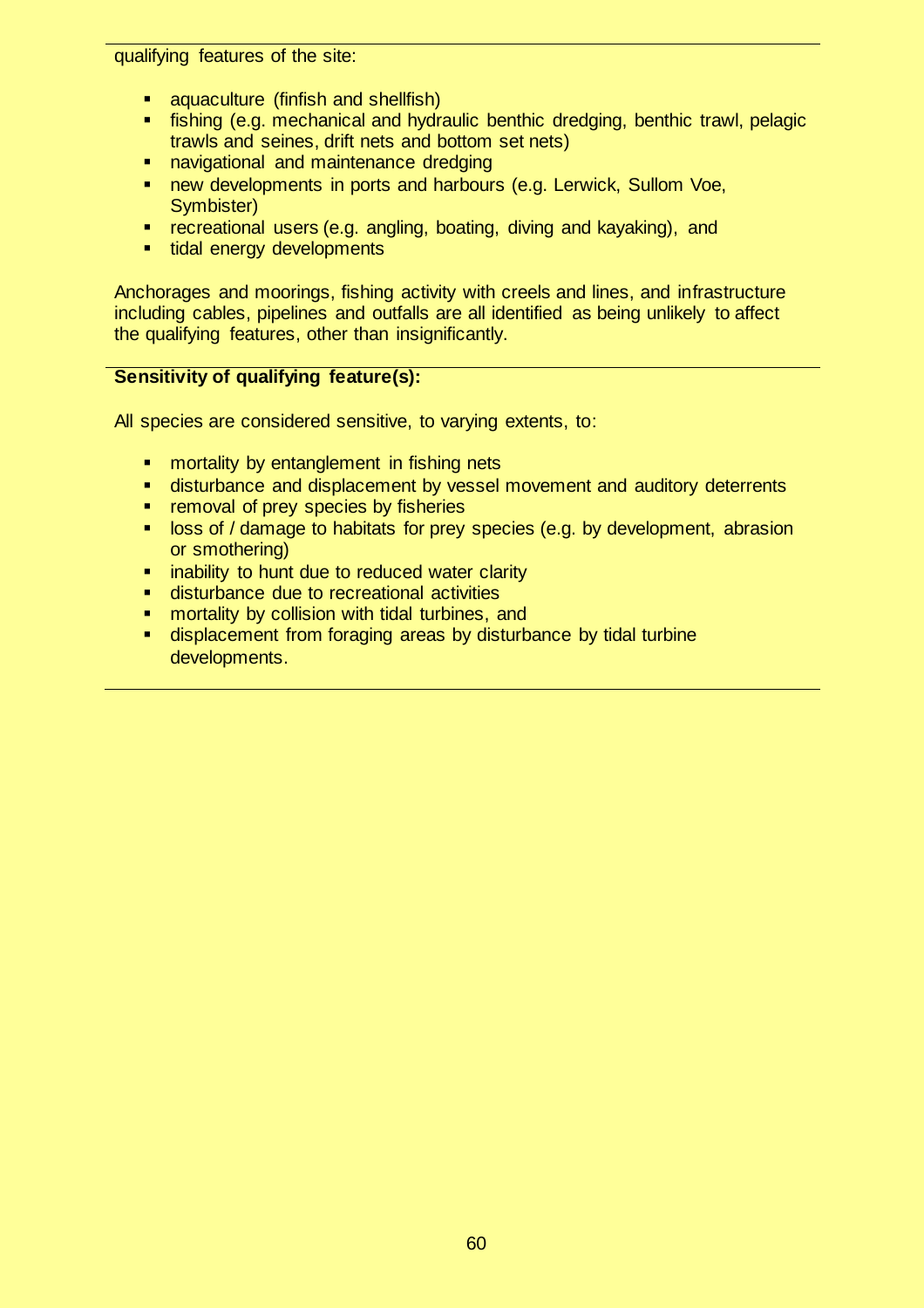qualifying features of the site:

- aquaculture (finfish and shellfish)
- fishing (e.g. mechanical and hydraulic benthic dredging, benthic trawl, pelagic trawls and seines, drift nets and bottom set nets)
- navigational and maintenance dredging
- new developments in ports and harbours (e.g. Lerwick, Sullom Voe, Symbister)
- recreational users (e.g. angling, boating, diving and kayaking), and
- tidal energy developments

Anchorages and moorings, fishing activity with creels and lines, and infrastructure including cables, pipelines and outfalls are all identified as being unlikely to affect the qualifying features, other than insignificantly.

**Sensitivity of qualifying feature(s):**

All species are considered sensitive, to varying extents, to:

- mortality by entanglement in fishing nets
- disturbance and displacement by vessel movement and auditory deterrents
- removal of prey species by fisheries
- loss of / damage to habitats for prey species (e.g. by development, abrasion or smothering)
- inability to hunt due to reduced water clarity
- disturbance due to recreational activities
- mortality by collision with tidal turbines, and
- displacement from foraging areas by disturbance by tidal turbine developments.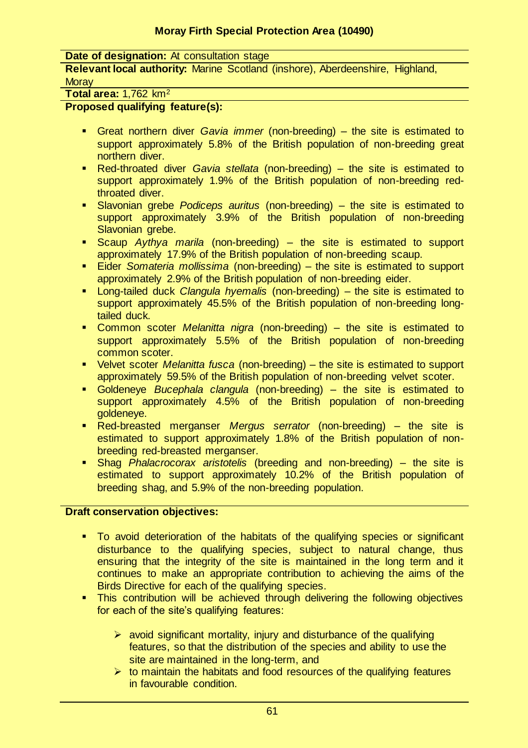## Moray Firth Special Protection Area (10490)

**Date of designation:** At consultation stage

**Relevant local authority:** Marine Scotland (inshore), Aberdeenshire, Highland, Moray

**Total area:** 1,762 km$^2$

**Proposed qualifying feature(s):**

- Great northern diver *Gavia immer* (non-breeding) – the site is estimated to support approximately 5.8% of the British population of non-breeding great northern diver.
- Red-throated diver *Gavia stellata* (non-breeding) – the site is estimated to support approximately 1.9% of the British population of non-breeding red-throated diver.
- Slavonian grebe *Podiceps auritus* (non-breeding) – the site is estimated to support approximately 3.9% of the British population of non-breeding Slavonian grebe.
- Scaup *Aythya marila* (non-breeding) – the site is estimated to support approximately 17.9% of the British population of non-breeding scaup.
- Eider *Somateria mollissima* (non-breeding) – the site is estimated to support approximately 2.9% of the British population of non-breeding eider.
- Long-tailed duck *Clangula hyemalis* (non-breeding) – the site is estimated to support approximately 45.5% of the British population of non-breeding long-tailed duck.
- Common scoter *Melanitta nigra* (non-breeding) – the site is estimated to support approximately 5.5% of the British population of non-breeding common scoter.
- Velvet scoter *Melanitta fusca* (non-breeding) – the site is estimated to support approximately 59.5% of the British population of non-breeding velvet scoter.
- Goldeneye *Bucephala clangula* (non-breeding) – the site is estimated to support approximately 4.5% of the British population of non-breeding goldeneye.
- Red-breasted merganser *Mergus serrator* (non-breeding) – the site is estimated to support approximately 1.8% of the British population of non-breeding red-breasted merganser.
- Shag *Phalacrocorax aristotelis* (breeding and non-breeding) – the site is estimated to support approximately 10.2% of the British population of breeding shag, and 5.9% of the non-breeding population.

**Draft conservation objectives:**

- To avoid deterioration of the habitats of the qualifying species or significant disturbance to the qualifying species, subject to natural change, thus ensuring that the integrity of the site is maintained in the long term and it continues to make an appropriate contribution to achieving the aims of the Birds Directive for each of the qualifying species.
- This contribution will be achieved through delivering the following objectives for each of the site's qualifying features:
  - avoid significant mortality, injury and disturbance of the qualifying features, so that the distribution of the species and ability to use the site are maintained in the long-term, and
  - to maintain the habitats and food resources of the qualifying features in favourable condition.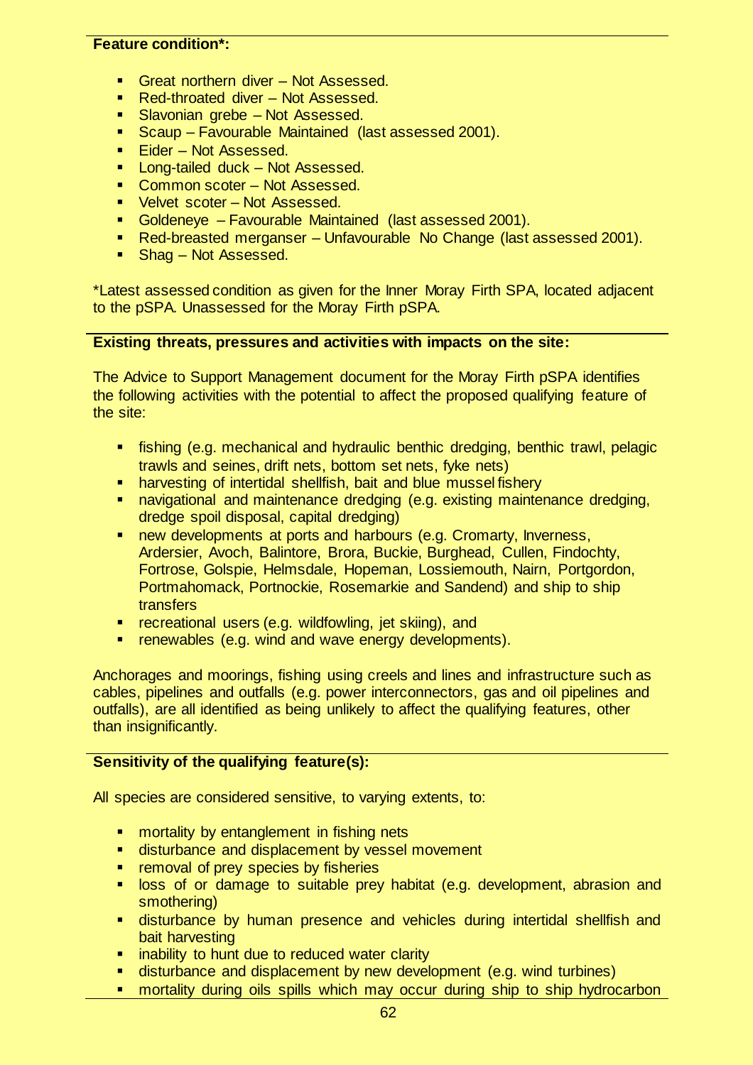**Feature condition*:**

- Great northern diver – Not Assessed.
- Red-throated diver – Not Assessed.
- Slavonian grebe – Not Assessed.
- Scaup – Favourable Maintained (last assessed 2001).
- Eider – Not Assessed.
- Long-tailed duck – Not Assessed.
- Common scoter – Not Assessed.
- Velvet scoter – Not Assessed.
- Goldeneye – Favourable Maintained (last assessed 2001).
- Red-breasted merganser – Unfavourable No Change (last assessed 2001).
- Shag – Not Assessed.

*Latest assessed condition as given for the Inner Moray Firth SPA, located adjacent to the pSPA. Unassessed for the Moray Firth pSPA.

**Existing threats, pressures and activities with impacts on the site:**

The Advice to Support Management document for the Moray Firth pSPA identifies the following activities with the potential to affect the proposed qualifying feature of the site:

- fishing (e.g. mechanical and hydraulic benthic dredging, benthic trawl, pelagic trawls and seines, drift nets, bottom set nets, fyke nets)
- harvesting of intertidal shellfish, bait and blue mussel fishery
- navigational and maintenance dredging (e.g. existing maintenance dredging, dredge spoil disposal, capital dredging)
- new developments at ports and harbours (e.g. Cromarty, Inverness, Ardersier, Avoch, Balintore, Brora, Buckie, Burghead, Cullen, Findochty, Fortrose, Golspie, Helmsdale, Hopeman, Lossiemouth, Nairn, Portgordon, Portmahomack, Portnockie, Rosemarkie and Sandend) and ship to ship transfers
- recreational users (e.g. wildfowling, jet skiing), and
- renewables (e.g. wind and wave energy developments).

Anchorages and moorings, fishing using creels and lines and infrastructure such as cables, pipelines and outfalls (e.g. power interconnectors, gas and oil pipelines and outfalls), are all identified as being unlikely to affect the qualifying features, other than insignificantly.

**Sensitivity of the qualifying feature(s):**

All species are considered sensitive, to varying extents, to:

- mortality by entanglement in fishing nets
- disturbance and displacement by vessel movement
- removal of prey species by fisheries
- loss of or damage to suitable prey habitat (e.g. development, abrasion and smothering)
- disturbance by human presence and vehicles during intertidal shellfish and bait harvesting
- inability to hunt due to reduced water clarity
- disturbance and displacement by new development (e.g. wind turbines)
- mortality during oils spills which may occur during ship to ship hydrocarbon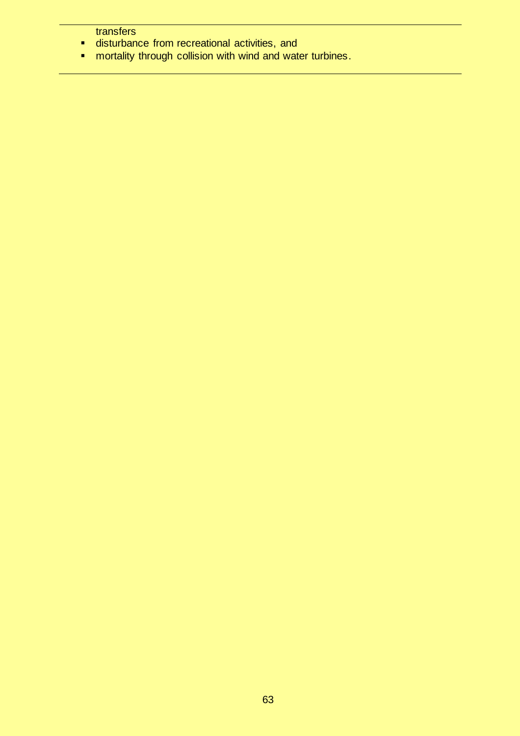transfers

- disturbance from recreational activities, and
- mortality through collision with wind and water turbines.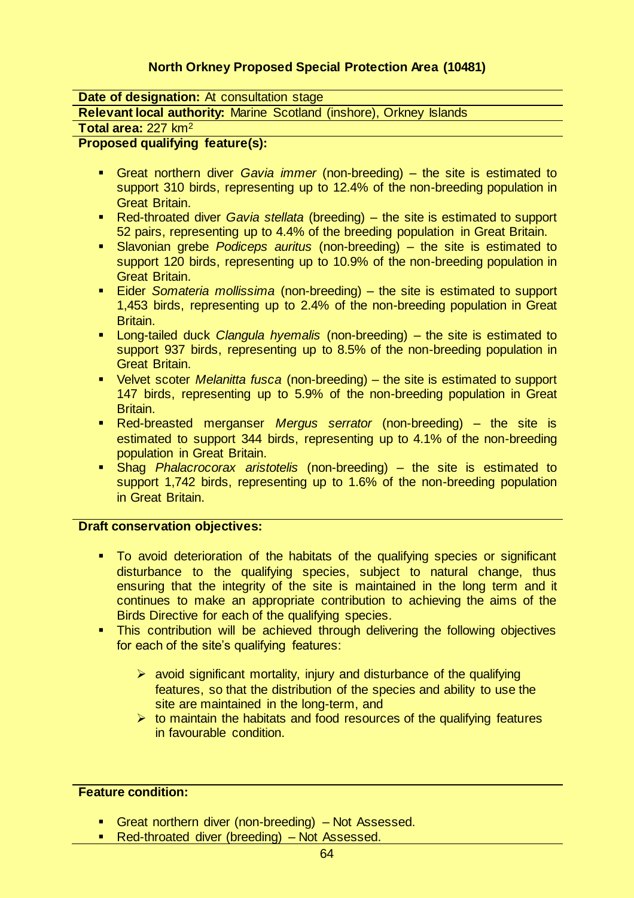## North Orkney Proposed Special Protection Area (10481)

**Date of designation:** At consultation stage

**Relevant local authority:** Marine Scotland (inshore), Orkney Islands

**Total area:** 227 km$^2$

**Proposed qualifying feature(s):**

- Great northern diver *Gavia immer* (non-breeding) – the site is estimated to support 310 birds, representing up to 12.4% of the non-breeding population in Great Britain.
- Red-throated diver *Gavia stellata* (breeding) – the site is estimated to support 52 pairs, representing up to 4.4% of the breeding population in Great Britain.
- Slavonian grebe *Podiceps auritus* (non-breeding) – the site is estimated to support 120 birds, representing up to 10.9% of the non-breeding population in Great Britain.
- Eider *Somateria mollissima* (non-breeding) – the site is estimated to support 1,453 birds, representing up to 2.4% of the non-breeding population in Great Britain.
- Long-tailed duck *Clangula hyemalis* (non-breeding) – the site is estimated to support 937 birds, representing up to 8.5% of the non-breeding population in Great Britain.
- Velvet scoter *Melanitta fusca* (non-breeding) – the site is estimated to support 147 birds, representing up to 5.9% of the non-breeding population in Great Britain.
- Red-breasted merganser *Mergus serrator* (non-breeding) – the site is estimated to support 344 birds, representing up to 4.1% of the non-breeding population in Great Britain.
- Shag *Phalacrocorax aristotelis* (non-breeding) – the site is estimated to support 1,742 birds, representing up to 1.6% of the non-breeding population in Great Britain.

**Draft conservation objectives:**

- To avoid deterioration of the habitats of the qualifying species or significant disturbance to the qualifying species, subject to natural change, thus ensuring that the integrity of the site is maintained in the long term and it continues to make an appropriate contribution to achieving the aims of the Birds Directive for each of the qualifying species.
- This contribution will be achieved through delivering the following objectives for each of the site's qualifying features:
    - avoid significant mortality, injury and disturbance of the qualifying features, so that the distribution of the species and ability to use the site are maintained in the long-term, and
    - to maintain the habitats and food resources of the qualifying features in favourable condition.

**Feature condition:**

- Great northern diver (non-breeding) – Not Assessed.
- Red-throated diver (breeding) – Not Assessed.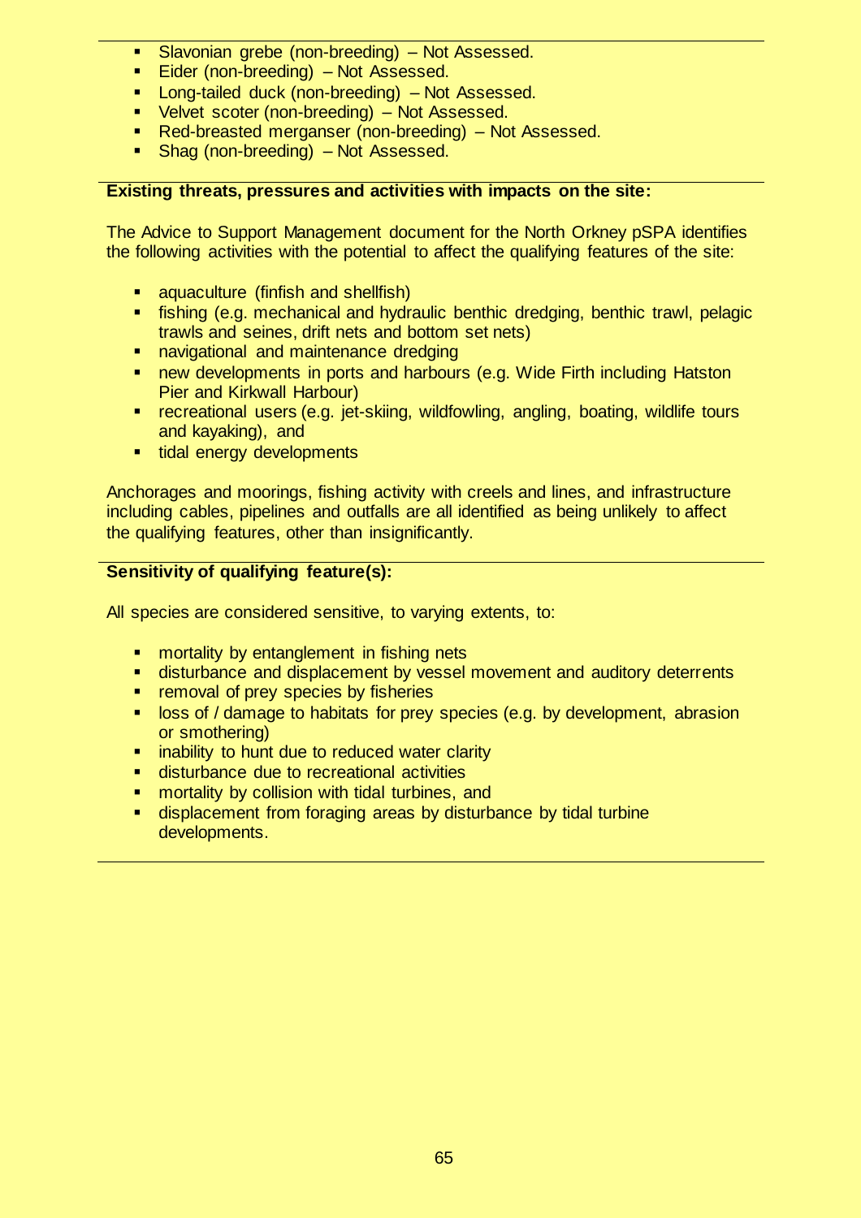- Slavonian grebe (non-breeding) – Not Assessed.
- Eider (non-breeding) – Not Assessed.
- Long-tailed duck (non-breeding) – Not Assessed.
- Velvet scoter (non-breeding) – Not Assessed.
- Red-breasted merganser (non-breeding) – Not Assessed.
- Shag (non-breeding) – Not Assessed.

**Existing threats, pressures and activities with impacts on the site:**

The Advice to Support Management document for the North Orkney pSPA identifies the following activities with the potential to affect the qualifying features of the site:

- aquaculture (finfish and shellfish)
- fishing (e.g. mechanical and hydraulic benthic dredging, benthic trawl, pelagic trawls and seines, drift nets and bottom set nets)
- navigational and maintenance dredging
- new developments in ports and harbours (e.g. Wide Firth including Hatston Pier and Kirkwall Harbour)
- recreational users (e.g. jet-skiing, wildfowling, angling, boating, wildlife tours and kayaking), and
- tidal energy developments

Anchorages and moorings, fishing activity with creels and lines, and infrastructure including cables, pipelines and outfalls are all identified as being unlikely to affect the qualifying features, other than insignificantly.

**Sensitivity of qualifying feature(s):**

All species are considered sensitive, to varying extents, to:

- mortality by entanglement in fishing nets
- disturbance and displacement by vessel movement and auditory deterrents
- removal of prey species by fisheries
- loss of / damage to habitats for prey species (e.g. by development, abrasion or smothering)
- inability to hunt due to reduced water clarity
- disturbance due to recreational activities
- mortality by collision with tidal turbines, and
- displacement from foraging areas by disturbance by tidal turbine developments.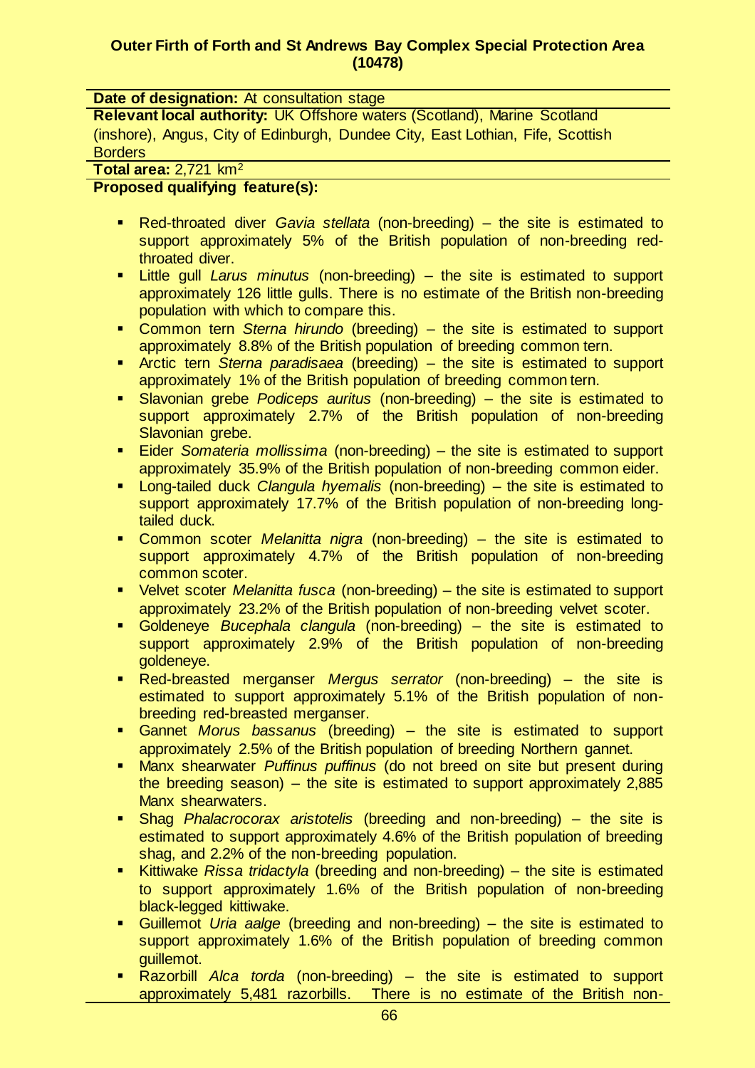**Outer Firth of Forth and St Andrews Bay Complex Special Protection Area (10478)**

**Date of designation:** At consultation stage

**Relevant local authority:** UK Offshore waters (Scotland), Marine Scotland (inshore), Angus, City of Edinburgh, Dundee City, East Lothian, Fife, Scottish Borders

**Total area:** 2,721 km$^2$

**Proposed qualifying feature(s):**

- Red-throated diver *Gavia stellata* (non-breeding) – the site is estimated to support approximately 5% of the British population of non-breeding red-throated diver.
- Little gull *Larus minutus* (non-breeding) – the site is estimated to support approximately 126 little gulls. There is no estimate of the British non-breeding population with which to compare this.
- Common tern *Sterna hirundo* (breeding) – the site is estimated to support approximately 8.8% of the British population of breeding common tern.
- Arctic tern *Sterna paradisaea* (breeding) – the site is estimated to support approximately 1% of the British population of breeding common tern.
- Slavonian grebe *Podiceps auritus* (non-breeding) – the site is estimated to support approximately 2.7% of the British population of non-breeding Slavonian grebe.
- Eider *Somateria mollissima* (non-breeding) – the site is estimated to support approximately 35.9% of the British population of non-breeding common eider.
- Long-tailed duck *Clangula hyemalis* (non-breeding) – the site is estimated to support approximately 17.7% of the British population of non-breeding long-tailed duck.
- Common scoter *Melanitta nigra* (non-breeding) – the site is estimated to support approximately 4.7% of the British population of non-breeding common scoter.
- Velvet scoter *Melanitta fusca* (non-breeding) – the site is estimated to support approximately 23.2% of the British population of non-breeding velvet scoter.
- Goldeneye *Bucephala clangula* (non-breeding) – the site is estimated to support approximately 2.9% of the British population of non-breeding goldeneye.
- Red-breasted merganser *Mergus serrator* (non-breeding) – the site is estimated to support approximately 5.1% of the British population of non-breeding red-breasted merganser.
- Gannet *Morus bassanus* (breeding) – the site is estimated to support approximately 2.5% of the British population of breeding Northern gannet.
- Manx shearwater *Puffinus puffinus* (do not breed on site but present during the breeding season) – the site is estimated to support approximately 2,885 Manx shearwaters.
- Shag *Phalacrocorax aristotelis* (breeding and non-breeding) – the site is estimated to support approximately 4.6% of the British population of breeding shag, and 2.2% of the non-breeding population.
- Kittiwake *Rissa tridactyla* (breeding and non-breeding) – the site is estimated to support approximately 1.6% of the British population of non-breeding black-legged kittiwake.
- Guillemot *Uria aalge* (breeding and non-breeding) – the site is estimated to support approximately 1.6% of the British population of breeding common guillemot.
- Razorbill *Alca torda* (non-breeding) – the site is estimated to support approximately 5,481 razorbills. There is no estimate of the British non-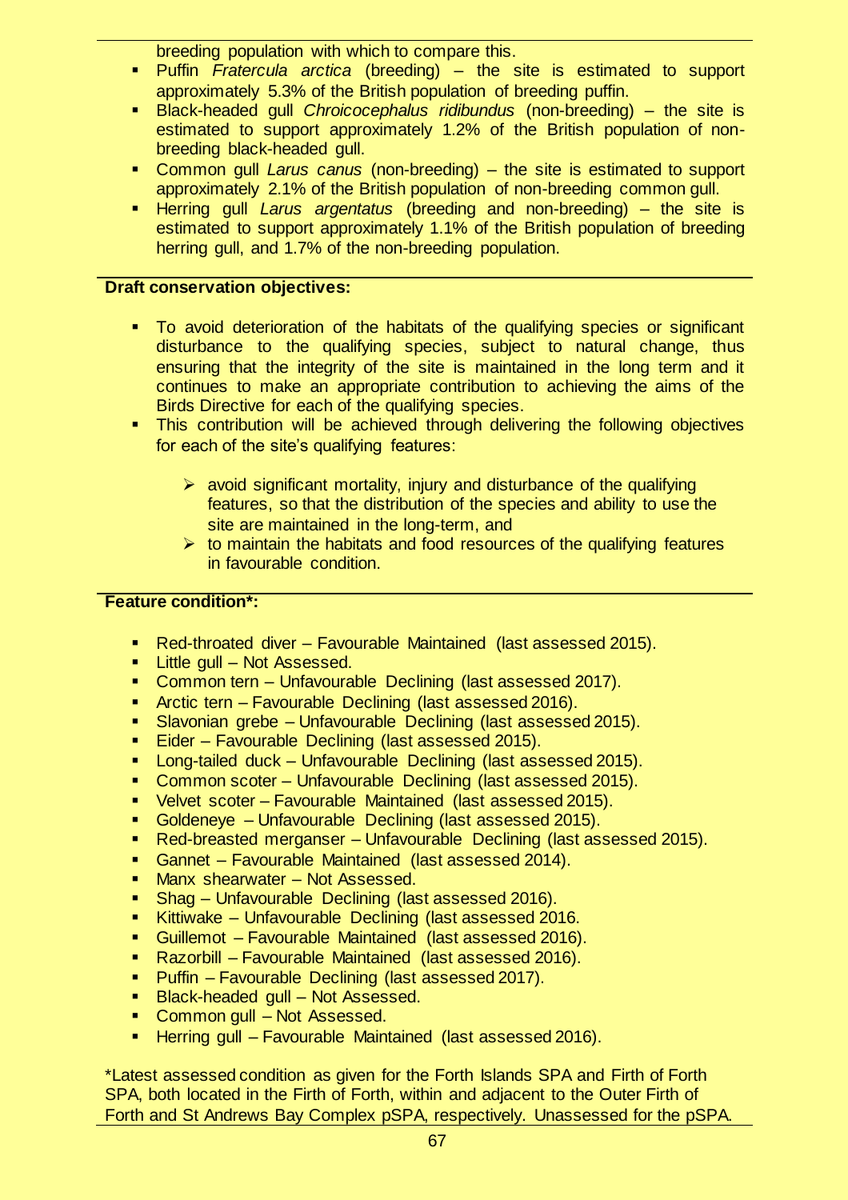breeding population with which to compare this.

- Puffin *Fratercula arctica* (breeding) – the site is estimated to support approximately 5.3% of the British population of breeding puffin.
- Black-headed gull *Chroicocephalus ridibundus* (non-breeding) – the site is estimated to support approximately 1.2% of the British population of non-breeding black-headed gull.
- Common gull *Larus canus* (non-breeding) – the site is estimated to support approximately 2.1% of the British population of non-breeding common gull.
- Herring gull *Larus argentatus* (breeding and non-breeding) – the site is estimated to support approximately 1.1% of the British population of breeding herring gull, and 1.7% of the non-breeding population.

**Draft conservation objectives:**

- To avoid deterioration of the habitats of the qualifying species or significant disturbance to the qualifying species, subject to natural change, thus ensuring that the integrity of the site is maintained in the long term and it continues to make an appropriate contribution to achieving the aims of the Birds Directive for each of the qualifying species.
- This contribution will be achieved through delivering the following objectives for each of the site's qualifying features:
  - avoid significant mortality, injury and disturbance of the qualifying features, so that the distribution of the species and ability to use the site are maintained in the long-term, and
  - to maintain the habitats and food resources of the qualifying features in favourable condition.

**Feature condition*:**

- Red-throated diver – Favourable Maintained (last assessed 2015).
- Little gull – Not Assessed.
- Common tern – Unfavourable Declining (last assessed 2017).
- Arctic tern – Favourable Declining (last assessed 2016).
- Slavonian grebe – Unfavourable Declining (last assessed 2015).
- Eider – Favourable Declining (last assessed 2015).
- Long-tailed duck – Unfavourable Declining (last assessed 2015).
- Common scoter – Unfavourable Declining (last assessed 2015).
- Velvet scoter – Favourable Maintained (last assessed 2015).
- Goldeneye – Unfavourable Declining (last assessed 2015).
- Red-breasted merganser – Unfavourable Declining (last assessed 2015).
- Gannet – Favourable Maintained (last assessed 2014).
- Manx shearwater – Not Assessed.
- Shag – Unfavourable Declining (last assessed 2016).
- Kittiwake – Unfavourable Declining (last assessed 2016.
- Guillemot – Favourable Maintained (last assessed 2016).
- Razorbill – Favourable Maintained (last assessed 2016).
- Puffin – Favourable Declining (last assessed 2017).
- Black-headed gull – Not Assessed.
- Common gull – Not Assessed.
- Herring gull – Favourable Maintained (last assessed 2016).

*Latest assessed condition as given for the Forth Islands SPA and Firth of Forth SPA, both located in the Firth of Forth, within and adjacent to the Outer Firth of Forth and St Andrews Bay Complex pSPA, respectively. Unassessed for the pSPA.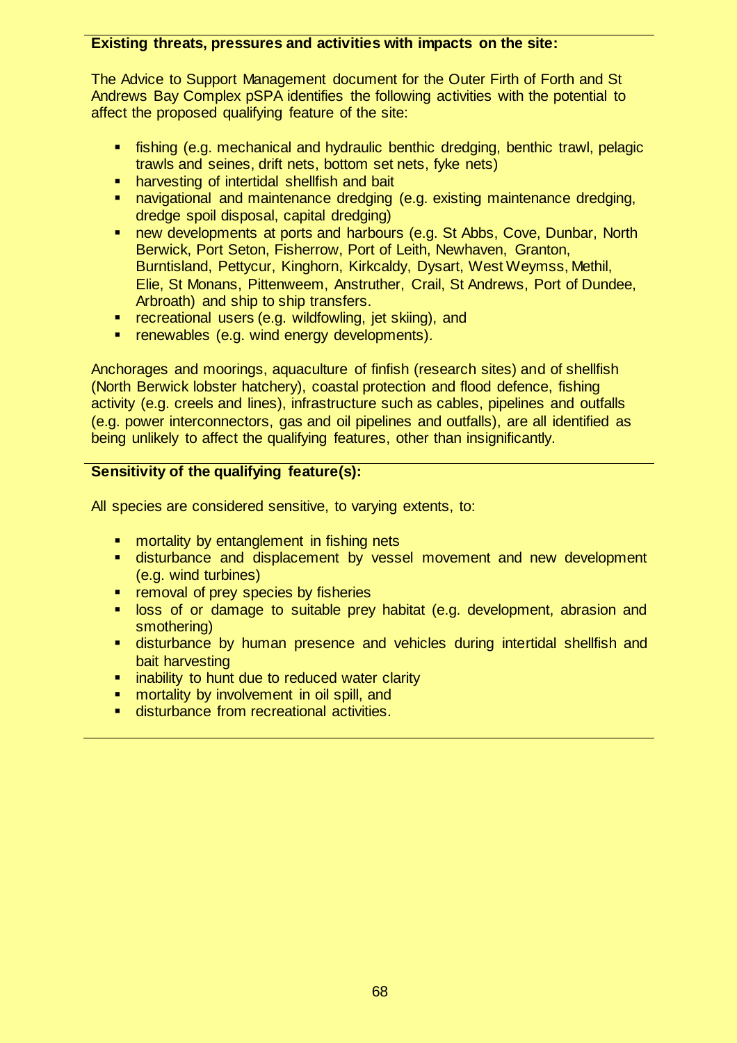**Existing threats, pressures and activities with impacts on the site:**

The Advice to Support Management document for the Outer Firth of Forth and St Andrews Bay Complex pSPA identifies the following activities with the potential to affect the proposed qualifying feature of the site:

- fishing (e.g. mechanical and hydraulic benthic dredging, benthic trawl, pelagic trawls and seines, drift nets, bottom set nets, fyke nets)
- harvesting of intertidal shellfish and bait
- navigational and maintenance dredging (e.g. existing maintenance dredging, dredge spoil disposal, capital dredging)
- new developments at ports and harbours (e.g. St Abbs, Cove, Dunbar, North Berwick, Port Seton, Fisherrow, Port of Leith, Newhaven, Granton, Burntisland, Pettycur, Kinghorn, Kirkcaldy, Dysart, West Weymss, Methil, Elie, St Monans, Pittenweem, Anstruther, Crail, St Andrews, Port of Dundee, Arbroath) and ship to ship transfers.
- recreational users (e.g. wildfowling, jet skiing), and
- renewables (e.g. wind energy developments).

Anchorages and moorings, aquaculture of finfish (research sites) and of shellfish (North Berwick lobster hatchery), coastal protection and flood defence, fishing activity (e.g. creels and lines), infrastructure such as cables, pipelines and outfalls (e.g. power interconnectors, gas and oil pipelines and outfalls), are all identified as being unlikely to affect the qualifying features, other than insignificantly.

**Sensitivity of the qualifying feature(s):**

All species are considered sensitive, to varying extents, to:

- mortality by entanglement in fishing nets
- disturbance and displacement by vessel movement and new development (e.g. wind turbines)
- removal of prey species by fisheries
- loss of or damage to suitable prey habitat (e.g. development, abrasion and smothering)
- disturbance by human presence and vehicles during intertidal shellfish and bait harvesting
- inability to hunt due to reduced water clarity
- mortality by involvement in oil spill, and
- disturbance from recreational activities.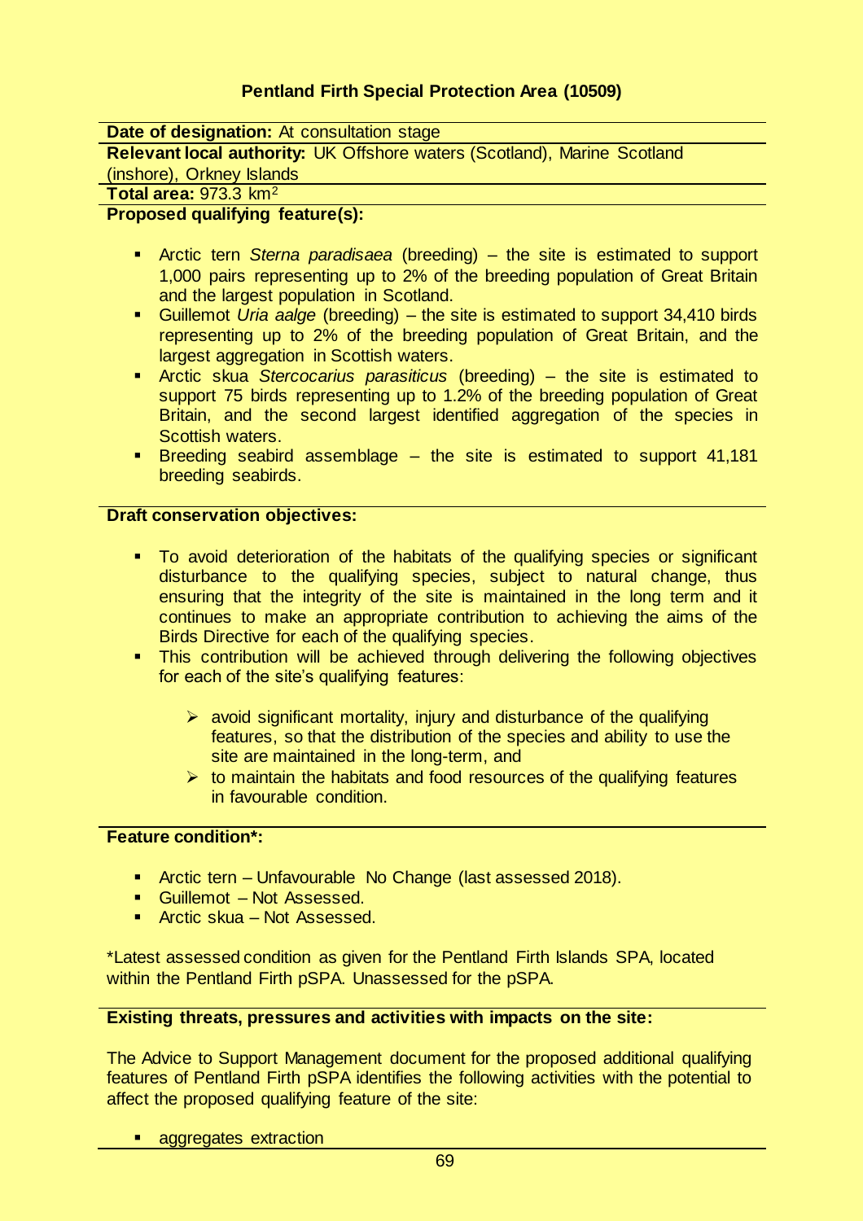## Pentland Firth Special Protection Area (10509)

**Date of designation:** At consultation stage

**Relevant local authority:** UK Offshore waters (Scotland), Marine Scotland (inshore), Orkney Islands

**Total area:** 973.3 km$^2$

**Proposed qualifying feature(s):**

- Arctic tern *Sterna paradisaea* (breeding) – the site is estimated to support 1,000 pairs representing up to 2% of the breeding population of Great Britain and the largest population in Scotland.
- Guillemot *Uria aalge* (breeding) – the site is estimated to support 34,410 birds representing up to 2% of the breeding population of Great Britain, and the largest aggregation in Scottish waters.
- Arctic skua *Stercocarius parasiticus* (breeding) – the site is estimated to support 75 birds representing up to 1.2% of the breeding population of Great Britain, and the second largest identified aggregation of the species in Scottish waters.
- Breeding seabird assemblage – the site is estimated to support 41,181 breeding seabirds.

**Draft conservation objectives:**

- To avoid deterioration of the habitats of the qualifying species or significant disturbance to the qualifying species, subject to natural change, thus ensuring that the integrity of the site is maintained in the long term and it continues to make an appropriate contribution to achieving the aims of the Birds Directive for each of the qualifying species.
- This contribution will be achieved through delivering the following objectives for each of the site's qualifying features:
  - avoid significant mortality, injury and disturbance of the qualifying features, so that the distribution of the species and ability to use the site are maintained in the long-term, and
  - to maintain the habitats and food resources of the qualifying features in favourable condition.

**Feature condition*:**

- Arctic tern – Unfavourable No Change (last assessed 2018).
- Guillemot – Not Assessed.
- Arctic skua – Not Assessed.

*Latest assessed condition as given for the Pentland Firth Islands SPA, located within the Pentland Firth pSPA. Unassessed for the pSPA.

**Existing threats, pressures and activities with impacts on the site:**

The Advice to Support Management document for the proposed additional qualifying features of Pentland Firth pSPA identifies the following activities with the potential to affect the proposed qualifying feature of the site:

- aggregates extraction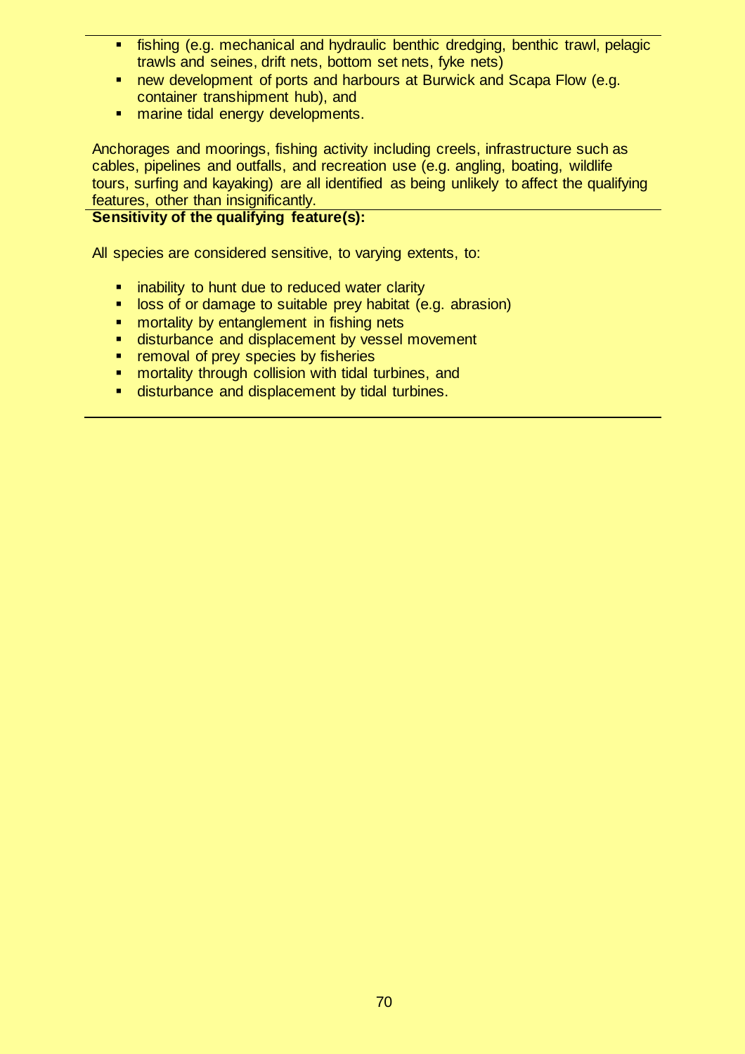- fishing (e.g. mechanical and hydraulic benthic dredging, benthic trawl, pelagic trawls and seines, drift nets, bottom set nets, fyke nets)
- new development of ports and harbours at Burwick and Scapa Flow (e.g. container transhipment hub), and
- marine tidal energy developments.

Anchorages and moorings, fishing activity including creels, infrastructure such as cables, pipelines and outfalls, and recreation use (e.g. angling, boating, wildlife tours, surfing and kayaking) are all identified as being unlikely to affect the qualifying features, other than insignificantly.

**Sensitivity of the qualifying feature(s):**

All species are considered sensitive, to varying extents, to:

- inability to hunt due to reduced water clarity
- loss of or damage to suitable prey habitat (e.g. abrasion)
- mortality by entanglement in fishing nets
- disturbance and displacement by vessel movement
- removal of prey species by fisheries
- mortality through collision with tidal turbines, and
- disturbance and displacement by tidal turbines.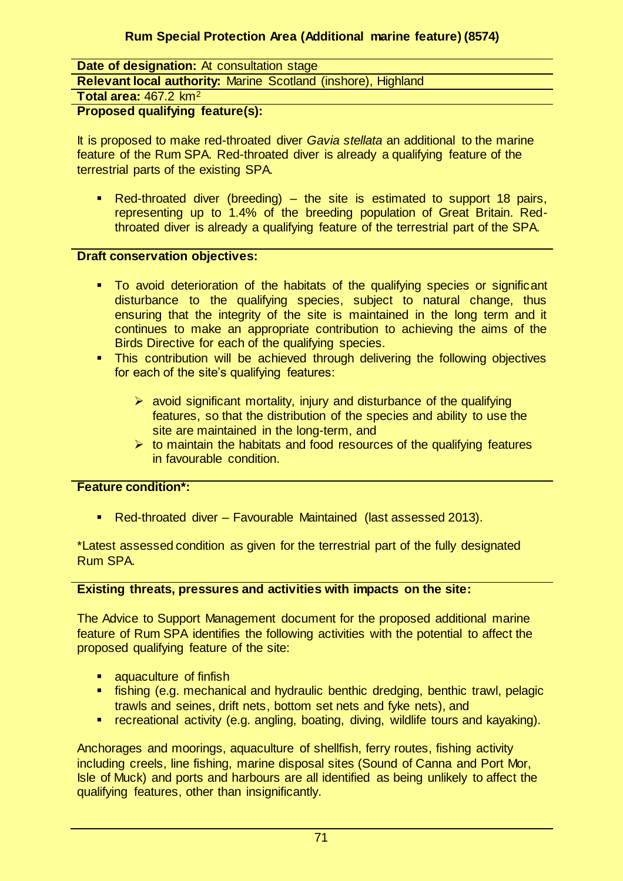## Rum Special Protection Area (Additional marine feature) (8574)

**Date of designation:** At consultation stage

**Relevant local authority:** Marine Scotland (inshore), Highland

**Total area:** 467.2 km$^2$

**Proposed qualifying feature(s):**

It is proposed to make red-throated diver *Gavia stellata* an additional to the marine feature of the Rum SPA. Red-throated diver is already a qualifying feature of the terrestrial parts of the existing SPA.

- Red-throated diver (breeding) – the site is estimated to support 18 pairs, representing up to 1.4% of the breeding population of Great Britain. Red-throated diver is already a qualifying feature of the terrestrial part of the SPA.

**Draft conservation objectives:**

- To avoid deterioration of the habitats of the qualifying species or significant disturbance to the qualifying species, subject to natural change, thus ensuring that the integrity of the site is maintained in the long term and it continues to make an appropriate contribution to achieving the aims of the Birds Directive for each of the qualifying species.
- This contribution will be achieved through delivering the following objectives for each of the site's qualifying features:
    - avoid significant mortality, injury and disturbance of the qualifying features, so that the distribution of the species and ability to use the site are maintained in the long-term, and
    - to maintain the habitats and food resources of the qualifying features in favourable condition.

**Feature condition*:**

- Red-throated diver – Favourable Maintained (last assessed 2013).

*Latest assessed condition as given for the terrestrial part of the fully designated Rum SPA.

**Existing threats, pressures and activities with impacts on the site:**

The Advice to Support Management document for the proposed additional marine feature of Rum SPA identifies the following activities with the potential to affect the proposed qualifying feature of the site:

- aquaculture of finfish
- fishing (e.g. mechanical and hydraulic benthic dredging, benthic trawl, pelagic trawls and seines, drift nets, bottom set nets and fyke nets), and
- recreational activity (e.g. angling, boating, diving, wildlife tours and kayaking).

Anchorages and moorings, aquaculture of shellfish, ferry routes, fishing activity including creels, line fishing, marine disposal sites (Sound of Canna and Port Mor, Isle of Muck) and ports and harbours are all identified as being unlikely to affect the qualifying features, other than insignificantly.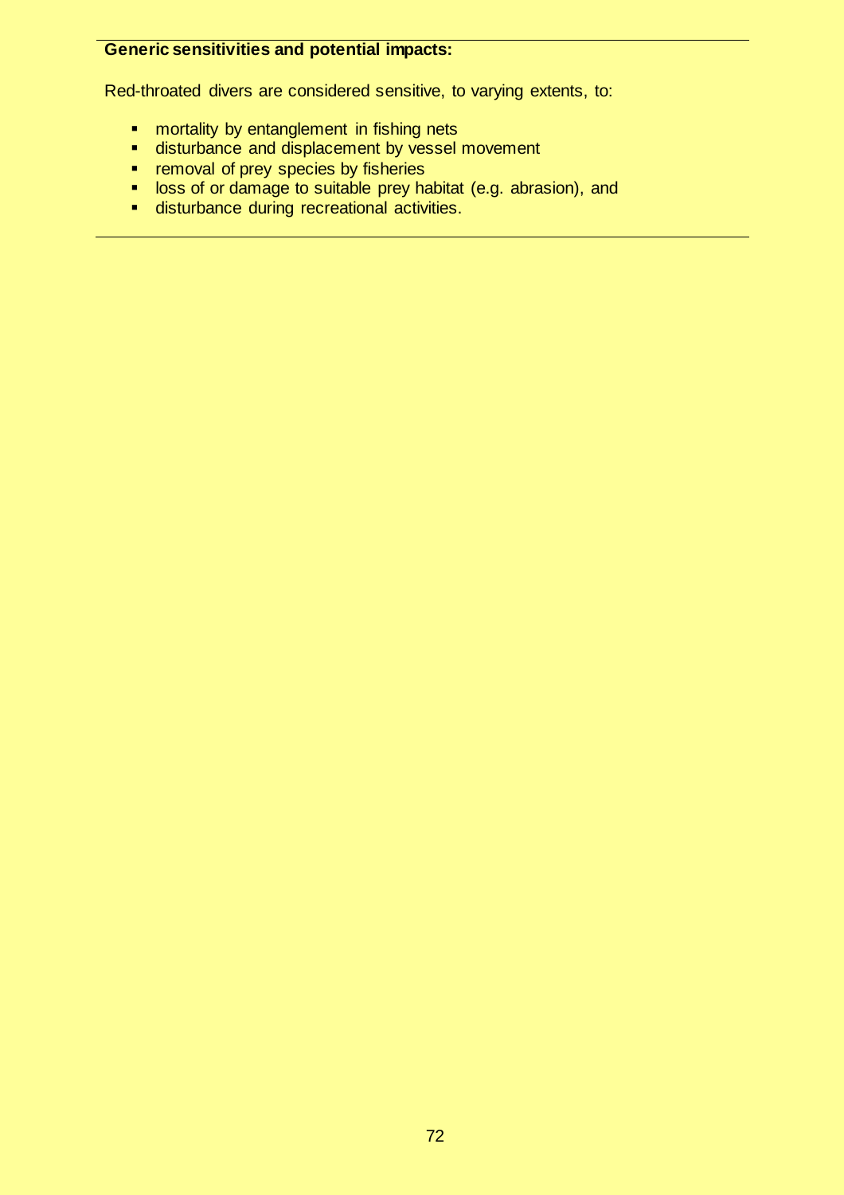**Generic sensitivities and potential impacts:**

Red-throated divers are considered sensitive, to varying extents, to:

- mortality by entanglement in fishing nets
- disturbance and displacement by vessel movement
- removal of prey species by fisheries
- loss of or damage to suitable prey habitat (e.g. abrasion), and
- disturbance during recreational activities.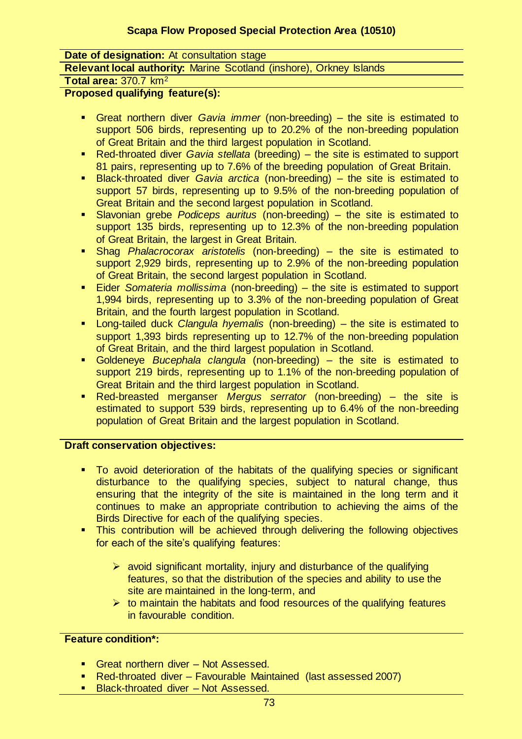## Scapa Flow Proposed Special Protection Area (10510)

**Date of designation:** At consultation stage

**Relevant local authority:** Marine Scotland (inshore), Orkney Islands

**Total area:** 370.7 km$^2$

**Proposed qualifying feature(s):**

- Great northern diver *Gavia immer* (non-breeding) – the site is estimated to support 506 birds, representing up to 20.2% of the non-breeding population of Great Britain and the third largest population in Scotland.
- Red-throated diver *Gavia stellata* (breeding) – the site is estimated to support 81 pairs, representing up to 7.6% of the breeding population of Great Britain.
- Black-throated diver *Gavia arctica* (non-breeding) – the site is estimated to support 57 birds, representing up to 9.5% of the non-breeding population of Great Britain and the second largest population in Scotland.
- Slavonian grebe *Podiceps auritus* (non-breeding) – the site is estimated to support 135 birds, representing up to 12.3% of the non-breeding population of Great Britain, the largest in Great Britain.
- Shag *Phalacrocorax aristotelis* (non-breeding) – the site is estimated to support 2,929 birds, representing up to 2.9% of the non-breeding population of Great Britain, the second largest population in Scotland.
- Eider *Somateria mollissima* (non-breeding) – the site is estimated to support 1,994 birds, representing up to 3.3% of the non-breeding population of Great Britain, and the fourth largest population in Scotland.
- Long-tailed duck *Clangula hyemalis* (non-breeding) – the site is estimated to support 1,393 birds representing up to 12.7% of the non-breeding population of Great Britain, and the third largest population in Scotland.
- Goldeneye *Bucephala clangula* (non-breeding) – the site is estimated to support 219 birds, representing up to 1.1% of the non-breeding population of Great Britain and the third largest population in Scotland.
- Red-breasted merganser *Mergus serrator* (non-breeding) – the site is estimated to support 539 birds, representing up to 6.4% of the non-breeding population of Great Britain and the largest population in Scotland.

**Draft conservation objectives:**

- To avoid deterioration of the habitats of the qualifying species or significant disturbance to the qualifying species, subject to natural change, thus ensuring that the integrity of the site is maintained in the long term and it continues to make an appropriate contribution to achieving the aims of the Birds Directive for each of the qualifying species.
- This contribution will be achieved through delivering the following objectives for each of the site's qualifying features:
  - avoid significant mortality, injury and disturbance of the qualifying features, so that the distribution of the species and ability to use the site are maintained in the long-term, and
  - to maintain the habitats and food resources of the qualifying features in favourable condition.

**Feature condition*:**

- Great northern diver – Not Assessed.
- Red-throated diver – Favourable Maintained (last assessed 2007)
- Black-throated diver – Not Assessed.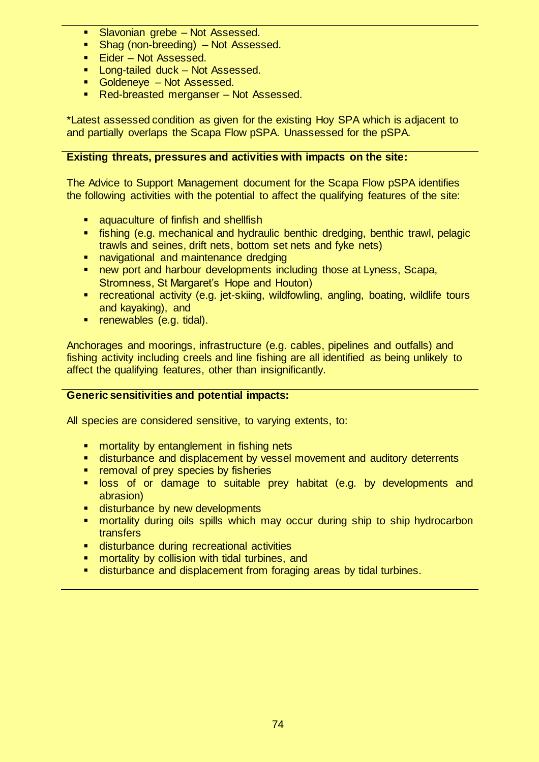- Slavonian grebe – Not Assessed.
- Shag (non-breeding) – Not Assessed.
- Eider – Not Assessed.
- Long-tailed duck – Not Assessed.
- Goldeneye – Not Assessed.
- Red-breasted merganser – Not Assessed.

*Latest assessed condition as given for the existing Hoy SPA which is adjacent to and partially overlaps the Scapa Flow pSPA. Unassessed for the pSPA.

**Existing threats, pressures and activities with impacts on the site:**

The Advice to Support Management document for the Scapa Flow pSPA identifies the following activities with the potential to affect the qualifying features of the site:

- aquaculture of finfish and shellfish
- fishing (e.g. mechanical and hydraulic benthic dredging, benthic trawl, pelagic trawls and seines, drift nets, bottom set nets and fyke nets)
- navigational and maintenance dredging
- new port and harbour developments including those at Lyness, Scapa, Stromness, St Margaret's Hope and Houton)
- recreational activity (e.g. jet-skiing, wildfowling, angling, boating, wildlife tours and kayaking), and
- renewables (e.g. tidal).

Anchorages and moorings, infrastructure (e.g. cables, pipelines and outfalls) and fishing activity including creels and line fishing are all identified as being unlikely to affect the qualifying features, other than insignificantly.

**Generic sensitivities and potential impacts:**

All species are considered sensitive, to varying extents, to:

- mortality by entanglement in fishing nets
- disturbance and displacement by vessel movement and auditory deterrents
- removal of prey species by fisheries
- loss of or damage to suitable prey habitat (e.g. by developments and abrasion)
- disturbance by new developments
- mortality during oils spills which may occur during ship to ship hydrocarbon transfers
- disturbance during recreational activities
- mortality by collision with tidal turbines, and
- disturbance and displacement from foraging areas by tidal turbines.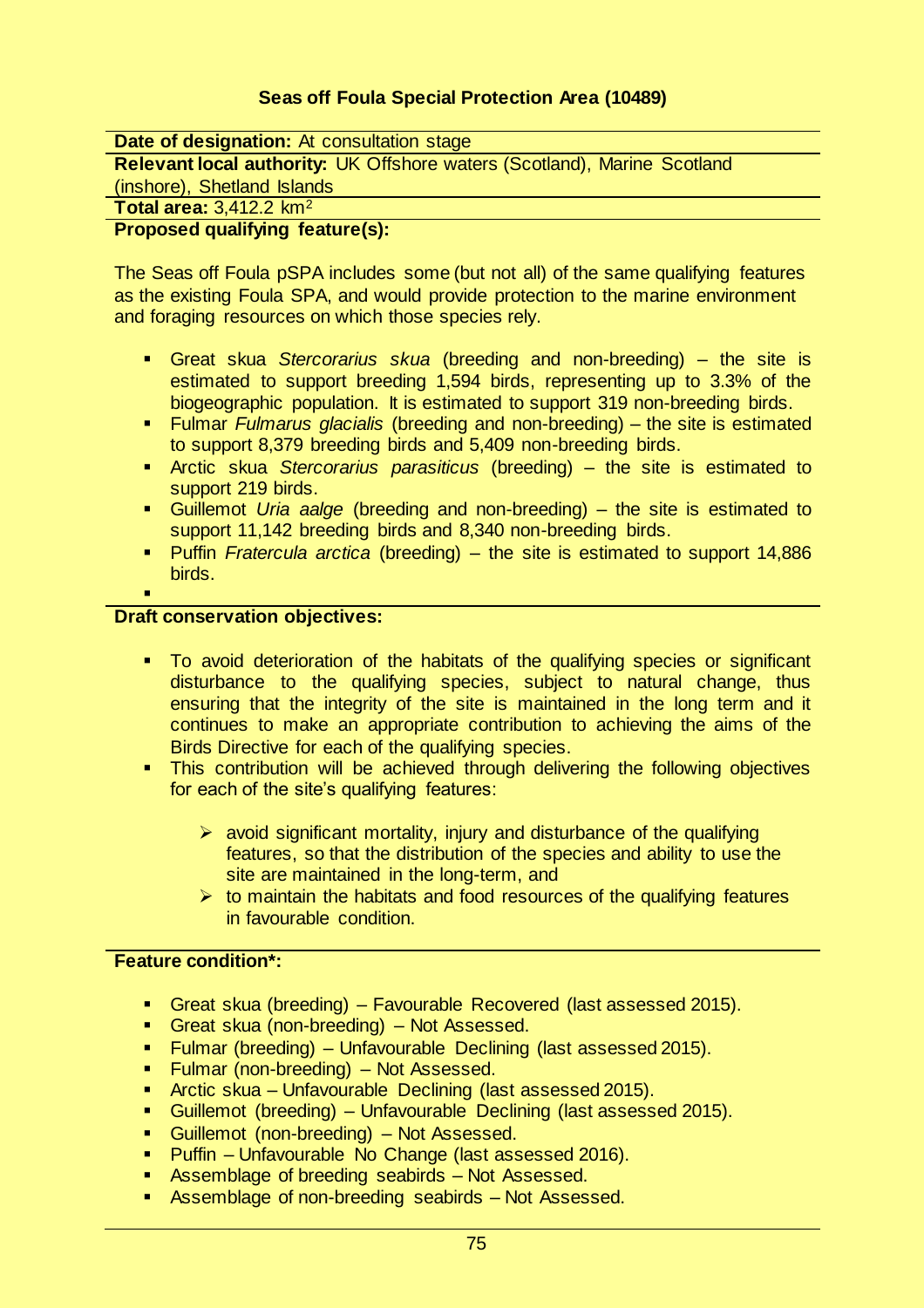## Seas off Foula Special Protection Area (10489)

**Date of designation:** At consultation stage

**Relevant local authority:** UK Offshore waters (Scotland), Marine Scotland (inshore), Shetland Islands

**Total area:** 3,412.2 km$^2$

**Proposed qualifying feature(s):**

The Seas off Foula pSPA includes some (but not all) of the same qualifying features as the existing Foula SPA, and would provide protection to the marine environment and foraging resources on which those species rely.

- Great skua *Stercorarius skua* (breeding and non-breeding) – the site is estimated to support breeding 1,594 birds, representing up to 3.3% of the biogeographic population. It is estimated to support 319 non-breeding birds.
- Fulmar *Fulmarus glacialis* (breeding and non-breeding) – the site is estimated to support 8,379 breeding birds and 5,409 non-breeding birds.
- Arctic skua *Stercorarius parasiticus* (breeding) – the site is estimated to support 219 birds.
- Guillemot *Uria aalge* (breeding and non-breeding) – the site is estimated to support 11,142 breeding birds and 8,340 non-breeding birds.
- Puffin *Fratercula arctica* (breeding) – the site is estimated to support 14,886 birds.

**Draft conservation objectives:**

- To avoid deterioration of the habitats of the qualifying species or significant disturbance to the qualifying species, subject to natural change, thus ensuring that the integrity of the site is maintained in the long term and it continues to make an appropriate contribution to achieving the aims of the Birds Directive for each of the qualifying species.
- This contribution will be achieved through delivering the following objectives for each of the site's qualifying features:
  - avoid significant mortality, injury and disturbance of the qualifying features, so that the distribution of the species and ability to use the site are maintained in the long-term, and
  - to maintain the habitats and food resources of the qualifying features in favourable condition.

**Feature condition*:**

- Great skua (breeding) – Favourable Recovered (last assessed 2015).
- Great skua (non-breeding) – Not Assessed.
- Fulmar (breeding) – Unfavourable Declining (last assessed 2015).
- Fulmar (non-breeding) – Not Assessed.
- Arctic skua – Unfavourable Declining (last assessed 2015).
- Guillemot (breeding) – Unfavourable Declining (last assessed 2015).
- Guillemot (non-breeding) – Not Assessed.
- Puffin – Unfavourable No Change (last assessed 2016).
- Assemblage of breeding seabirds – Not Assessed.
- Assemblage of non-breeding seabirds – Not Assessed.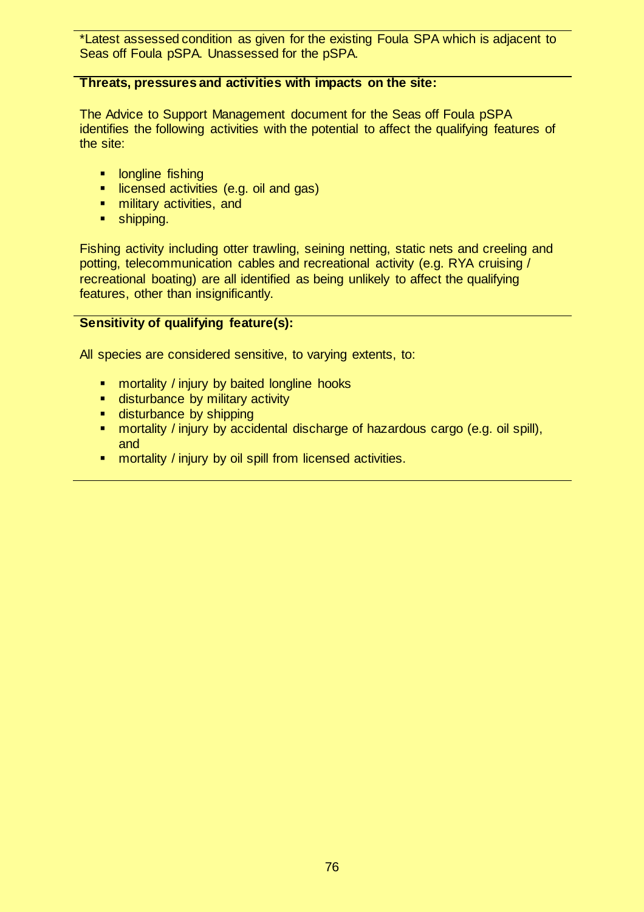*Latest assessed condition as given for the existing Foula SPA which is adjacent to Seas off Foula pSPA. Unassessed for the pSPA.

**Threats, pressures and activities with impacts on the site:**

The Advice to Support Management document for the Seas off Foula pSPA identifies the following activities with the potential to affect the qualifying features of the site:

- longline fishing
- licensed activities (e.g. oil and gas)
- military activities, and
- shipping.

Fishing activity including otter trawling, seining netting, static nets and creeling and potting, telecommunication cables and recreational activity (e.g. RYA cruising / recreational boating) are all identified as being unlikely to affect the qualifying features, other than insignificantly.

**Sensitivity of qualifying feature(s):**

All species are considered sensitive, to varying extents, to:

- mortality / injury by baited longline hooks
- disturbance by military activity
- disturbance by shipping
- mortality / injury by accidental discharge of hazardous cargo (e.g. oil spill), and
- mortality / injury by oil spill from licensed activities.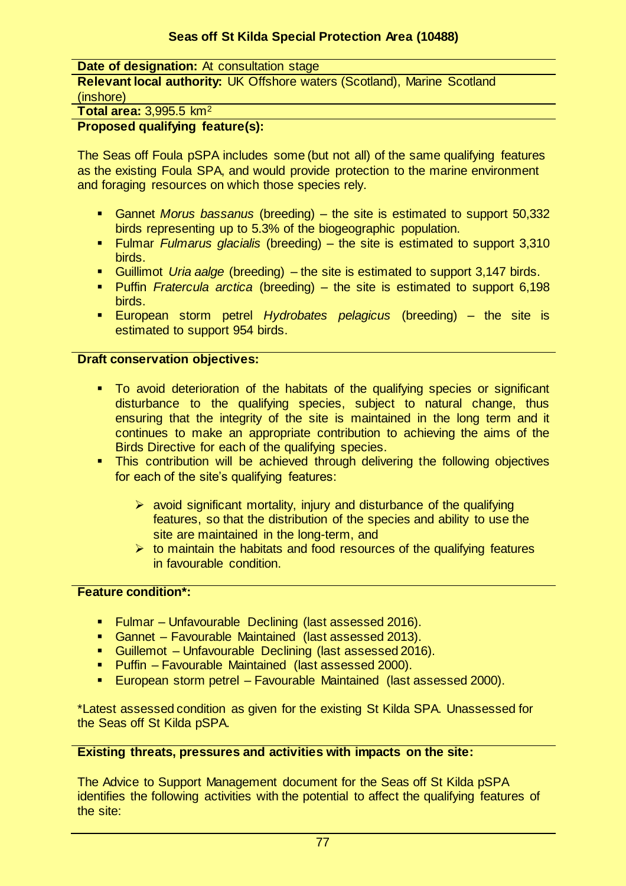## Seas off St Kilda Special Protection Area (10488)

**Date of designation:** At consultation stage

**Relevant local authority:** UK Offshore waters (Scotland), Marine Scotland (inshore)

**Total area:** 3,995.5 km²

**Proposed qualifying feature(s):**

The Seas off Foula pSPA includes some (but not all) of the same qualifying features as the existing Foula SPA, and would provide protection to the marine environment and foraging resources on which those species rely.

- Gannet *Morus bassanus* (breeding) – the site is estimated to support 50,332 birds representing up to 5.3% of the biogeographic population.
- Fulmar *Fulmarus glacialis* (breeding) – the site is estimated to support 3,310 birds.
- Guillimot *Uria aalge* (breeding) – the site is estimated to support 3,147 birds.
- Puffin *Fratercula arctica* (breeding) – the site is estimated to support 6,198 birds.
- European storm petrel *Hydrobates pelagicus* (breeding) – the site is estimated to support 954 birds.

**Draft conservation objectives:**

- To avoid deterioration of the habitats of the qualifying species or significant disturbance to the qualifying species, subject to natural change, thus ensuring that the integrity of the site is maintained in the long term and it continues to make an appropriate contribution to achieving the aims of the Birds Directive for each of the qualifying species.
- This contribution will be achieved through delivering the following objectives for each of the site's qualifying features:
  - avoid significant mortality, injury and disturbance of the qualifying features, so that the distribution of the species and ability to use the site are maintained in the long-term, and
  - to maintain the habitats and food resources of the qualifying features in favourable condition.

**Feature condition*:**

- Fulmar – Unfavourable Declining (last assessed 2016).
- Gannet – Favourable Maintained (last assessed 2013).
- Guillemot – Unfavourable Declining (last assessed 2016).
- Puffin – Favourable Maintained (last assessed 2000).
- European storm petrel – Favourable Maintained (last assessed 2000).

*Latest assessed condition as given for the existing St Kilda SPA. Unassessed for the Seas off St Kilda pSPA.

**Existing threats, pressures and activities with impacts on the site:**

The Advice to Support Management document for the Seas off St Kilda pSPA identifies the following activities with the potential to affect the qualifying features of the site: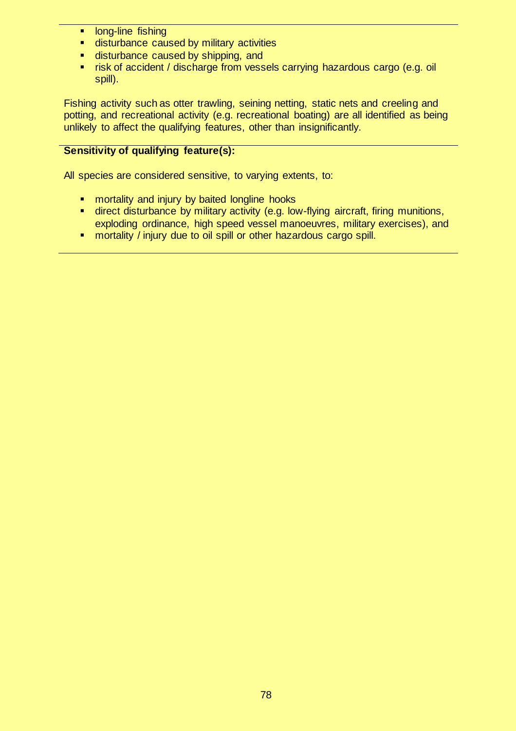- long-line fishing
- disturbance caused by military activities
- disturbance caused by shipping, and
- risk of accident / discharge from vessels carrying hazardous cargo (e.g. oil spill).

Fishing activity such as otter trawling, seining netting, static nets and creeling and potting, and recreational activity (e.g. recreational boating) are all identified as being unlikely to affect the qualifying features, other than insignificantly.

**Sensitivity of qualifying feature(s):**

All species are considered sensitive, to varying extents, to:

- mortality and injury by baited longline hooks
- direct disturbance by military activity (e.g. low-flying aircraft, firing munitions, exploding ordinance, high speed vessel manoeuvres, military exercises), and
- mortality / injury due to oil spill or other hazardous cargo spill.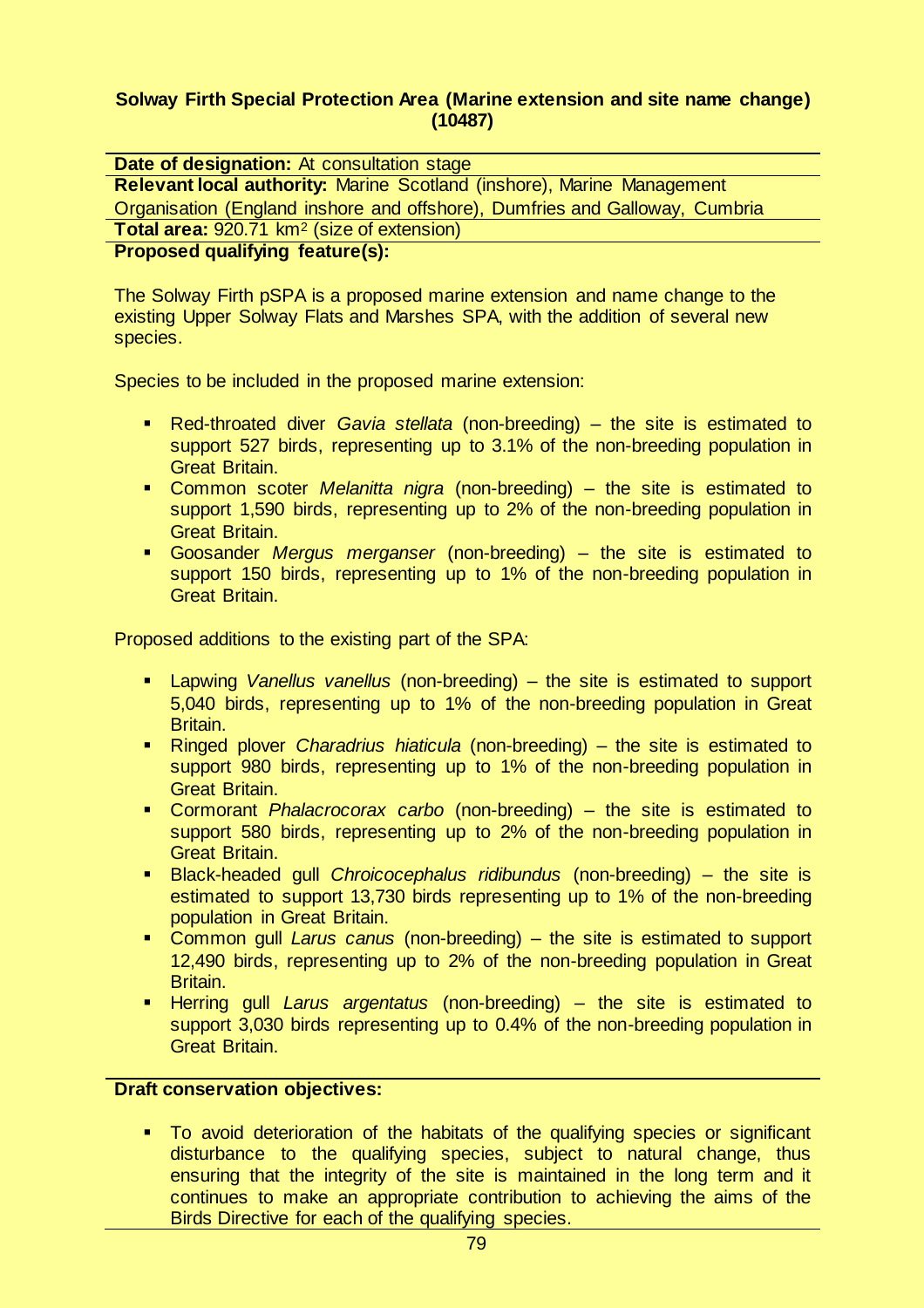**Solway Firth Special Protection Area (Marine extension and site name change) (10487)**

**Date of designation:** At consultation stage

**Relevant local authority:** Marine Scotland (inshore), Marine Management Organisation (England inshore and offshore), Dumfries and Galloway, Cumbria

**Total area:** 920.71 km² (size of extension)

**Proposed qualifying feature(s):**

The Solway Firth pSPA is a proposed marine extension and name change to the existing Upper Solway Flats and Marshes SPA, with the addition of several new species.

Species to be included in the proposed marine extension:

- Red-throated diver *Gavia stellata* (non-breeding) – the site is estimated to support 527 birds, representing up to 3.1% of the non-breeding population in Great Britain.
- Common scoter *Melanitta nigra* (non-breeding) – the site is estimated to support 1,590 birds, representing up to 2% of the non-breeding population in Great Britain.
- Goosander *Mergus merganser* (non-breeding) – the site is estimated to support 150 birds, representing up to 1% of the non-breeding population in Great Britain.

Proposed additions to the existing part of the SPA:

- Lapwing *Vanellus vanellus* (non-breeding) – the site is estimated to support 5,040 birds, representing up to 1% of the non-breeding population in Great Britain.
- Ringed plover *Charadrius hiaticula* (non-breeding) – the site is estimated to support 980 birds, representing up to 1% of the non-breeding population in Great Britain.
- Cormorant *Phalacrocorax carbo* (non-breeding) – the site is estimated to support 580 birds, representing up to 2% of the non-breeding population in Great Britain.
- Black-headed gull *Chroicocephalus ridibundus* (non-breeding) – the site is estimated to support 13,730 birds representing up to 1% of the non-breeding population in Great Britain.
- Common gull *Larus canus* (non-breeding) – the site is estimated to support 12,490 birds, representing up to 2% of the non-breeding population in Great Britain.
- Herring gull *Larus argentatus* (non-breeding) – the site is estimated to support 3,030 birds representing up to 0.4% of the non-breeding population in Great Britain.

**Draft conservation objectives:**

- To avoid deterioration of the habitats of the qualifying species or significant disturbance to the qualifying species, subject to natural change, thus ensuring that the integrity of the site is maintained in the long term and it continues to make an appropriate contribution to achieving the aims of the Birds Directive for each of the qualifying species.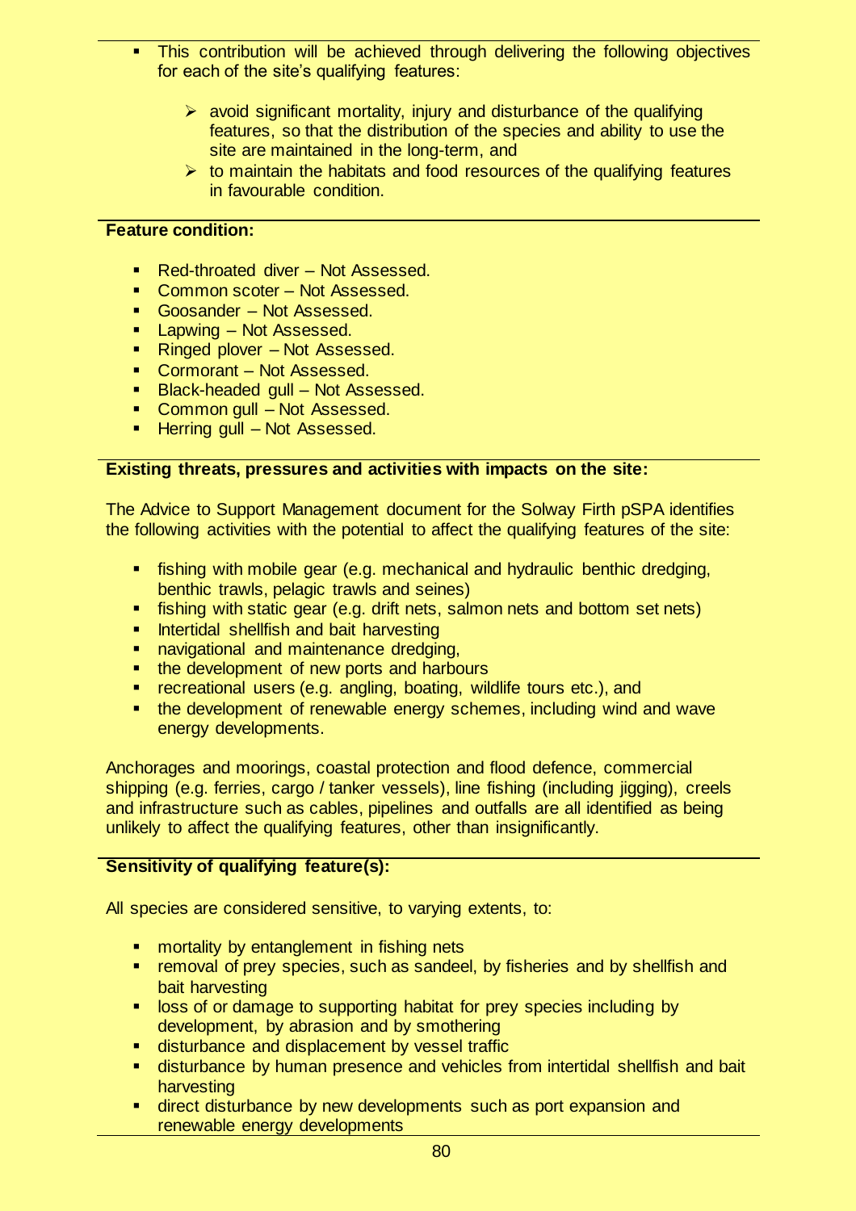- This contribution will be achieved through delivering the following objectives for each of the site's qualifying features:
  - avoid significant mortality, injury and disturbance of the qualifying features, so that the distribution of the species and ability to use the site are maintained in the long-term, and
  - to maintain the habitats and food resources of the qualifying features in favourable condition.

**Feature condition:**

- Red-throated diver – Not Assessed.
- Common scoter – Not Assessed.
- Goosander – Not Assessed.
- Lapwing – Not Assessed.
- Ringed plover – Not Assessed.
- Cormorant – Not Assessed.
- Black-headed gull – Not Assessed.
- Common gull – Not Assessed.
- Herring gull – Not Assessed.

**Existing threats, pressures and activities with impacts on the site:**

The Advice to Support Management document for the Solway Firth pSPA identifies the following activities with the potential to affect the qualifying features of the site:

- fishing with mobile gear (e.g. mechanical and hydraulic benthic dredging, benthic trawls, pelagic trawls and seines)
- fishing with static gear (e.g. drift nets, salmon nets and bottom set nets)
- Intertidal shellfish and bait harvesting
- navigational and maintenance dredging,
- the development of new ports and harbours
- recreational users (e.g. angling, boating, wildlife tours etc.), and
- the development of renewable energy schemes, including wind and wave energy developments.

Anchorages and moorings, coastal protection and flood defence, commercial shipping (e.g. ferries, cargo / tanker vessels), line fishing (including jigging), creels and infrastructure such as cables, pipelines and outfalls are all identified as being unlikely to affect the qualifying features, other than insignificantly.

**Sensitivity of qualifying feature(s):**

All species are considered sensitive, to varying extents, to:

- mortality by entanglement in fishing nets
- removal of prey species, such as sandeel, by fisheries and by shellfish and bait harvesting
- loss of or damage to supporting habitat for prey species including by development, by abrasion and by smothering
- disturbance and displacement by vessel traffic
- disturbance by human presence and vehicles from intertidal shellfish and bait harvesting
- direct disturbance by new developments such as port expansion and renewable energy developments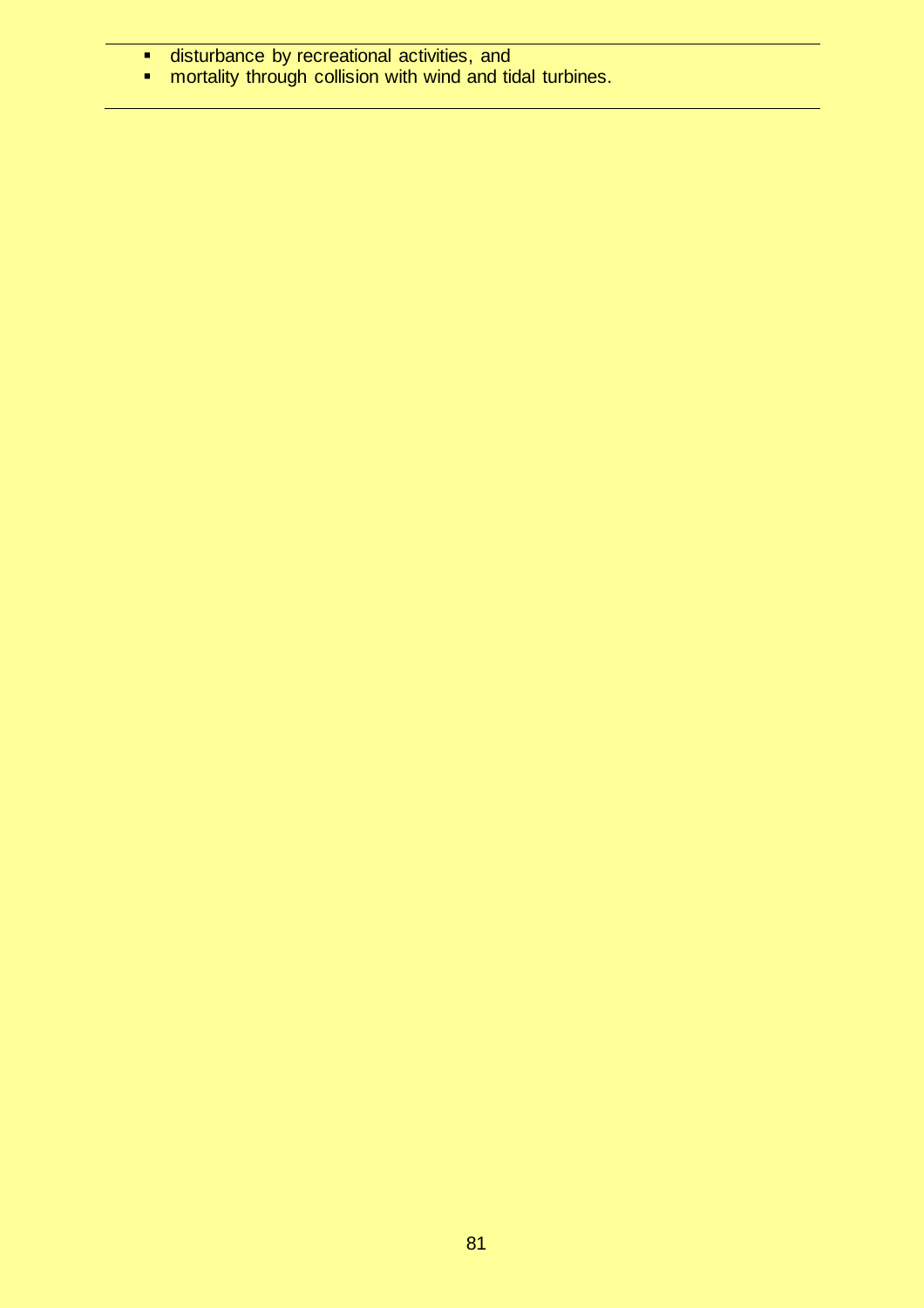- disturbance by recreational activities, and
- mortality through collision with wind and tidal turbines.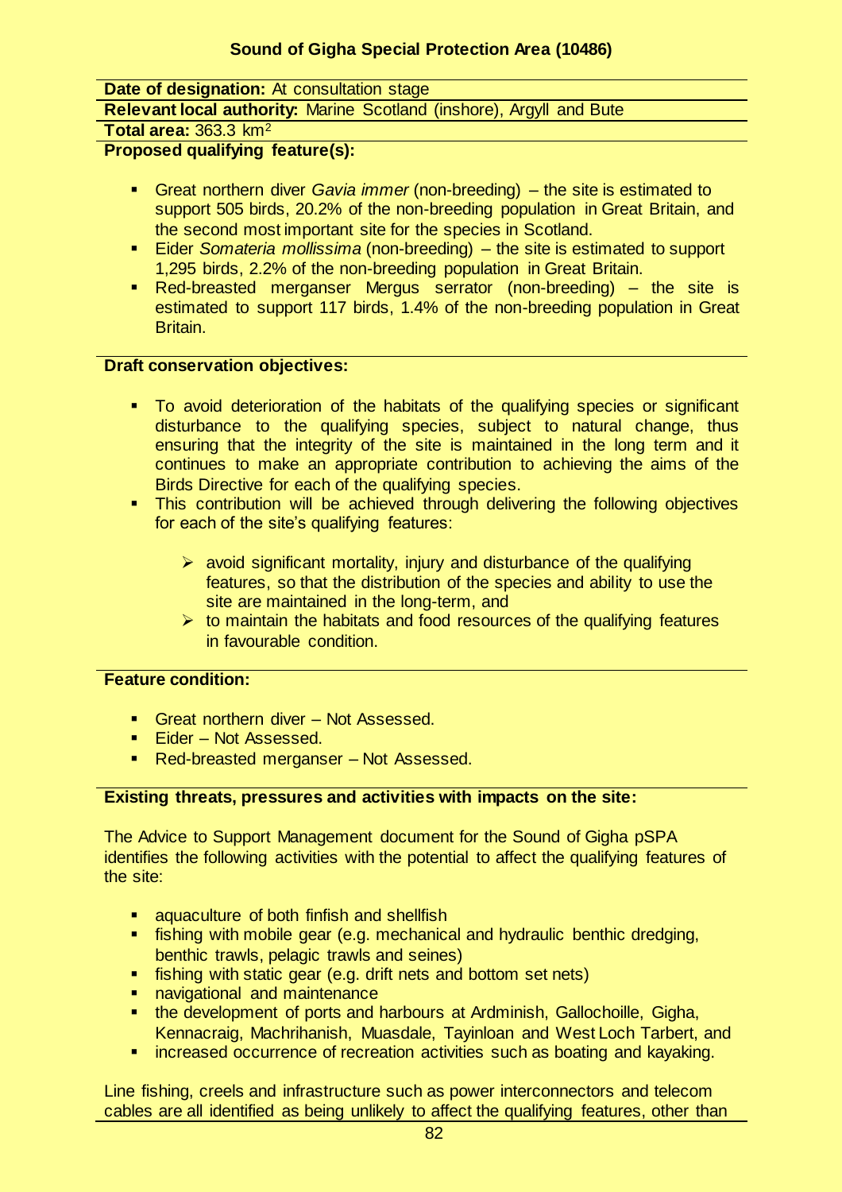## Sound of Gigha Special Protection Area (10486)

**Date of designation:** At consultation stage

**Relevant local authority:** Marine Scotland (inshore), Argyll and Bute

**Total area:** 363.3 km$^2$

**Proposed qualifying feature(s):**

- Great northern diver *Gavia immer* (non-breeding) – the site is estimated to support 505 birds, 20.2% of the non-breeding population in Great Britain, and the second most important site for the species in Scotland.
- Eider *Somateria mollissima* (non-breeding) – the site is estimated to support 1,295 birds, 2.2% of the non-breeding population in Great Britain.
- Red-breasted merganser Mergus serrator (non-breeding) – the site is estimated to support 117 birds, 1.4% of the non-breeding population in Great Britain.

**Draft conservation objectives:**

- To avoid deterioration of the habitats of the qualifying species or significant disturbance to the qualifying species, subject to natural change, thus ensuring that the integrity of the site is maintained in the long term and it continues to make an appropriate contribution to achieving the aims of the Birds Directive for each of the qualifying species.
- This contribution will be achieved through delivering the following objectives for each of the site's qualifying features:
  - avoid significant mortality, injury and disturbance of the qualifying features, so that the distribution of the species and ability to use the site are maintained in the long-term, and
  - to maintain the habitats and food resources of the qualifying features in favourable condition.

**Feature condition:**

- Great northern diver – Not Assessed.
- Eider – Not Assessed.
- Red-breasted merganser – Not Assessed.

**Existing threats, pressures and activities with impacts on the site:**

The Advice to Support Management document for the Sound of Gigha pSPA identifies the following activities with the potential to affect the qualifying features of the site:

- aquaculture of both finfish and shellfish
- fishing with mobile gear (e.g. mechanical and hydraulic benthic dredging, benthic trawls, pelagic trawls and seines)
- fishing with static gear (e.g. drift nets and bottom set nets)
- navigational and maintenance
- the development of ports and harbours at Ardminish, Gallochoille, Gigha, Kennacraig, Machrihanish, Muasdale, Tayinloan and West Loch Tarbert, and
- increased occurrence of recreation activities such as boating and kayaking.

Line fishing, creels and infrastructure such as power interconnectors and telecom cables are all identified as being unlikely to affect the qualifying features, other than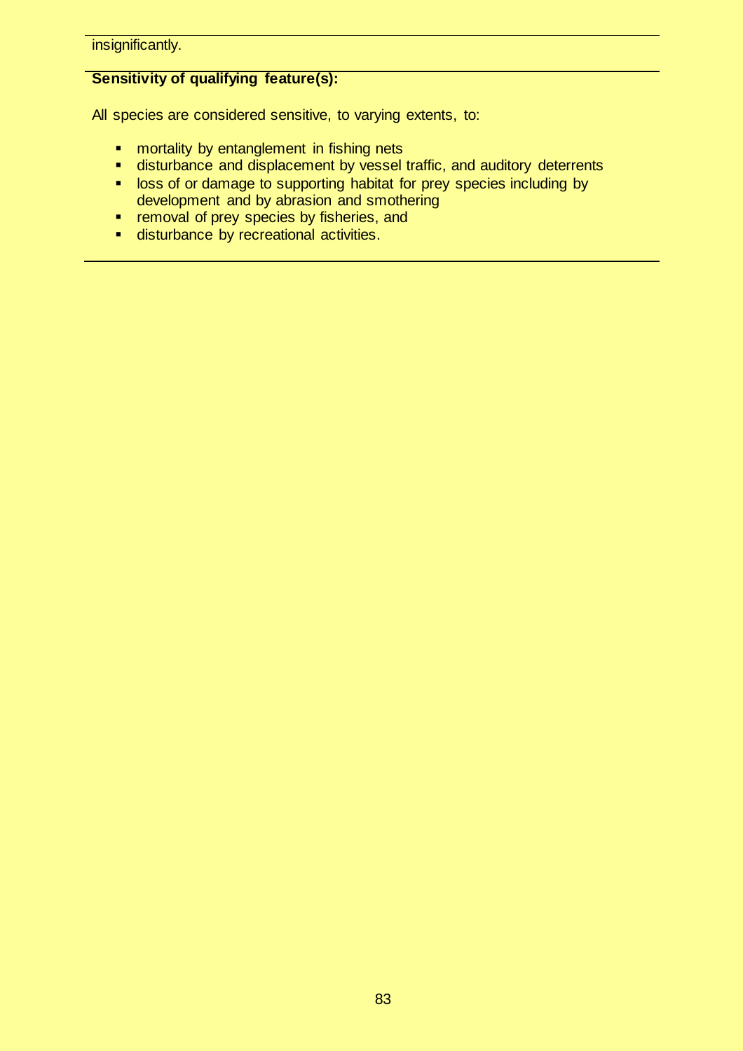insignificantly.

**Sensitivity of qualifying feature(s):**

All species are considered sensitive, to varying extents, to:

- mortality by entanglement in fishing nets
- disturbance and displacement by vessel traffic, and auditory deterrents
- loss of or damage to supporting habitat for prey species including by development and by abrasion and smothering
- removal of prey species by fisheries, and
- disturbance by recreational activities.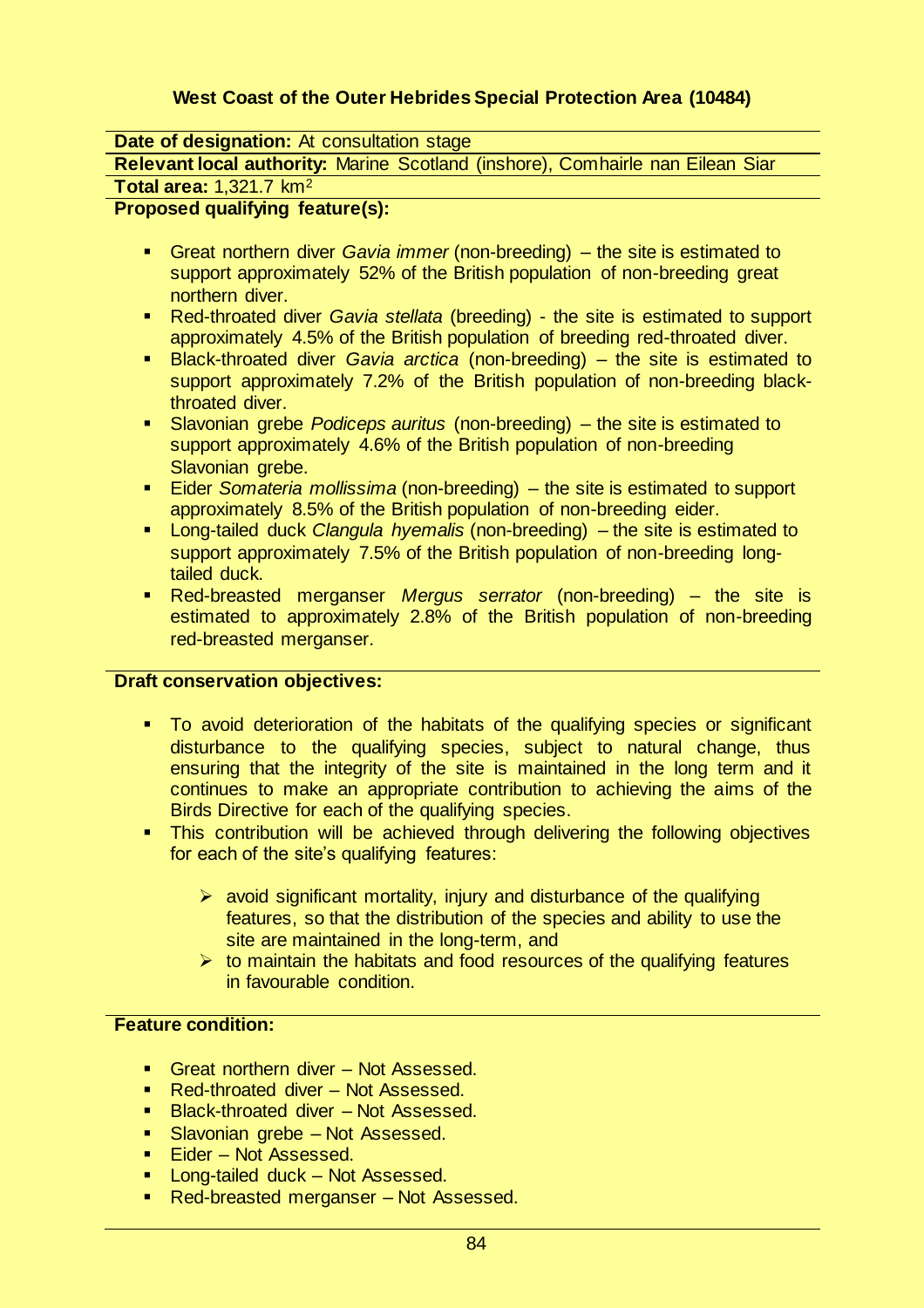### West Coast of the Outer Hebrides Special Protection Area (10484)

**Date of designation:** At consultation stage

**Relevant local authority:** Marine Scotland (inshore), Comhairle nan Eilean Siar

**Total area:** 1,321.7 km$^2$

**Proposed qualifying feature(s):**

- Great northern diver *Gavia immer* (non-breeding) – the site is estimated to support approximately 52% of the British population of non-breeding great northern diver.
- Red-throated diver *Gavia stellata* (breeding) - the site is estimated to support approximately 4.5% of the British population of breeding red-throated diver.
- Black-throated diver *Gavia arctica* (non-breeding) – the site is estimated to support approximately 7.2% of the British population of non-breeding black-throated diver.
- Slavonian grebe *Podiceps auritus* (non-breeding) – the site is estimated to support approximately 4.6% of the British population of non-breeding Slavonian grebe.
- Eider *Somateria mollissima* (non-breeding) – the site is estimated to support approximately 8.5% of the British population of non-breeding eider.
- Long-tailed duck *Clangula hyemalis* (non-breeding) – the site is estimated to support approximately 7.5% of the British population of non-breeding long-tailed duck.
- Red-breasted merganser *Mergus serrator* (non-breeding) – the site is estimated to approximately 2.8% of the British population of non-breeding red-breasted merganser.

**Draft conservation objectives:**

- To avoid deterioration of the habitats of the qualifying species or significant disturbance to the qualifying species, subject to natural change, thus ensuring that the integrity of the site is maintained in the long term and it continues to make an appropriate contribution to achieving the aims of the Birds Directive for each of the qualifying species.
- This contribution will be achieved through delivering the following objectives for each of the site's qualifying features:
  - avoid significant mortality, injury and disturbance of the qualifying features, so that the distribution of the species and ability to use the site are maintained in the long-term, and
  - to maintain the habitats and food resources of the qualifying features in favourable condition.

**Feature condition:**

- Great northern diver – Not Assessed.
- Red-throated diver – Not Assessed.
- Black-throated diver – Not Assessed.
- Slavonian grebe – Not Assessed.
- Eider – Not Assessed.
- Long-tailed duck – Not Assessed.
- Red-breasted merganser – Not Assessed.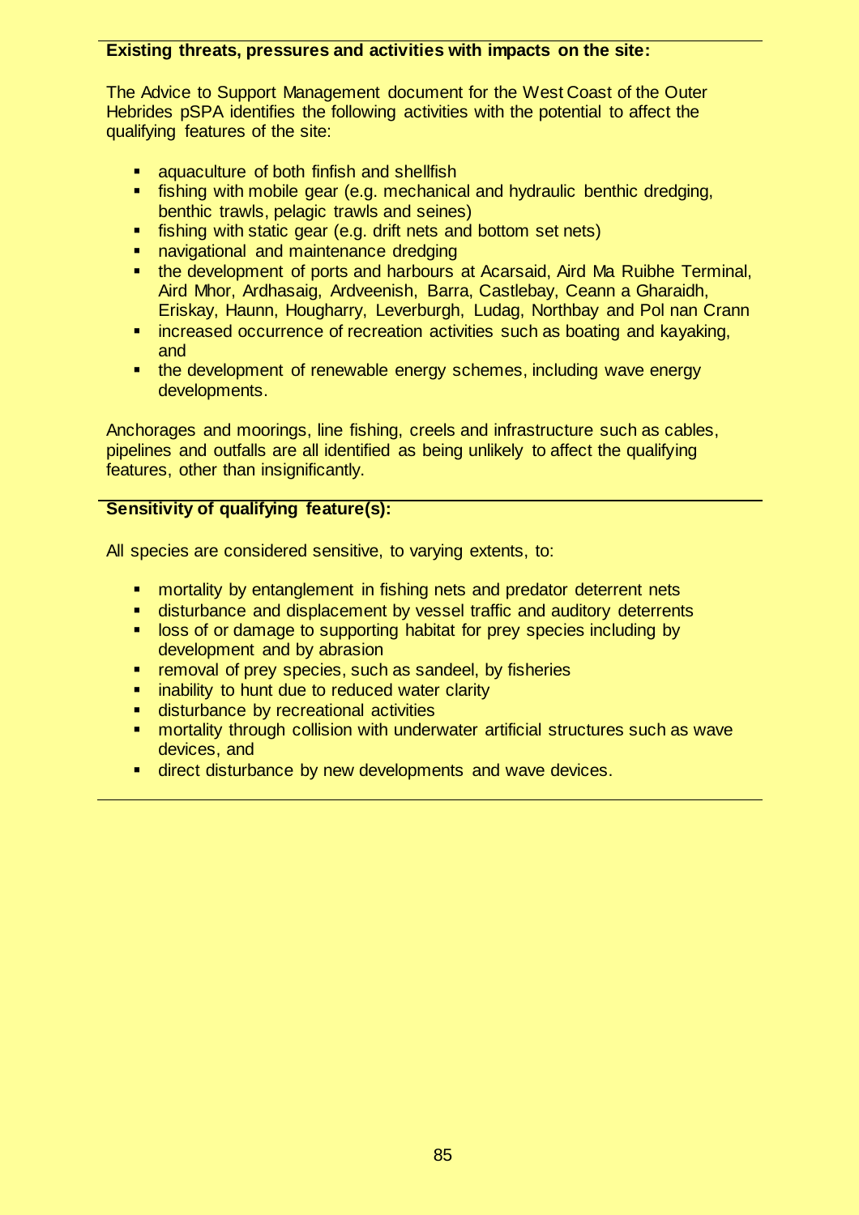**Existing threats, pressures and activities with impacts on the site:**

The Advice to Support Management document for the West Coast of the Outer Hebrides pSPA identifies the following activities with the potential to affect the qualifying features of the site:

- aquaculture of both finfish and shellfish
- fishing with mobile gear (e.g. mechanical and hydraulic benthic dredging, benthic trawls, pelagic trawls and seines)
- fishing with static gear (e.g. drift nets and bottom set nets)
- navigational and maintenance dredging
- the development of ports and harbours at Acarsaid, Aird Ma Ruibhe Terminal, Aird Mhor, Ardhasaig, Ardveenish, Barra, Castlebay, Ceann a Gharaidh, Eriskay, Haunn, Hougharry, Leverburgh, Ludag, Northbay and Pol nan Crann
- increased occurrence of recreation activities such as boating and kayaking, and
- the development of renewable energy schemes, including wave energy developments.

Anchorages and moorings, line fishing, creels and infrastructure such as cables, pipelines and outfalls are all identified as being unlikely to affect the qualifying features, other than insignificantly.

**Sensitivity of qualifying feature(s):**

All species are considered sensitive, to varying extents, to:

- mortality by entanglement in fishing nets and predator deterrent nets
- disturbance and displacement by vessel traffic and auditory deterrents
- loss of or damage to supporting habitat for prey species including by development and by abrasion
- removal of prey species, such as sandeel, by fisheries
- inability to hunt due to reduced water clarity
- disturbance by recreational activities
- mortality through collision with underwater artificial structures such as wave devices, and
- direct disturbance by new developments and wave devices.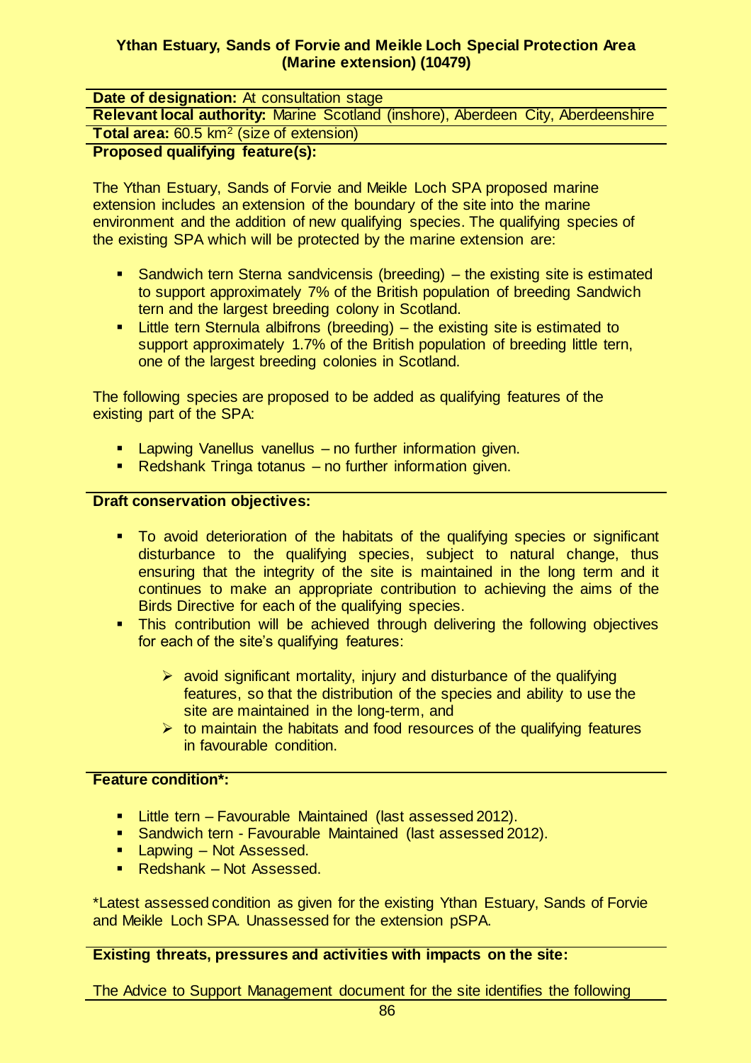## Ythan Estuary, Sands of Forvie and Meikle Loch Special Protection Area (Marine extension) (10479)

**Date of designation:** At consultation stage

**Relevant local authority:** Marine Scotland (inshore), Aberdeen City, Aberdeenshire

**Total area:** 60.5 km$^2$ (size of extension)

**Proposed qualifying feature(s):**

The Ythan Estuary, Sands of Forvie and Meikle Loch SPA proposed marine extension includes an extension of the boundary of the site into the marine environment and the addition of new qualifying species. The qualifying species of the existing SPA which will be protected by the marine extension are:

- Sandwich tern Sterna sandvicensis (breeding) – the existing site is estimated to support approximately 7% of the British population of breeding Sandwich tern and the largest breeding colony in Scotland.
- Little tern Sternula albifrons (breeding) – the existing site is estimated to support approximately 1.7% of the British population of breeding little tern, one of the largest breeding colonies in Scotland.

The following species are proposed to be added as qualifying features of the existing part of the SPA:

- Lapwing Vanellus vanellus – no further information given.
- Redshank Tringa totanus – no further information given.

**Draft conservation objectives:**

- To avoid deterioration of the habitats of the qualifying species or significant disturbance to the qualifying species, subject to natural change, thus ensuring that the integrity of the site is maintained in the long term and it continues to make an appropriate contribution to achieving the aims of the Birds Directive for each of the qualifying species.
- This contribution will be achieved through delivering the following objectives for each of the site's qualifying features:
  - avoid significant mortality, injury and disturbance of the qualifying features, so that the distribution of the species and ability to use the site are maintained in the long-term, and
  - to maintain the habitats and food resources of the qualifying features in favourable condition.

**Feature condition*:**

- Little tern – Favourable Maintained (last assessed 2012).
- Sandwich tern - Favourable Maintained (last assessed 2012).
- Lapwing – Not Assessed.
- Redshank – Not Assessed.

*Latest assessed condition as given for the existing Ythan Estuary, Sands of Forvie and Meikle Loch SPA. Unassessed for the extension pSPA.

**Existing threats, pressures and activities with impacts on the site:**

The Advice to Support Management document for the site identifies the following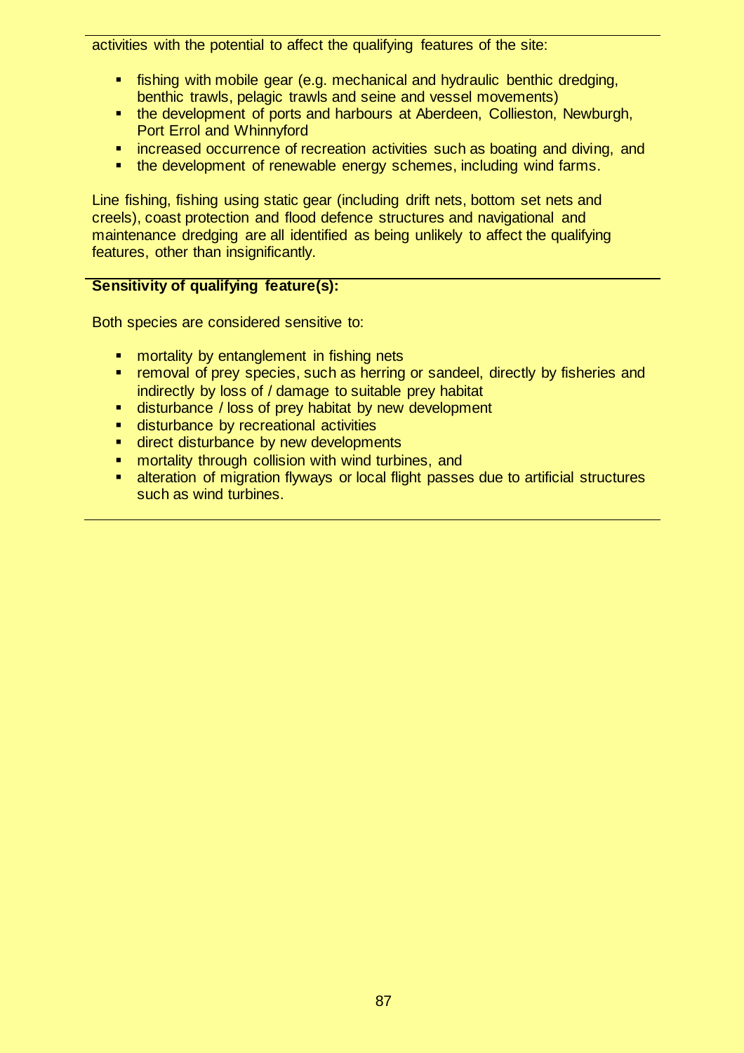activities with the potential to affect the qualifying features of the site:

- fishing with mobile gear (e.g. mechanical and hydraulic benthic dredging, benthic trawls, pelagic trawls and seine and vessel movements)
- the development of ports and harbours at Aberdeen, Collieston, Newburgh, Port Errol and Whinnyford
- increased occurrence of recreation activities such as boating and diving, and
- the development of renewable energy schemes, including wind farms.

Line fishing, fishing using static gear (including drift nets, bottom set nets and creels), coast protection and flood defence structures and navigational and maintenance dredging are all identified as being unlikely to affect the qualifying features, other than insignificantly.

**Sensitivity of qualifying feature(s):**

Both species are considered sensitive to:

- mortality by entanglement in fishing nets
- removal of prey species, such as herring or sandeel, directly by fisheries and indirectly by loss of / damage to suitable prey habitat
- disturbance / loss of prey habitat by new development
- disturbance by recreational activities
- direct disturbance by new developments
- mortality through collision with wind turbines, and
- alteration of migration flyways or local flight passes due to artificial structures such as wind turbines.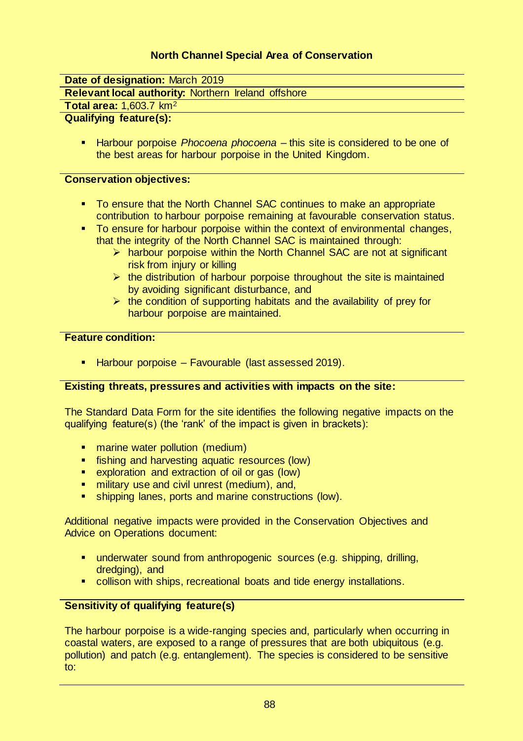### North Channel Special Area of Conservation

**Date of designation:** March 2019

**Relevant local authority:** Northern Ireland offshore

**Total area:** 1,603.7 km$^2$

**Qualifying feature(s):**

- Harbour porpoise *Phocoena phocoena* – this site is considered to be one of the best areas for harbour porpoise in the United Kingdom.

**Conservation objectives:**

- To ensure that the North Channel SAC continues to make an appropriate contribution to harbour porpoise remaining at favourable conservation status.
- To ensure for harbour porpoise within the context of environmental changes, that the integrity of the North Channel SAC is maintained through:
  - harbour porpoise within the North Channel SAC are not at significant risk from injury or killing
  - the distribution of harbour porpoise throughout the site is maintained by avoiding significant disturbance, and
  - the condition of supporting habitats and the availability of prey for harbour porpoise are maintained.

**Feature condition:**

- Harbour porpoise – Favourable (last assessed 2019).

**Existing threats, pressures and activities with impacts on the site:**

The Standard Data Form for the site identifies the following negative impacts on the qualifying feature(s) (the 'rank' of the impact is given in brackets):

- marine water pollution (medium)
- fishing and harvesting aquatic resources (low)
- exploration and extraction of oil or gas (low)
- military use and civil unrest (medium), and,
- shipping lanes, ports and marine constructions (low).

Additional negative impacts were provided in the Conservation Objectives and Advice on Operations document:

- underwater sound from anthropogenic sources (e.g. shipping, drilling, dredging), and
- collison with ships, recreational boats and tide energy installations.

**Sensitivity of qualifying feature(s)**

The harbour porpoise is a wide-ranging species and, particularly when occurring in coastal waters, are exposed to a range of pressures that are both ubiquitous (e.g. pollution) and patch (e.g. entanglement). The species is considered to be sensitive to: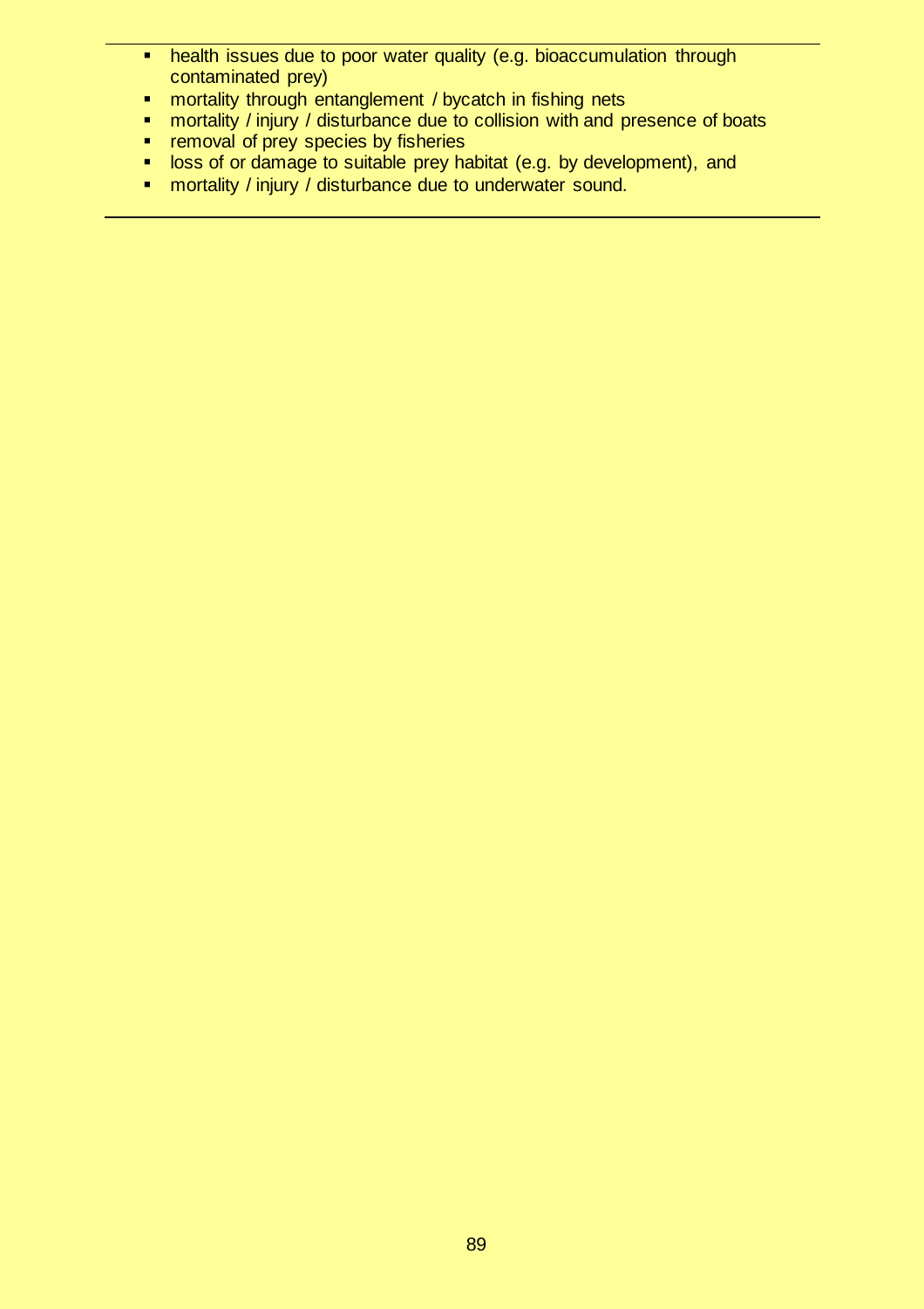- health issues due to poor water quality (e.g. bioaccumulation through contaminated prey)
- mortality through entanglement / bycatch in fishing nets
- mortality / injury / disturbance due to collision with and presence of boats
- removal of prey species by fisheries
- loss of or damage to suitable prey habitat (e.g. by development), and
- mortality / injury / disturbance due to underwater sound.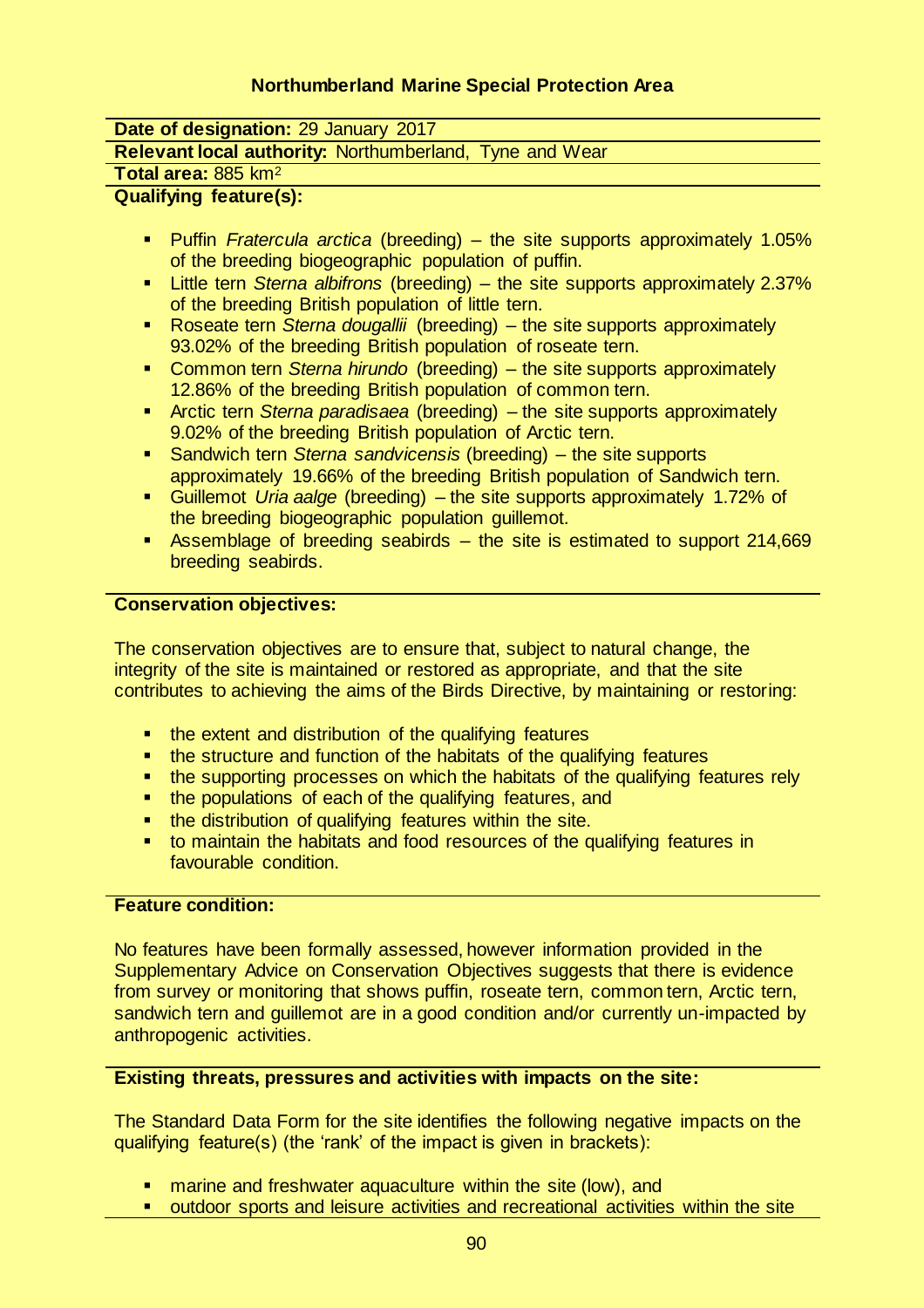## Northumberland Marine Special Protection Area

**Date of designation:** 29 January 2017

**Relevant local authority:** Northumberland, Tyne and Wear

**Total area:** 885 km$^2$

**Qualifying feature(s):**

- Puffin *Fratercula arctica* (breeding) – the site supports approximately 1.05% of the breeding biogeographic population of puffin.
- Little tern *Sterna albifrons* (breeding) – the site supports approximately 2.37% of the breeding British population of little tern.
- Roseate tern *Sterna dougallii* (breeding) – the site supports approximately 93.02% of the breeding British population of roseate tern.
- Common tern *Sterna hirundo* (breeding) – the site supports approximately 12.86% of the breeding British population of common tern.
- Arctic tern *Sterna paradisaea* (breeding) – the site supports approximately 9.02% of the breeding British population of Arctic tern.
- Sandwich tern *Sterna sandvicensis* (breeding) – the site supports approximately 19.66% of the breeding British population of Sandwich tern.
- Guillemot *Uria aalge* (breeding) – the site supports approximately 1.72% of the breeding biogeographic population guillemot.
- Assemblage of breeding seabirds – the site is estimated to support 214,669 breeding seabirds.

**Conservation objectives:**

The conservation objectives are to ensure that, subject to natural change, the integrity of the site is maintained or restored as appropriate, and that the site contributes to achieving the aims of the Birds Directive, by maintaining or restoring:

- the extent and distribution of the qualifying features
- the structure and function of the habitats of the qualifying features
- the supporting processes on which the habitats of the qualifying features rely
- the populations of each of the qualifying features, and
- the distribution of qualifying features within the site.
- to maintain the habitats and food resources of the qualifying features in favourable condition.

**Feature condition:**

No features have been formally assessed, however information provided in the Supplementary Advice on Conservation Objectives suggests that there is evidence from survey or monitoring that shows puffin, roseate tern, common tern, Arctic tern, sandwich tern and guillemot are in a good condition and/or currently un-impacted by anthropogenic activities.

**Existing threats, pressures and activities with impacts on the site:**

The Standard Data Form for the site identifies the following negative impacts on the qualifying feature(s) (the 'rank' of the impact is given in brackets):

- marine and freshwater aquaculture within the site (low), and
- outdoor sports and leisure activities and recreational activities within the site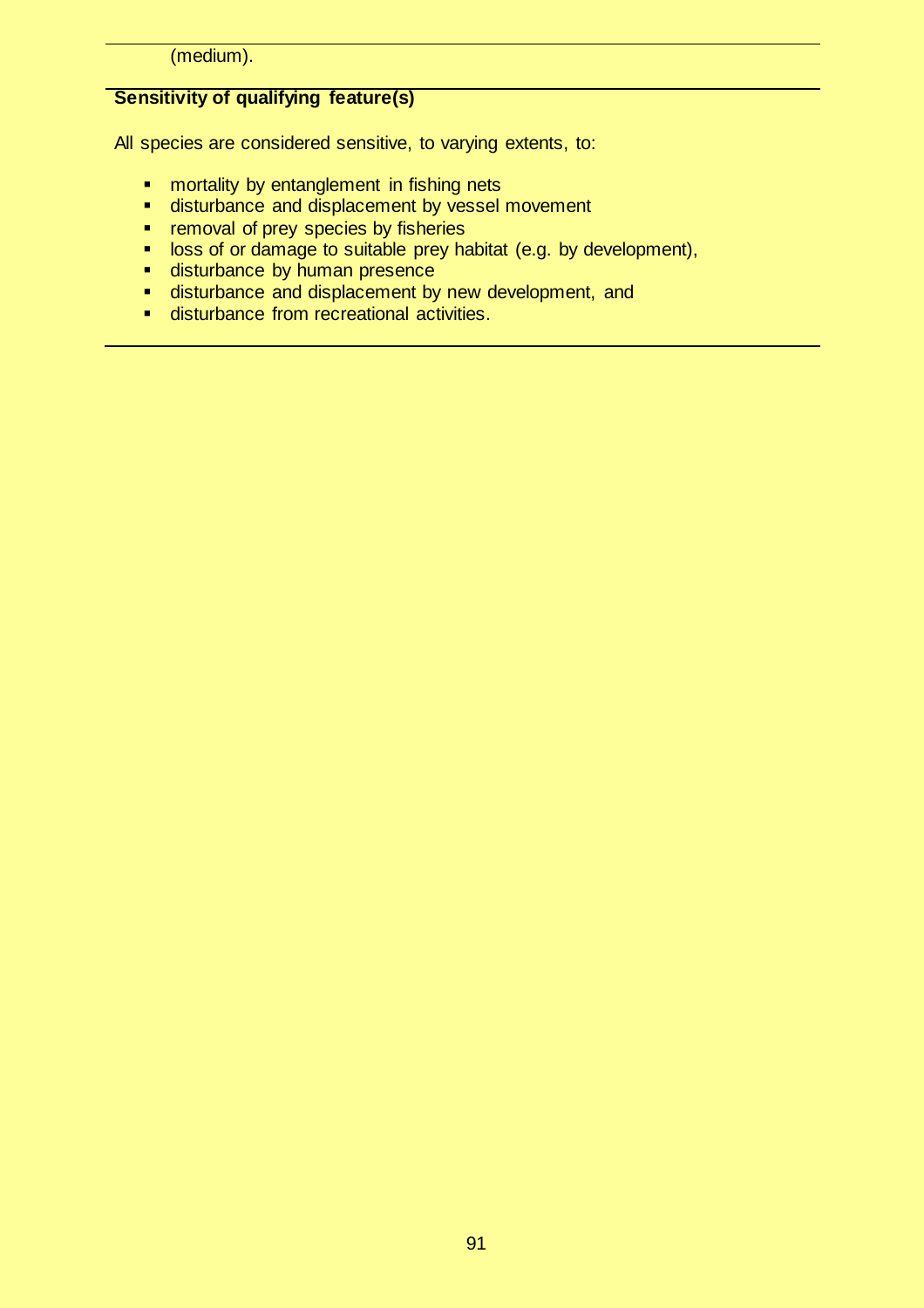(medium).

**Sensitivity of qualifying feature(s)**

All species are considered sensitive, to varying extents, to:

- mortality by entanglement in fishing nets
- disturbance and displacement by vessel movement
- removal of prey species by fisheries
- loss of or damage to suitable prey habitat (e.g. by development),
- disturbance by human presence
- disturbance and displacement by new development, and
- disturbance from recreational activities.